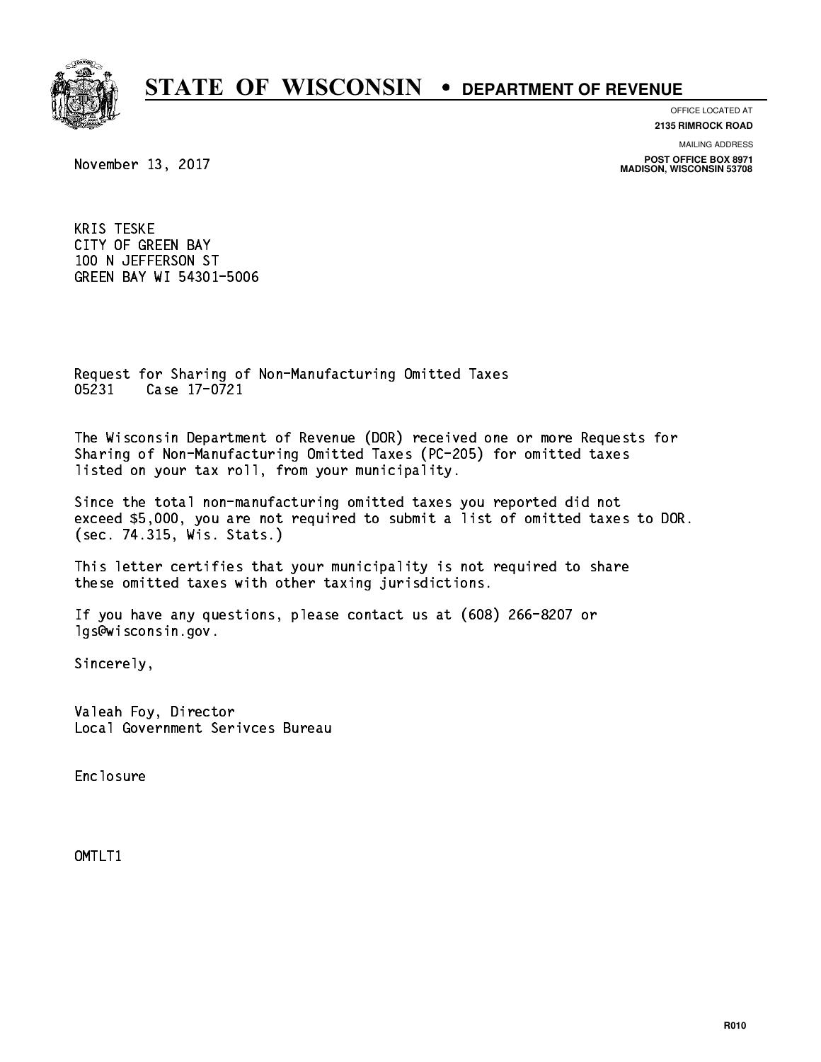# STATE OF WISCONSIN • DEPARTMENT OF REVENUE

OFFICE LOCATED AT
**2135 RIMROCK ROAD**

MAILING ADDRESS
**POST OFFICE BOX 8971**
**MADISON, WISCONSIN 53708**

November 13, 2017

KRIS TESKE
CITY OF GREEN BAY
100 N JEFFERSON ST
GREEN BAY WI 54301-5006

Request for Sharing of Non-Manufacturing Omitted Taxes
05231 Case 17-0721

The Wisconsin Department of Revenue (DOR) received one or more Requests for Sharing of Non-Manufacturing Omitted Taxes (PC-205) for omitted taxes listed on your tax roll, from your municipality.

Since the total non-manufacturing omitted taxes you reported did not exceed $5,000, you are not required to submit a list of omitted taxes to DOR. (sec. 74.315, Wis. Stats.)

This letter certifies that your municipality is not required to share these omitted taxes with other taxing jurisdictions.

If you have any questions, please contact us at (608) 266-8207 or lgs@wisconsin.gov.

Sincerely,

Valeah Foy, Director
Local Government Serivces Bureau

Enclosure

OMTLT1

R010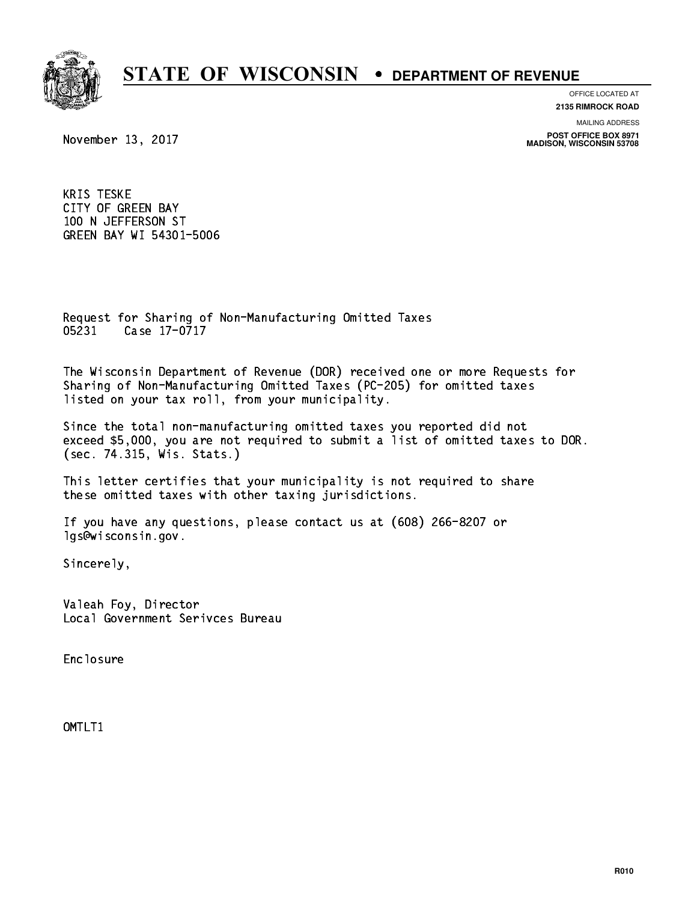# STATE OF WISCONSIN • DEPARTMENT OF REVENUE

OFFICE LOCATED AT
**2135 RIMROCK ROAD**

MAILING ADDRESS
**POST OFFICE BOX 8971**
**MADISON, WISCONSIN 53708**

November 13, 2017

KRIS TESKE
CITY OF GREEN BAY
100 N JEFFERSON ST
GREEN BAY WI 54301-5006

Request for Sharing of Non-Manufacturing Omitted Taxes
05231 Case 17-0717

The Wisconsin Department of Revenue (DOR) received one or more Requests for Sharing of Non-Manufacturing Omitted Taxes (PC-205) for omitted taxes listed on your tax roll, from your municipality.

Since the total non-manufacturing omitted taxes you reported did not exceed $5,000, you are not required to submit a list of omitted taxes to DOR. (sec. 74.315, Wis. Stats.)

This letter certifies that your municipality is not required to share these omitted taxes with other taxing jurisdictions.

If you have any questions, please contact us at (608) 266-8207 or lgs@wisconsin.gov.

Sincerely,

Valeah Foy, Director
Local Government Serivces Bureau

Enclosure

OMTLT1

R010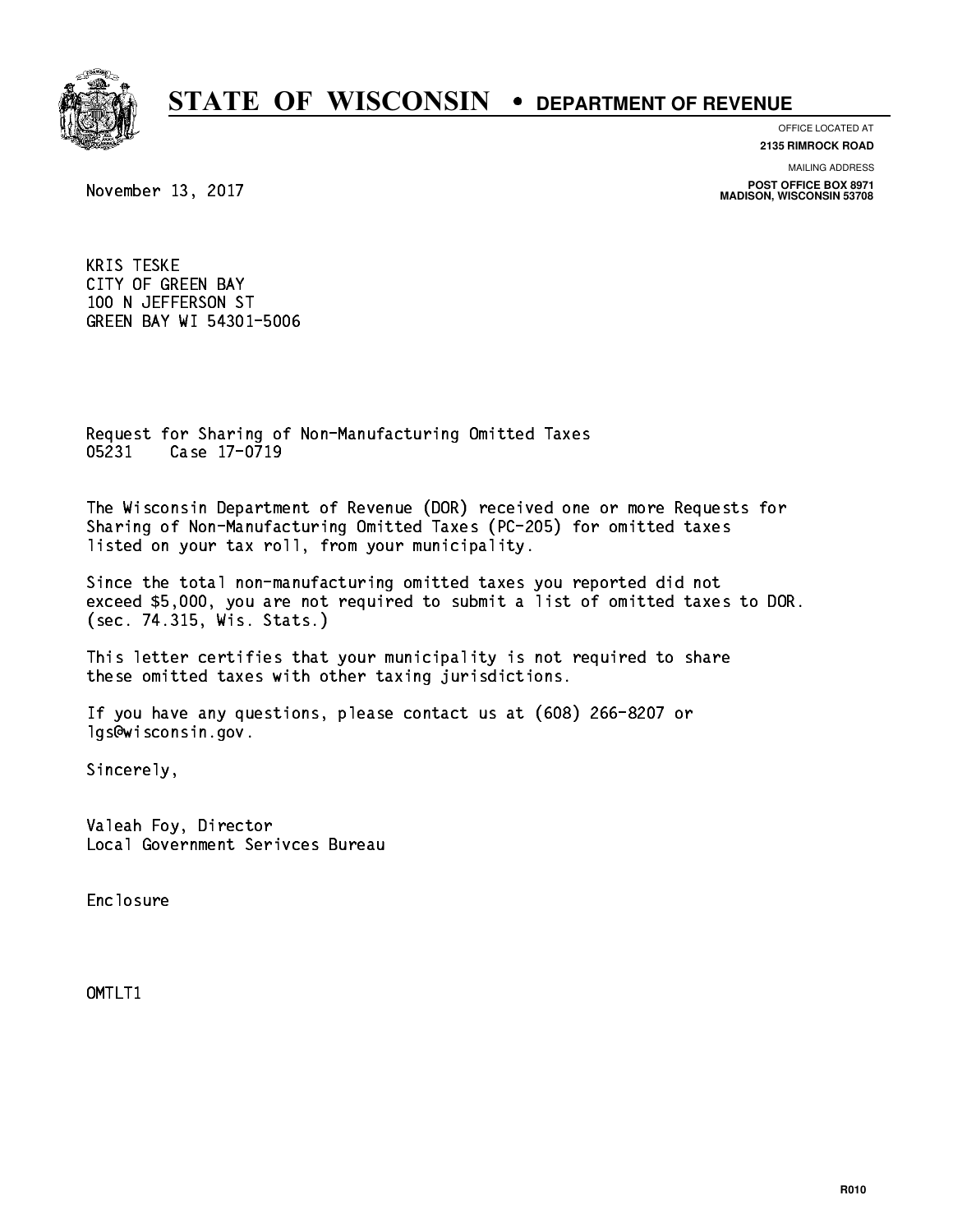# STATE OF WISCONSIN • DEPARTMENT OF REVENUE

OFFICE LOCATED AT
**2135 RIMROCK ROAD**

MAILING ADDRESS
**POST OFFICE BOX 8971**
**MADISON, WISCONSIN 53708**

November 13, 2017

KRIS TESKE
CITY OF GREEN BAY
100 N JEFFERSON ST
GREEN BAY WI 54301-5006

Request for Sharing of Non-Manufacturing Omitted Taxes
05231    Case 17-0719

The Wisconsin Department of Revenue (DOR) received one or more Requests for Sharing of Non-Manufacturing Omitted Taxes (PC-205) for omitted taxes listed on your tax roll, from your municipality.

Since the total non-manufacturing omitted taxes you reported did not exceed $5,000, you are not required to submit a list of omitted taxes to DOR. (sec. 74.315, Wis. Stats.)

This letter certifies that your municipality is not required to share these omitted taxes with other taxing jurisdictions.

If you have any questions, please contact us at (608) 266-8207 or lgs@wisconsin.gov.

Sincerely,

Valeah Foy, Director
Local Government Serivces Bureau

Enclosure

OMTLT1

R010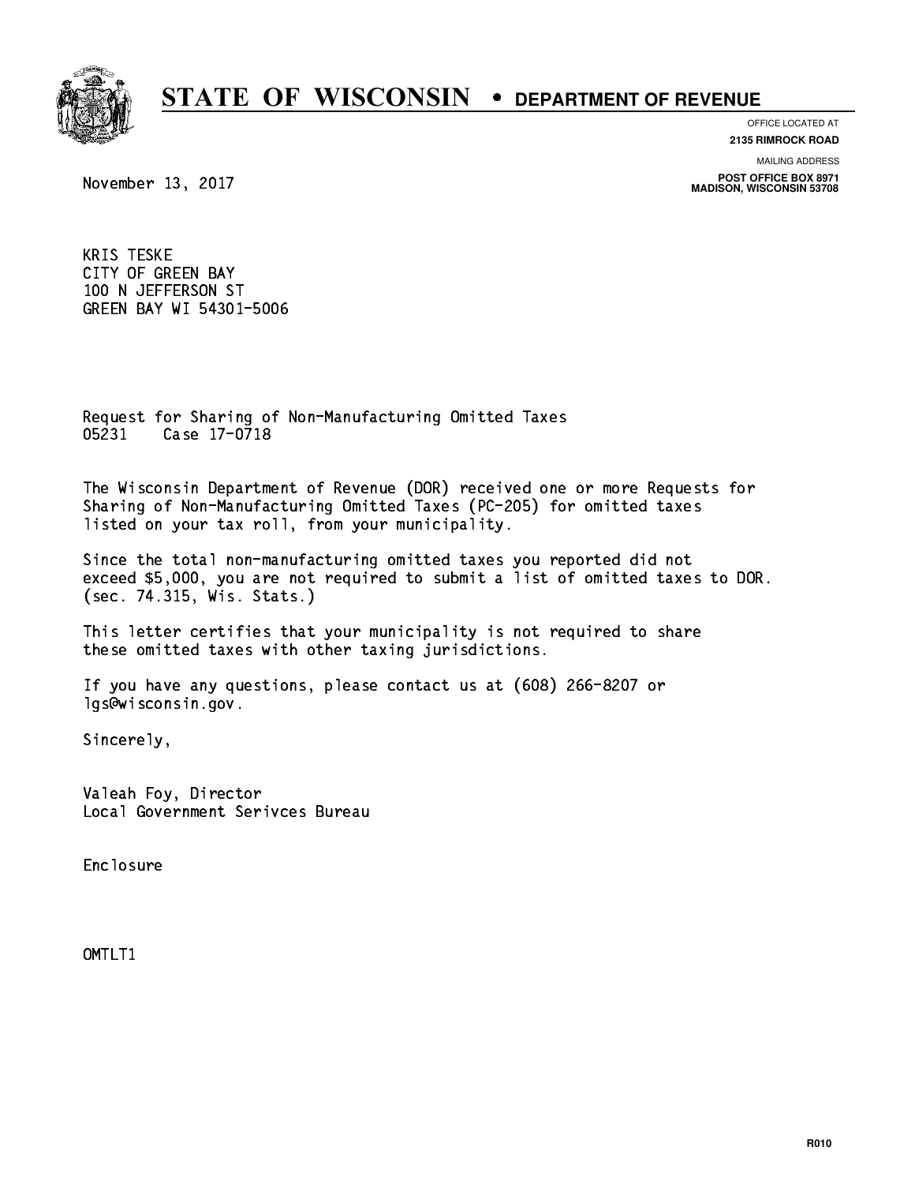# STATE OF WISCONSIN • DEPARTMENT OF REVENUE

OFFICE LOCATED AT
**2135 RIMROCK ROAD**

MAILING ADDRESS
**POST OFFICE BOX 8971**
**MADISON, WISCONSIN 53708**

November 13, 2017

KRIS TESKE
CITY OF GREEN BAY
100 N JEFFERSON ST
GREEN BAY WI 54301-5006

Request for Sharing of Non-Manufacturing Omitted Taxes
05231    Case 17-0718

The Wisconsin Department of Revenue (DOR) received one or more Requests for Sharing of Non-Manufacturing Omitted Taxes (PC-205) for omitted taxes listed on your tax roll, from your municipality.

Since the total non-manufacturing omitted taxes you reported did not exceed $5,000, you are not required to submit a list of omitted taxes to DOR. (sec. 74.315, Wis. Stats.)

This letter certifies that your municipality is not required to share these omitted taxes with other taxing jurisdictions.

If you have any questions, please contact us at (608) 266-8207 or lgs@wisconsin.gov.

Sincerely,

Valeah Foy, Director
Local Government Serivces Bureau

Enclosure

OMTLT1

R010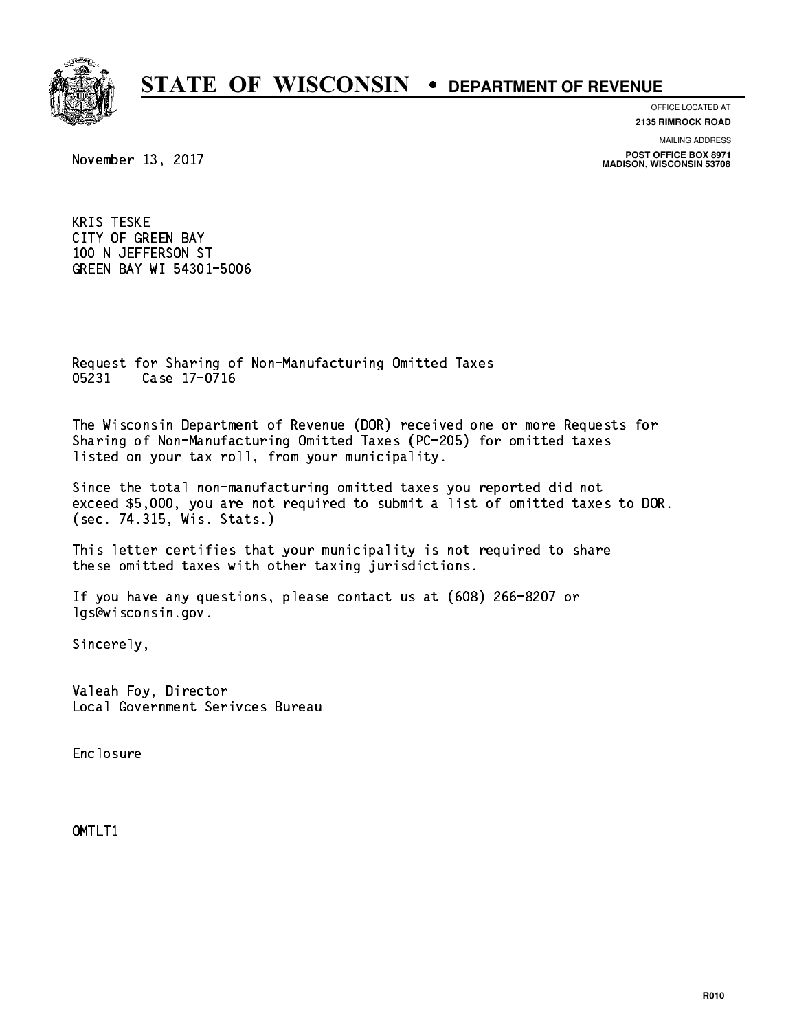# STATE OF WISCONSIN • DEPARTMENT OF REVENUE

OFFICE LOCATED AT
**2135 RIMROCK ROAD**

MAILING ADDRESS
**POST OFFICE BOX 8971**
**MADISON, WISCONSIN 53708**

November 13, 2017

KRIS TESKE
CITY OF GREEN BAY
100 N JEFFERSON ST
GREEN BAY WI 54301-5006

Request for Sharing of Non-Manufacturing Omitted Taxes
05231    Case 17-0716

The Wisconsin Department of Revenue (DOR) received one or more Requests for Sharing of Non-Manufacturing Omitted Taxes (PC-205) for omitted taxes listed on your tax roll, from your municipality.

Since the total non-manufacturing omitted taxes you reported did not exceed $5,000, you are not required to submit a list of omitted taxes to DOR. (sec. 74.315, Wis. Stats.)

This letter certifies that your municipality is not required to share these omitted taxes with other taxing jurisdictions.

If you have any questions, please contact us at (608) 266-8207 or lgs@wisconsin.gov.

Sincerely,

Valeah Foy, Director
Local Government Serivces Bureau

Enclosure

OMTLT1

R010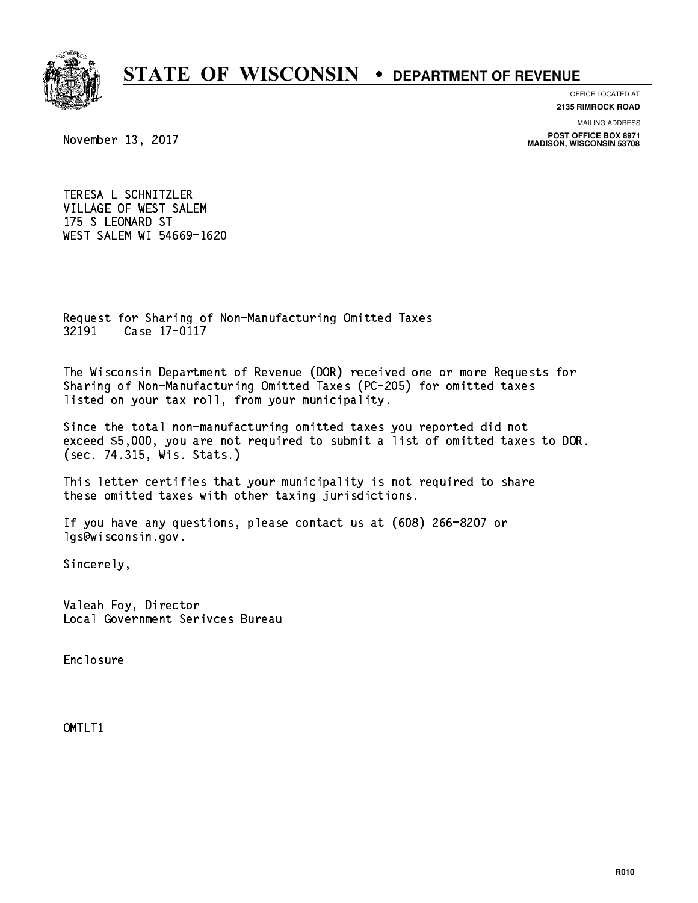# STATE OF WISCONSIN • DEPARTMENT OF REVENUE

OFFICE LOCATED AT
**2135 RIMROCK ROAD**

MAILING ADDRESS
**POST OFFICE BOX 8971**
**MADISON, WISCONSIN 53708**

November 13, 2017

TERESA L SCHNITZLER
VILLAGE OF WEST SALEM
175 S LEONARD ST
WEST SALEM WI 54669-1620

Request for Sharing of Non-Manufacturing Omitted Taxes
32191 Case 17-0117

The Wisconsin Department of Revenue (DOR) received one or more Requests for Sharing of Non-Manufacturing Omitted Taxes (PC-205) for omitted taxes listed on your tax roll, from your municipality.

Since the total non-manufacturing omitted taxes you reported did not exceed $5,000, you are not required to submit a list of omitted taxes to DOR. (sec. 74.315, Wis. Stats.)

This letter certifies that your municipality is not required to share these omitted taxes with other taxing jurisdictions.

If you have any questions, please contact us at (608) 266-8207 or lgs@wisconsin.gov.

Sincerely,

Valeah Foy, Director
Local Government Serivces Bureau

Enclosure

OMTLT1

R010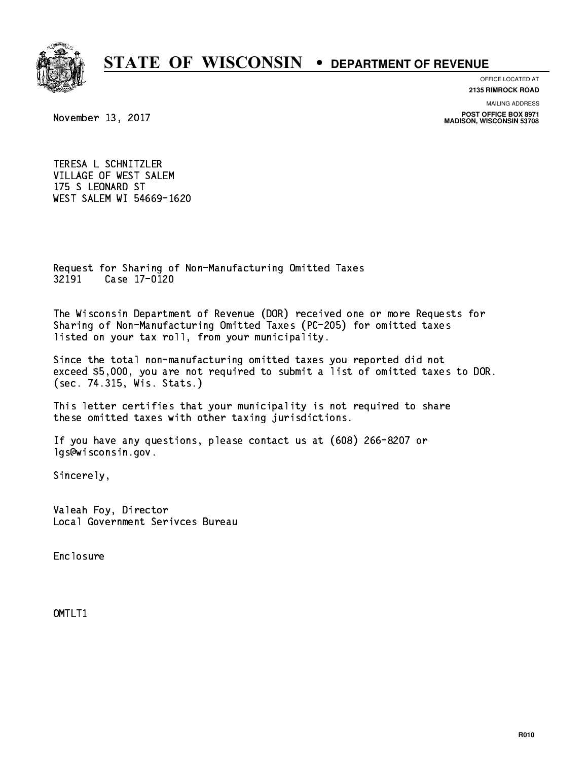# STATE OF WISCONSIN • DEPARTMENT OF REVENUE

OFFICE LOCATED AT
**2135 RIMROCK ROAD**

MAILING ADDRESS
**POST OFFICE BOX 8971**
**MADISON, WISCONSIN 53708**

November 13, 2017

TERESA L SCHNITZLER
VILLAGE OF WEST SALEM
175 S LEONARD ST
WEST SALEM WI 54669-1620

Request for Sharing of Non-Manufacturing Omitted Taxes
32191 Case 17-0120

The Wisconsin Department of Revenue (DOR) received one or more Requests for Sharing of Non-Manufacturing Omitted Taxes (PC-205) for omitted taxes listed on your tax roll, from your municipality.

Since the total non-manufacturing omitted taxes you reported did not exceed $5,000, you are not required to submit a list of omitted taxes to DOR. (sec. 74.315, Wis. Stats.)

This letter certifies that your municipality is not required to share these omitted taxes with other taxing jurisdictions.

If you have any questions, please contact us at (608) 266-8207 or lgs@wisconsin.gov.

Sincerely,

Valeah Foy, Director
Local Government Serivces Bureau

Enclosure

OMTLT1

R010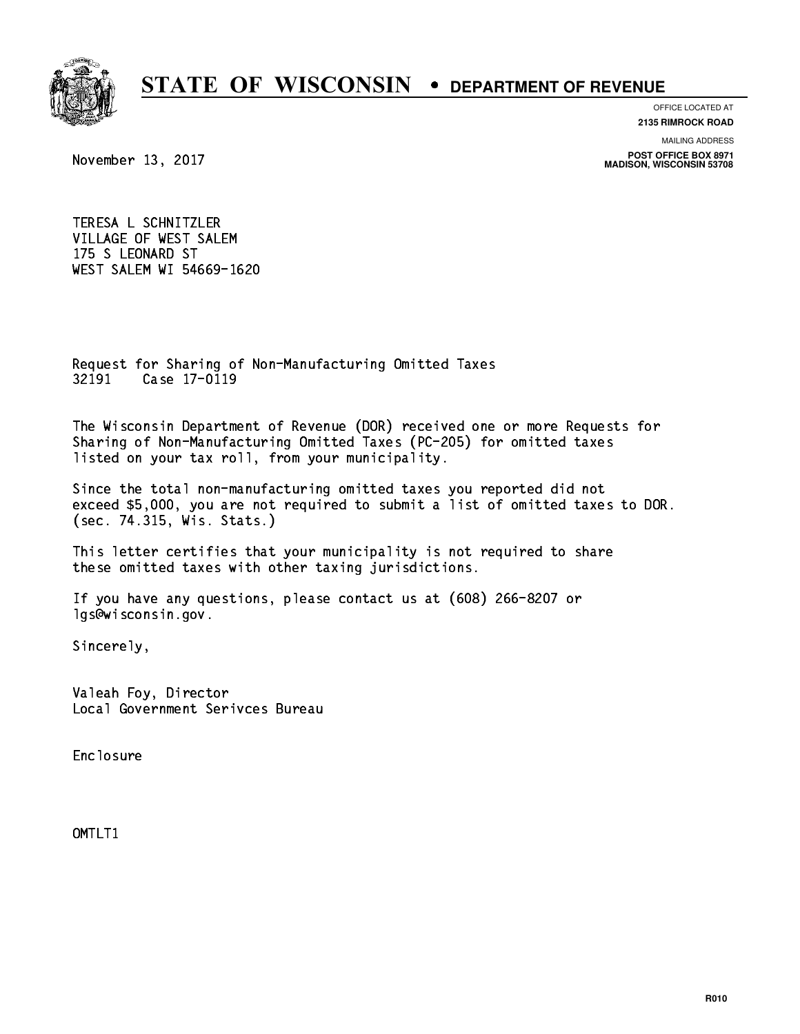# STATE OF WISCONSIN • DEPARTMENT OF REVENUE

OFFICE LOCATED AT
**2135 RIMROCK ROAD**

MAILING ADDRESS
**POST OFFICE BOX 8971**
**MADISON, WISCONSIN 53708**

November 13, 2017

TERESA L SCHNITZLER
VILLAGE OF WEST SALEM
175 S LEONARD ST
WEST SALEM WI 54669-1620

Request for Sharing of Non-Manufacturing Omitted Taxes
32191    Case 17-0119

The Wisconsin Department of Revenue (DOR) received one or more Requests for Sharing of Non-Manufacturing Omitted Taxes (PC-205) for omitted taxes listed on your tax roll, from your municipality.

Since the total non-manufacturing omitted taxes you reported did not exceed $5,000, you are not required to submit a list of omitted taxes to DOR. (sec. 74.315, Wis. Stats.)

This letter certifies that your municipality is not required to share these omitted taxes with other taxing jurisdictions.

If you have any questions, please contact us at (608) 266-8207 or lgs@wisconsin.gov.

Sincerely,

Valeah Foy, Director
Local Government Serivces Bureau

Enclosure

OMTLT1

R010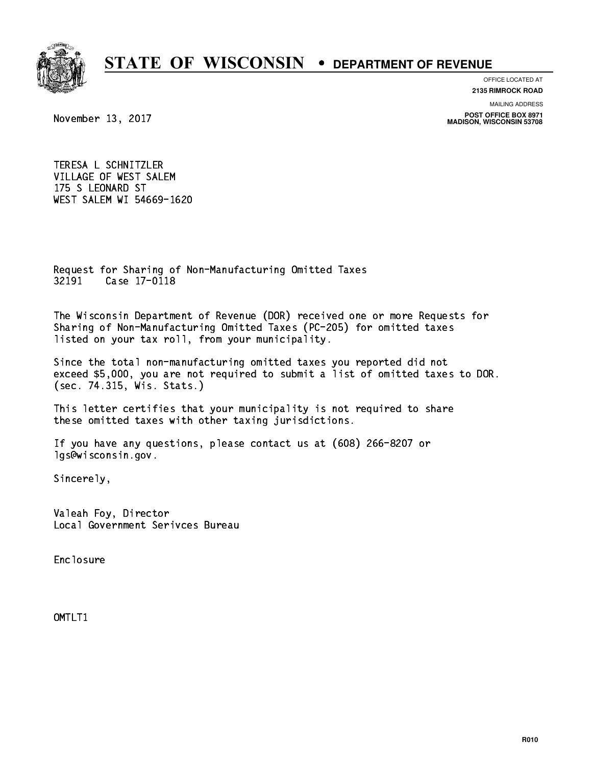# STATE OF WISCONSIN • DEPARTMENT OF REVENUE

OFFICE LOCATED AT
**2135 RIMROCK ROAD**

MAILING ADDRESS
**POST OFFICE BOX 8971**
**MADISON, WISCONSIN 53708**

November 13, 2017

TERESA L SCHNITZLER
VILLAGE OF WEST SALEM
175 S LEONARD ST
WEST SALEM WI 54669-1620

Request for Sharing of Non-Manufacturing Omitted Taxes
32191 Case 17-0118

The Wisconsin Department of Revenue (DOR) received one or more Requests for Sharing of Non-Manufacturing Omitted Taxes (PC-205) for omitted taxes listed on your tax roll, from your municipality.

Since the total non-manufacturing omitted taxes you reported did not exceed $5,000, you are not required to submit a list of omitted taxes to DOR. (sec. 74.315, Wis. Stats.)

This letter certifies that your municipality is not required to share these omitted taxes with other taxing jurisdictions.

If you have any questions, please contact us at (608) 266-8207 or lgs@wisconsin.gov.

Sincerely,

Valeah Foy, Director
Local Government Serivces Bureau

Enclosure

OMTLT1

R010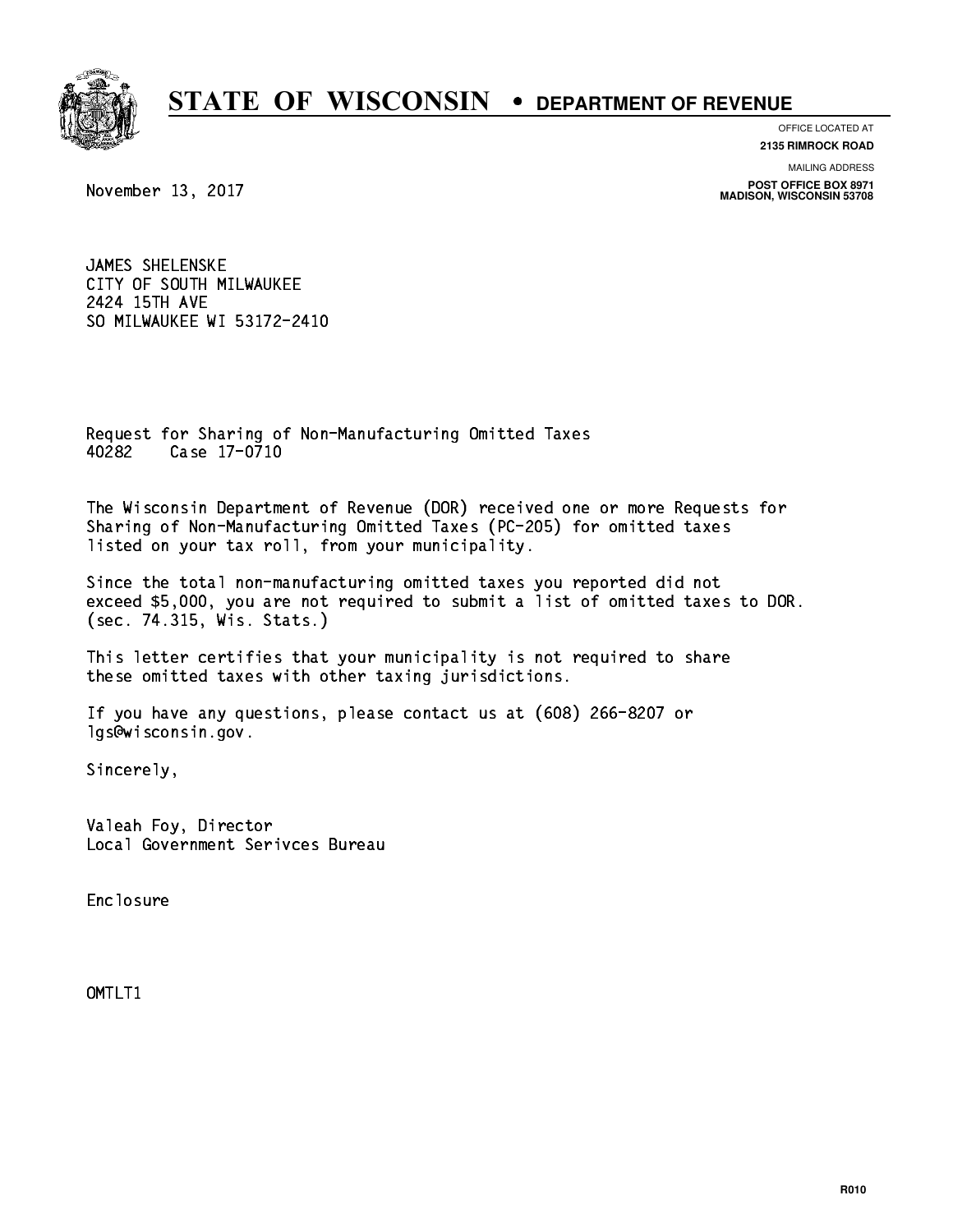# STATE OF WISCONSIN • DEPARTMENT OF REVENUE

OFFICE LOCATED AT
**2135 RIMROCK ROAD**

MAILING ADDRESS
**POST OFFICE BOX 8971**
**MADISON, WISCONSIN 53708**

November 13, 2017

JAMES SHELENSKE
CITY OF SOUTH MILWAUKEE
2424 15TH AVE
SO MILWAUKEE WI 53172-2410

Request for Sharing of Non-Manufacturing Omitted Taxes
40282 Case 17-0710

The Wisconsin Department of Revenue (DOR) received one or more Requests for Sharing of Non-Manufacturing Omitted Taxes (PC-205) for omitted taxes listed on your tax roll, from your municipality.

Since the total non-manufacturing omitted taxes you reported did not exceed $5,000, you are not required to submit a list of omitted taxes to DOR. (sec. 74.315, Wis. Stats.)

This letter certifies that your municipality is not required to share these omitted taxes with other taxing jurisdictions.

If you have any questions, please contact us at (608) 266-8207 or lgs@wisconsin.gov.

Sincerely,

Valeah Foy, Director
Local Government Serivces Bureau

Enclosure

OMTLT1

R010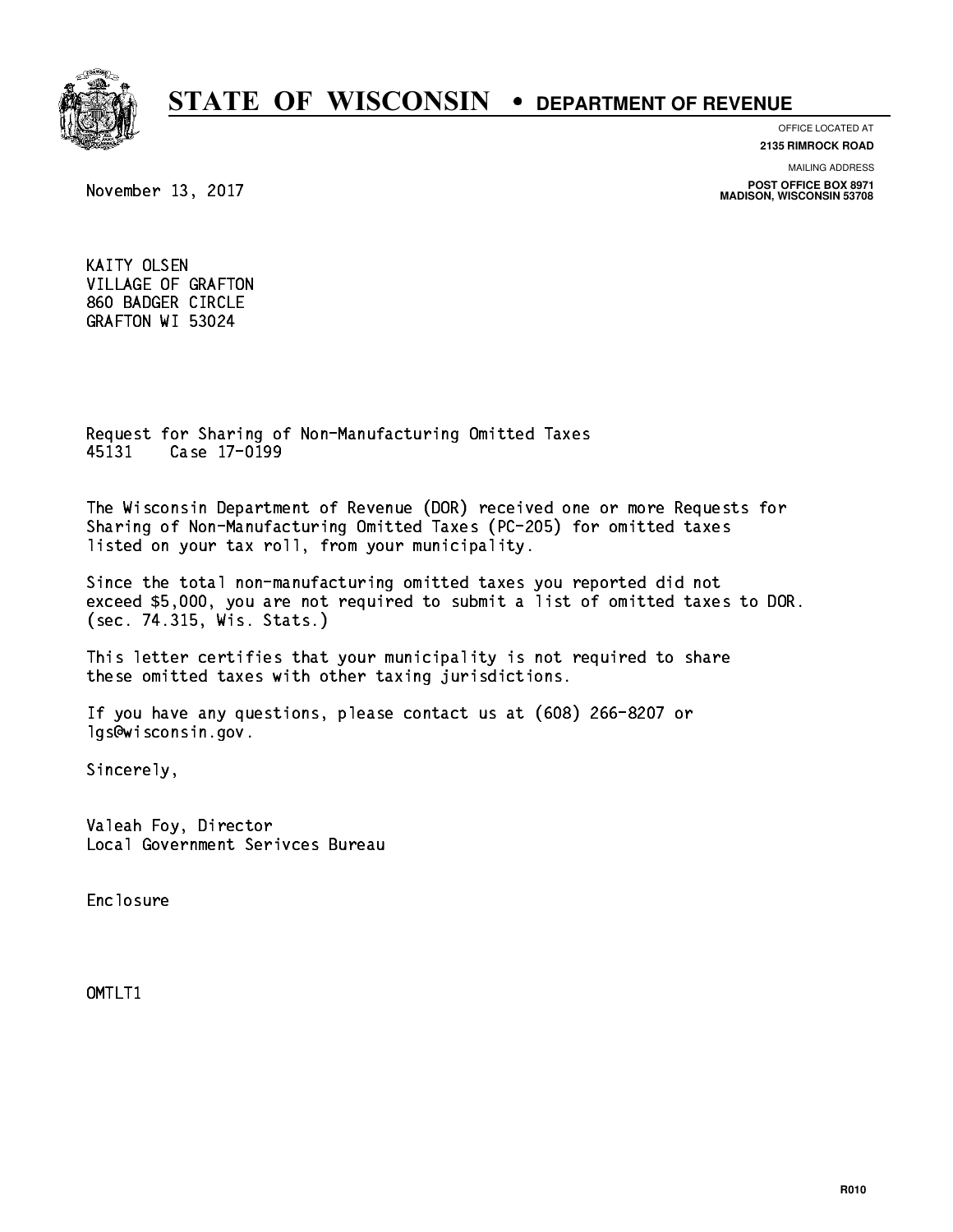# STATE OF WISCONSIN • DEPARTMENT OF REVENUE

OFFICE LOCATED AT
**2135 RIMROCK ROAD**

MAILING ADDRESS
**POST OFFICE BOX 8971**
**MADISON, WISCONSIN 53708**

November 13, 2017

KAITY OLSEN
VILLAGE OF GRAFTON
860 BADGER CIRCLE
GRAFTON WI 53024

Request for Sharing of Non-Manufacturing Omitted Taxes
45131 Case 17-0199

The Wisconsin Department of Revenue (DOR) received one or more Requests for Sharing of Non-Manufacturing Omitted Taxes (PC-205) for omitted taxes listed on your tax roll, from your municipality.

Since the total non-manufacturing omitted taxes you reported did not exceed $5,000, you are not required to submit a list of omitted taxes to DOR. (sec. 74.315, Wis. Stats.)

This letter certifies that your municipality is not required to share these omitted taxes with other taxing jurisdictions.

If you have any questions, please contact us at (608) 266-8207 or lgs@wisconsin.gov.

Sincerely,

Valeah Foy, Director
Local Government Serivces Bureau

Enclosure

OMTLT1

R010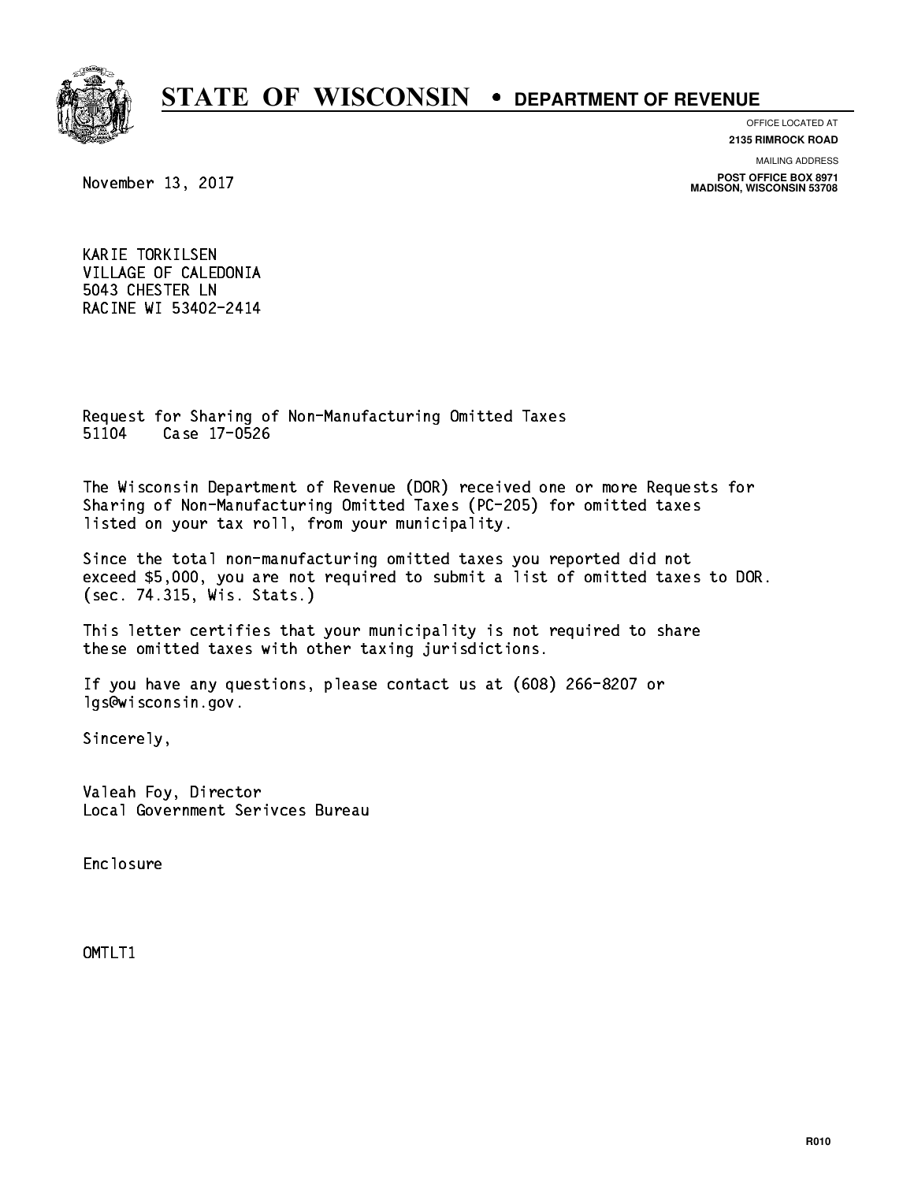# STATE OF WISCONSIN • DEPARTMENT OF REVENUE

OFFICE LOCATED AT
**2135 RIMROCK ROAD**

MAILING ADDRESS
**POST OFFICE BOX 8971**
**MADISON, WISCONSIN 53708**

November 13, 2017

KARIE TORKILSEN
VILLAGE OF CALEDONIA
5043 CHESTER LN
RACINE WI 53402-2414

Request for Sharing of Non-Manufacturing Omitted Taxes
51104 Case 17-0526

The Wisconsin Department of Revenue (DOR) received one or more Requests for Sharing of Non-Manufacturing Omitted Taxes (PC-205) for omitted taxes listed on your tax roll, from your municipality.

Since the total non-manufacturing omitted taxes you reported did not exceed $5,000, you are not required to submit a list of omitted taxes to DOR. (sec. 74.315, Wis. Stats.)

This letter certifies that your municipality is not required to share these omitted taxes with other taxing jurisdictions.

If you have any questions, please contact us at (608) 266-8207 or lgs@wisconsin.gov.

Sincerely,

Valeah Foy, Director
Local Government Serivces Bureau

Enclosure

OMTLT1

R010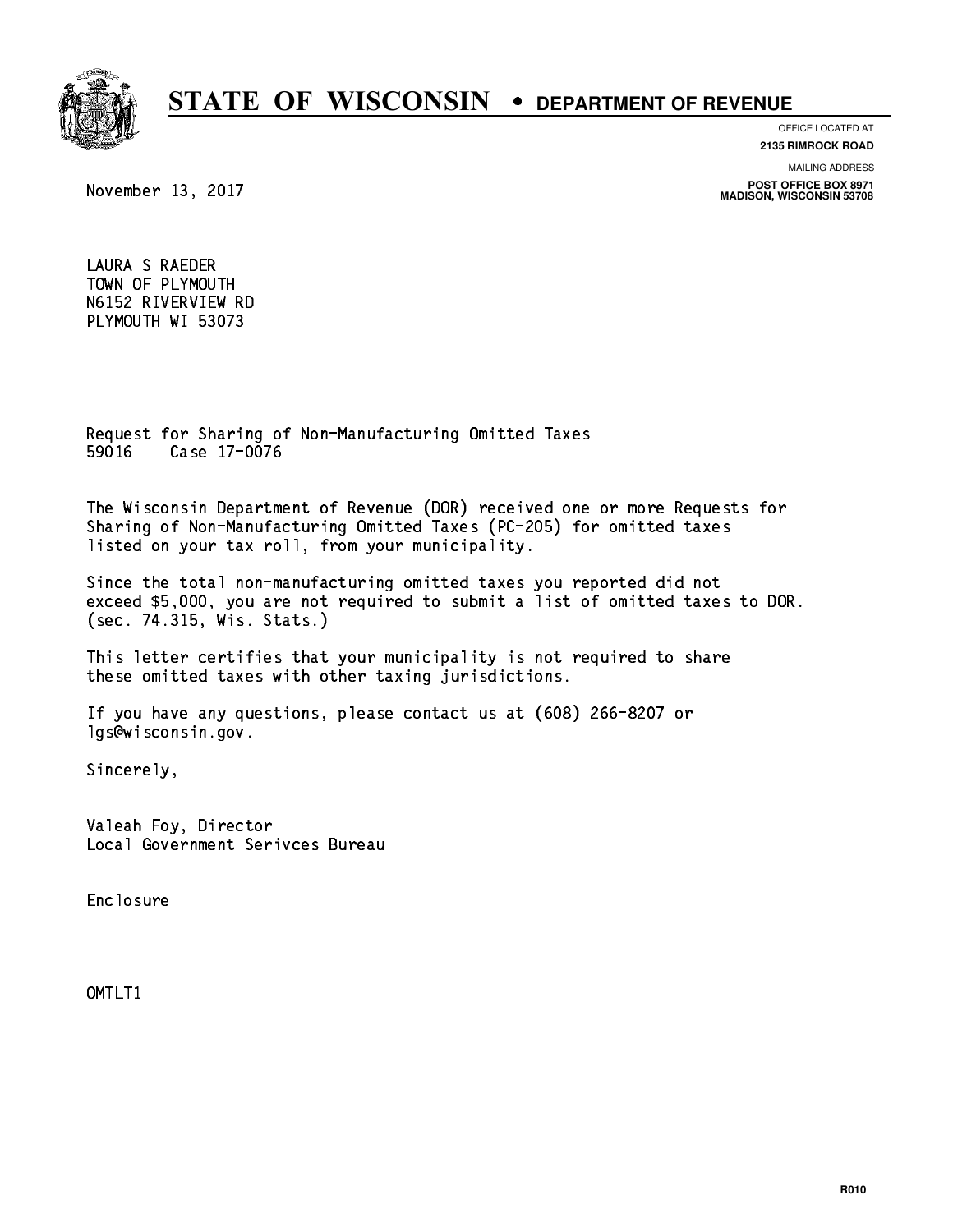# STATE OF WISCONSIN • DEPARTMENT OF REVENUE

OFFICE LOCATED AT
**2135 RIMROCK ROAD**

MAILING ADDRESS
**POST OFFICE BOX 8971**
**MADISON, WISCONSIN 53708**

November 13, 2017

LAURA S RAEDER
TOWN OF PLYMOUTH
N6152 RIVERVIEW RD
PLYMOUTH WI 53073

Request for Sharing of Non-Manufacturing Omitted Taxes
59016 Case 17-0076

The Wisconsin Department of Revenue (DOR) received one or more Requests for Sharing of Non-Manufacturing Omitted Taxes (PC-205) for omitted taxes listed on your tax roll, from your municipality.

Since the total non-manufacturing omitted taxes you reported did not exceed $5,000, you are not required to submit a list of omitted taxes to DOR. (sec. 74.315, Wis. Stats.)

This letter certifies that your municipality is not required to share these omitted taxes with other taxing jurisdictions.

If you have any questions, please contact us at (608) 266-8207 or lgs@wisconsin.gov.

Sincerely,

Valeah Foy, Director
Local Government Serivces Bureau

Enclosure

OMTLT1

R010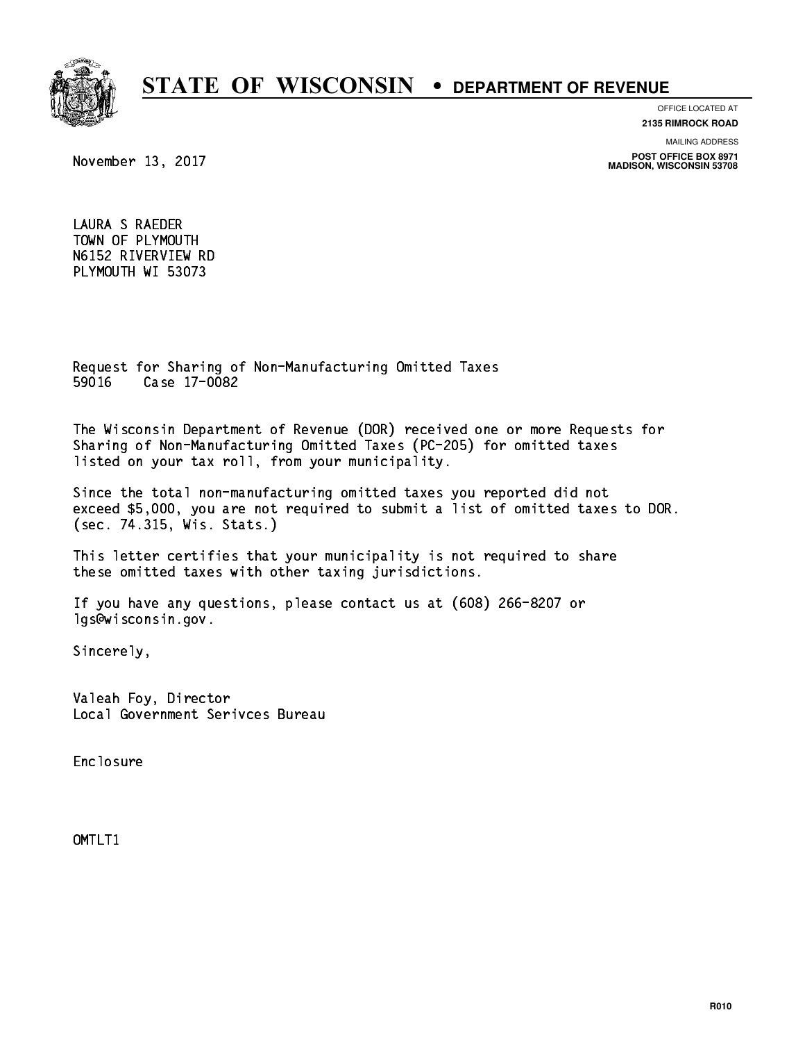# STATE OF WISCONSIN • DEPARTMENT OF REVENUE

OFFICE LOCATED AT
**2135 RIMROCK ROAD**

MAILING ADDRESS
**POST OFFICE BOX 8971**
**MADISON, WISCONSIN 53708**

November 13, 2017

LAURA S RAEDER
TOWN OF PLYMOUTH
N6152 RIVERVIEW RD
PLYMOUTH WI 53073

Request for Sharing of Non-Manufacturing Omitted Taxes
59016 Case 17-0082

The Wisconsin Department of Revenue (DOR) received one or more Requests for Sharing of Non-Manufacturing Omitted Taxes (PC-205) for omitted taxes listed on your tax roll, from your municipality.

Since the total non-manufacturing omitted taxes you reported did not exceed $5,000, you are not required to submit a list of omitted taxes to DOR. (sec. 74.315, Wis. Stats.)

This letter certifies that your municipality is not required to share these omitted taxes with other taxing jurisdictions.

If you have any questions, please contact us at (608) 266-8207 or lgs@wisconsin.gov.

Sincerely,

Valeah Foy, Director
Local Government Serivces Bureau

Enclosure

OMTLT1

R010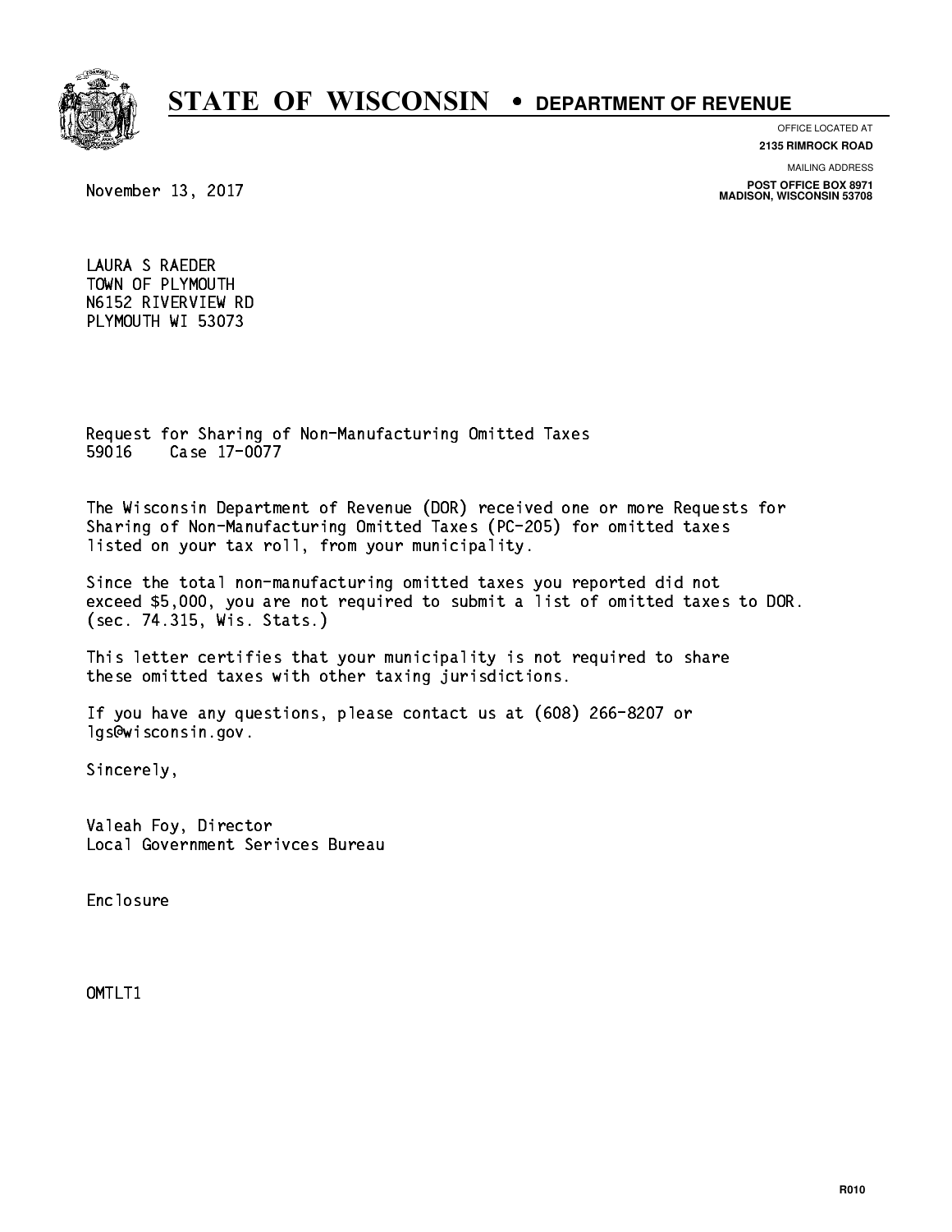# STATE OF WISCONSIN • DEPARTMENT OF REVENUE

OFFICE LOCATED AT
**2135 RIMROCK ROAD**

MAILING ADDRESS
**POST OFFICE BOX 8971**
**MADISON, WISCONSIN 53708**

November 13, 2017

LAURA S RAEDER
TOWN OF PLYMOUTH
N6152 RIVERVIEW RD
PLYMOUTH WI 53073

Request for Sharing of Non-Manufacturing Omitted Taxes
59016 Case 17-0077

The Wisconsin Department of Revenue (DOR) received one or more Requests for Sharing of Non-Manufacturing Omitted Taxes (PC-205) for omitted taxes listed on your tax roll, from your municipality.

Since the total non-manufacturing omitted taxes you reported did not exceed $5,000, you are not required to submit a list of omitted taxes to DOR. (sec. 74.315, Wis. Stats.)

This letter certifies that your municipality is not required to share these omitted taxes with other taxing jurisdictions.

If you have any questions, please contact us at (608) 266-8207 or lgs@wisconsin.gov.

Sincerely,

Valeah Foy, Director
Local Government Serivces Bureau

Enclosure

OMTLT1

R010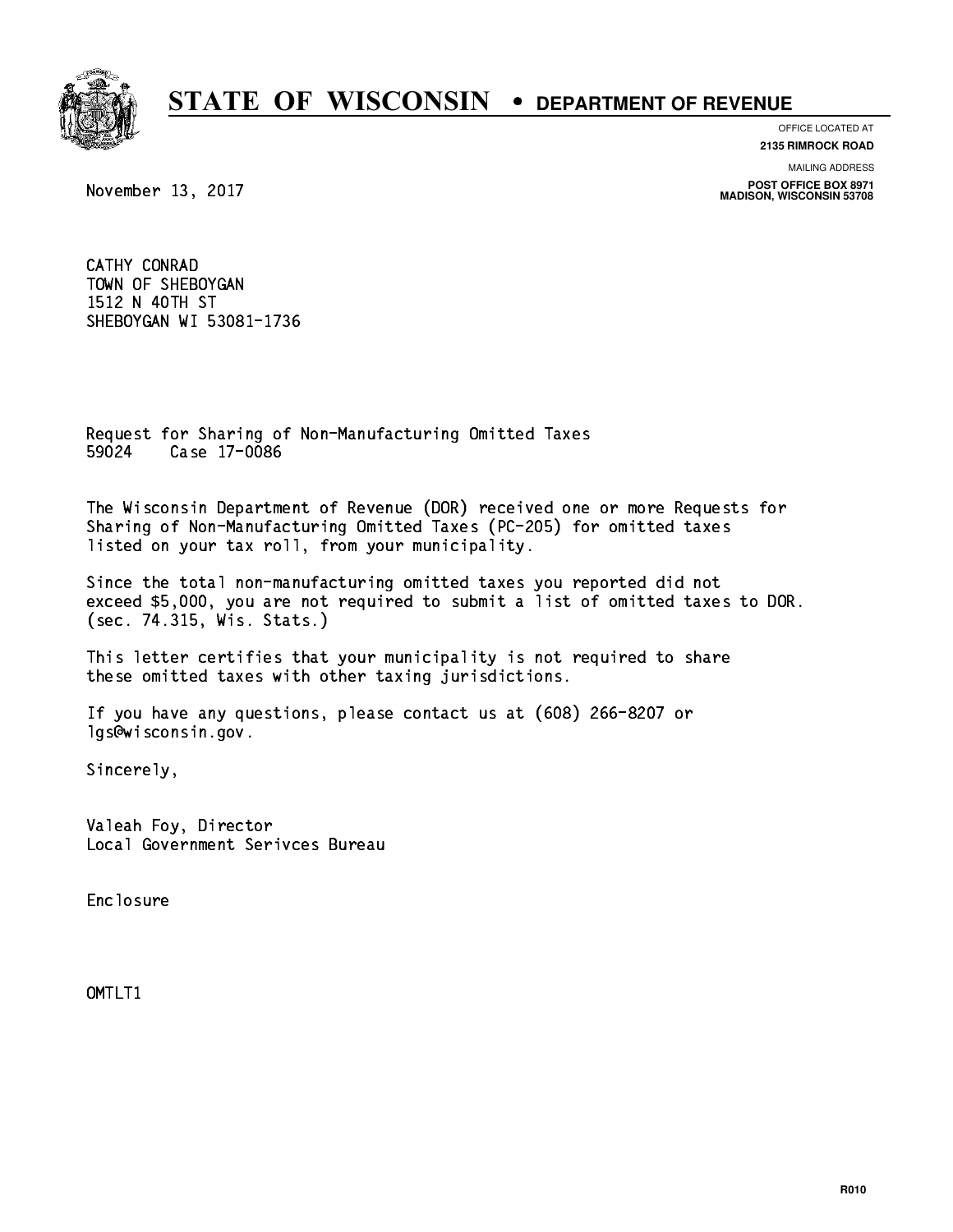# STATE OF WISCONSIN • DEPARTMENT OF REVENUE

OFFICE LOCATED AT
**2135 RIMROCK ROAD**

MAILING ADDRESS
**POST OFFICE BOX 8971**
**MADISON, WISCONSIN 53708**

November 13, 2017

CATHY CONRAD
TOWN OF SHEBOYGAN
1512 N 40TH ST
SHEBOYGAN WI 53081-1736

Request for Sharing of Non-Manufacturing Omitted Taxes
59024 Case 17-0086

The Wisconsin Department of Revenue (DOR) received one or more Requests for Sharing of Non-Manufacturing Omitted Taxes (PC-205) for omitted taxes listed on your tax roll, from your municipality.

Since the total non-manufacturing omitted taxes you reported did not exceed $5,000, you are not required to submit a list of omitted taxes to DOR. (sec. 74.315, Wis. Stats.)

This letter certifies that your municipality is not required to share these omitted taxes with other taxing jurisdictions.

If you have any questions, please contact us at (608) 266-8207 or lgs@wisconsin.gov.

Sincerely,

Valeah Foy, Director
Local Government Serivces Bureau

Enclosure

OMTLT1

R010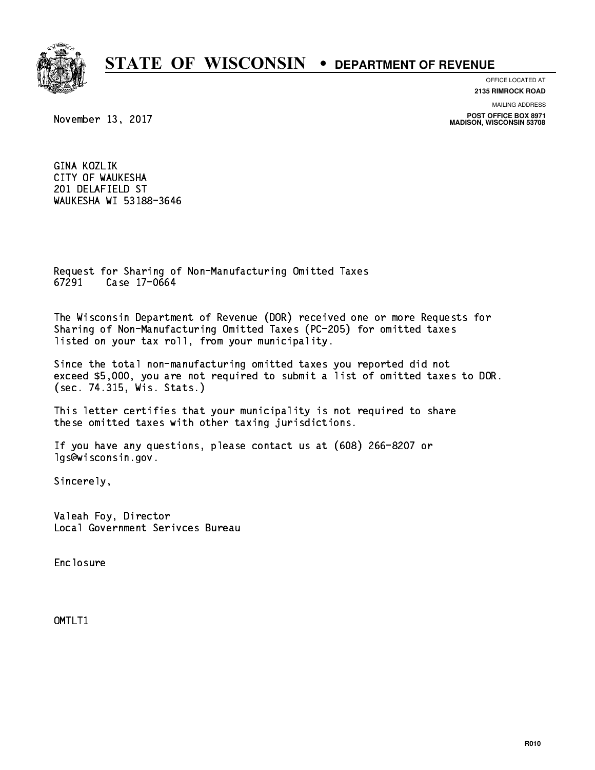# STATE OF WISCONSIN • DEPARTMENT OF REVENUE

OFFICE LOCATED AT
**2135 RIMROCK ROAD**

MAILING ADDRESS
**POST OFFICE BOX 8971**
**MADISON, WISCONSIN 53708**

November 13, 2017

GINA KOZLIK
CITY OF WAUKESHA
201 DELAFIELD ST
WAUKESHA WI 53188-3646

Request for Sharing of Non-Manufacturing Omitted Taxes
67291 Case 17-0664

The Wisconsin Department of Revenue (DOR) received one or more Requests for Sharing of Non-Manufacturing Omitted Taxes (PC-205) for omitted taxes listed on your tax roll, from your municipality.

Since the total non-manufacturing omitted taxes you reported did not exceed $5,000, you are not required to submit a list of omitted taxes to DOR. (sec. 74.315, Wis. Stats.)

This letter certifies that your municipality is not required to share these omitted taxes with other taxing jurisdictions.

If you have any questions, please contact us at (608) 266-8207 or lgs@wisconsin.gov.

Sincerely,

Valeah Foy, Director
Local Government Serivces Bureau

Enclosure

OMTLT1

R010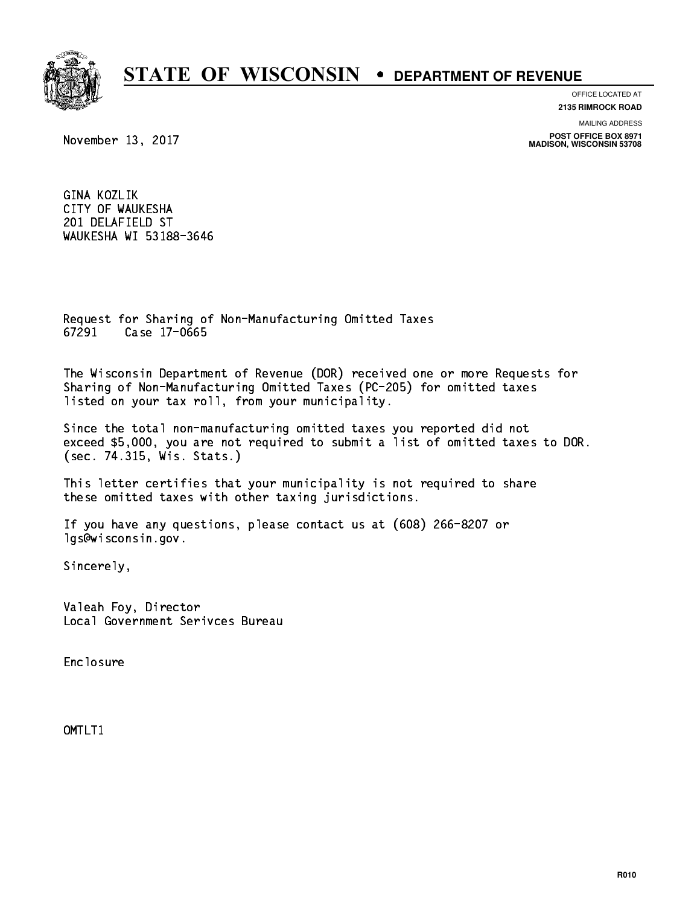# STATE OF WISCONSIN • DEPARTMENT OF REVENUE

OFFICE LOCATED AT
**2135 RIMROCK ROAD**

MAILING ADDRESS
**POST OFFICE BOX 8971**
**MADISON, WISCONSIN 53708**

November 13, 2017

GINA KOZLIK
CITY OF WAUKESHA
201 DELAFIELD ST
WAUKESHA WI 53188-3646

Request for Sharing of Non-Manufacturing Omitted Taxes
67291 Case 17-0665

The Wisconsin Department of Revenue (DOR) received one or more Requests for Sharing of Non-Manufacturing Omitted Taxes (PC-205) for omitted taxes listed on your tax roll, from your municipality.

Since the total non-manufacturing omitted taxes you reported did not exceed $5,000, you are not required to submit a list of omitted taxes to DOR. (sec. 74.315, Wis. Stats.)

This letter certifies that your municipality is not required to share these omitted taxes with other taxing jurisdictions.

If you have any questions, please contact us at (608) 266-8207 or lgs@wisconsin.gov.

Sincerely,

Valeah Foy, Director
Local Government Serivces Bureau

Enclosure

OMTLT1

R010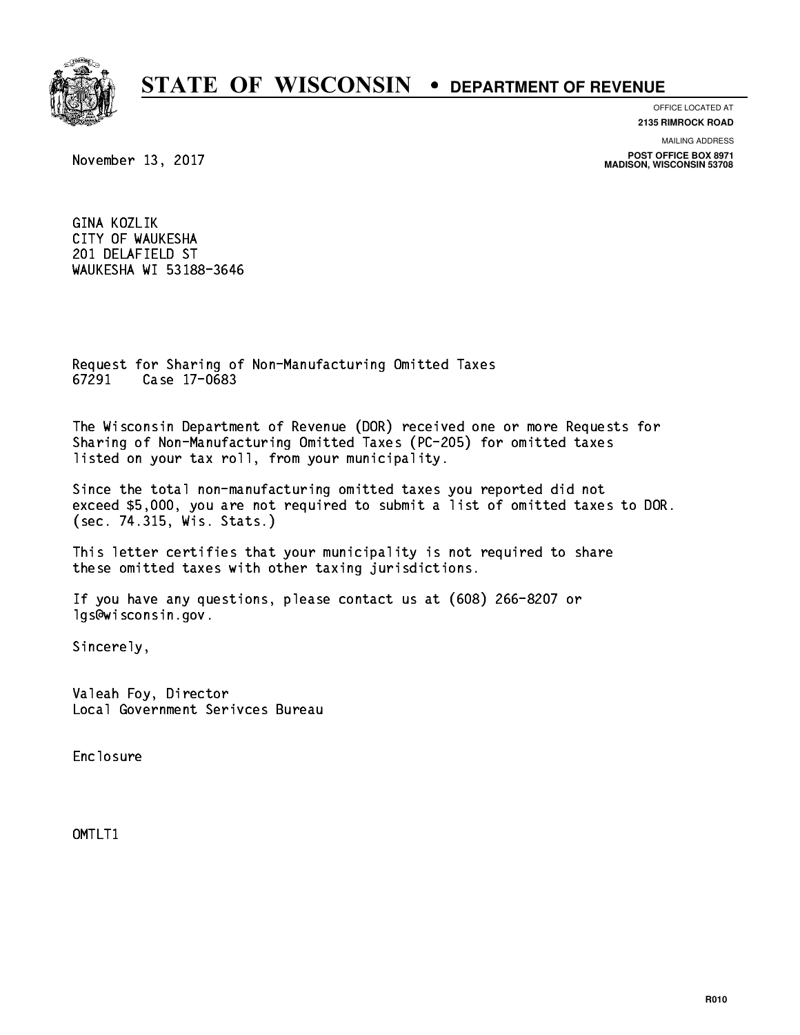# STATE OF WISCONSIN • DEPARTMENT OF REVENUE

OFFICE LOCATED AT
**2135 RIMROCK ROAD**

MAILING ADDRESS
**POST OFFICE BOX 8971**
**MADISON, WISCONSIN 53708**

November 13, 2017

GINA KOZLIK
CITY OF WAUKESHA
201 DELAFIELD ST
WAUKESHA WI 53188-3646

Request for Sharing of Non-Manufacturing Omitted Taxes
67291 Case 17-0683

The Wisconsin Department of Revenue (DOR) received one or more Requests for Sharing of Non-Manufacturing Omitted Taxes (PC-205) for omitted taxes listed on your tax roll, from your municipality.

Since the total non-manufacturing omitted taxes you reported did not exceed $5,000, you are not required to submit a list of omitted taxes to DOR. (sec. 74.315, Wis. Stats.)

This letter certifies that your municipality is not required to share these omitted taxes with other taxing jurisdictions.

If you have any questions, please contact us at (608) 266-8207 or lgs@wisconsin.gov.

Sincerely,

Valeah Foy, Director
Local Government Serivces Bureau

Enclosure

OMTLT1

R010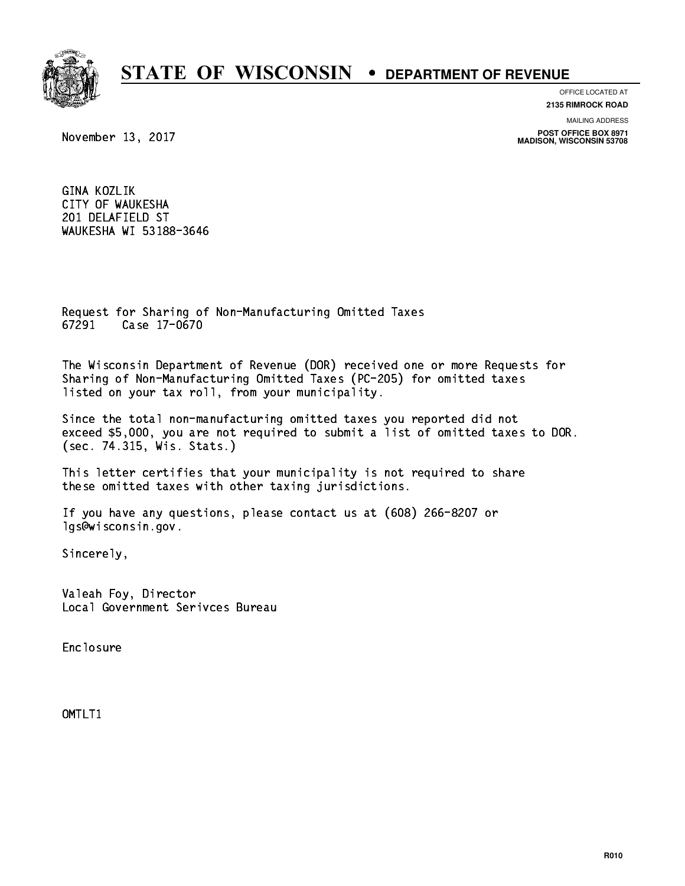# STATE OF WISCONSIN • DEPARTMENT OF REVENUE

OFFICE LOCATED AT
**2135 RIMROCK ROAD**

MAILING ADDRESS
**POST OFFICE BOX 8971**
**MADISON, WISCONSIN 53708**

November 13, 2017

GINA KOZLIK
CITY OF WAUKESHA
201 DELAFIELD ST
WAUKESHA WI 53188-3646

Request for Sharing of Non-Manufacturing Omitted Taxes
67291 Case 17-0670

The Wisconsin Department of Revenue (DOR) received one or more Requests for Sharing of Non-Manufacturing Omitted Taxes (PC-205) for omitted taxes listed on your tax roll, from your municipality.

Since the total non-manufacturing omitted taxes you reported did not exceed $5,000, you are not required to submit a list of omitted taxes to DOR. (sec. 74.315, Wis. Stats.)

This letter certifies that your municipality is not required to share these omitted taxes with other taxing jurisdictions.

If you have any questions, please contact us at (608) 266-8207 or lgs@wisconsin.gov.

Sincerely,

Valeah Foy, Director
Local Government Serivces Bureau

Enclosure

OMTLT1

R010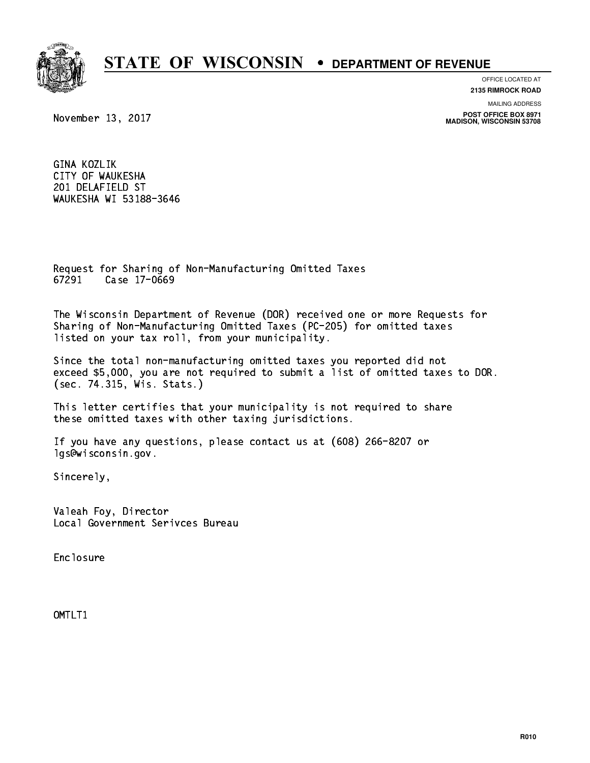# STATE OF WISCONSIN • DEPARTMENT OF REVENUE

OFFICE LOCATED AT
**2135 RIMROCK ROAD**

MAILING ADDRESS
**POST OFFICE BOX 8971**
**MADISON, WISCONSIN 53708**

November 13, 2017

GINA KOZLIK
CITY OF WAUKESHA
201 DELAFIELD ST
WAUKESHA WI 53188-3646

Request for Sharing of Non-Manufacturing Omitted Taxes
67291 Case 17-0669

The Wisconsin Department of Revenue (DOR) received one or more Requests for Sharing of Non-Manufacturing Omitted Taxes (PC-205) for omitted taxes listed on your tax roll, from your municipality.

Since the total non-manufacturing omitted taxes you reported did not exceed $5,000, you are not required to submit a list of omitted taxes to DOR. (sec. 74.315, Wis. Stats.)

This letter certifies that your municipality is not required to share these omitted taxes with other taxing jurisdictions.

If you have any questions, please contact us at (608) 266-8207 or lgs@wisconsin.gov.

Sincerely,

Valeah Foy, Director
Local Government Serivces Bureau

Enclosure

OMTLT1

R010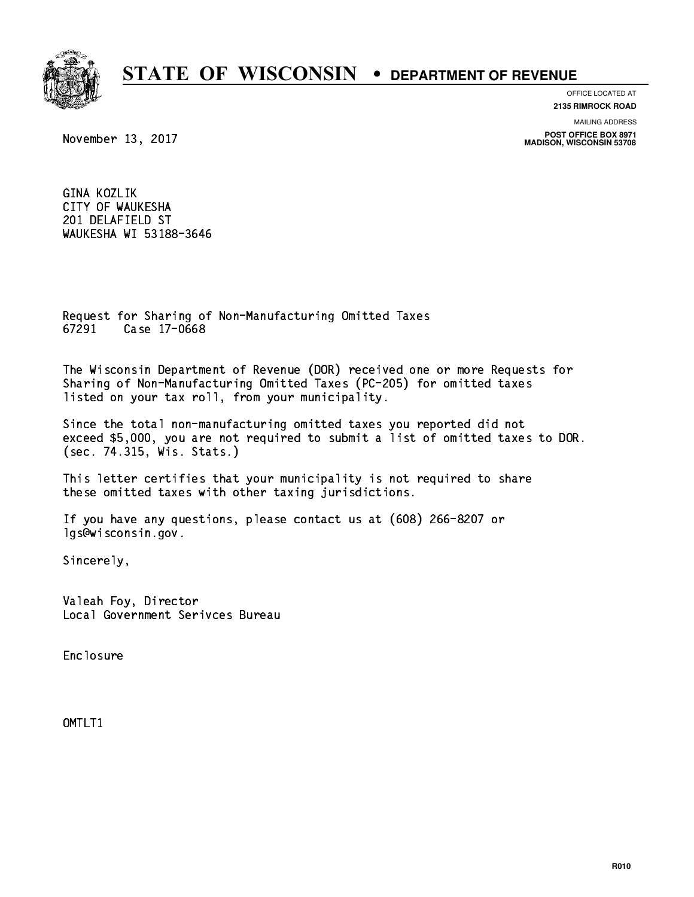# STATE OF WISCONSIN • DEPARTMENT OF REVENUE

OFFICE LOCATED AT
**2135 RIMROCK ROAD**

MAILING ADDRESS
**POST OFFICE BOX 8971**
**MADISON, WISCONSIN 53708**

November 13, 2017

GINA KOZLIK
CITY OF WAUKESHA
201 DELAFIELD ST
WAUKESHA WI 53188-3646

Request for Sharing of Non-Manufacturing Omitted Taxes
67291 Case 17-0668

The Wisconsin Department of Revenue (DOR) received one or more Requests for Sharing of Non-Manufacturing Omitted Taxes (PC-205) for omitted taxes listed on your tax roll, from your municipality.

Since the total non-manufacturing omitted taxes you reported did not exceed $5,000, you are not required to submit a list of omitted taxes to DOR. (sec. 74.315, Wis. Stats.)

This letter certifies that your municipality is not required to share these omitted taxes with other taxing jurisdictions.

If you have any questions, please contact us at (608) 266-8207 or lgs@wisconsin.gov.

Sincerely,

Valeah Foy, Director
Local Government Serivces Bureau

Enclosure

OMTLT1

R010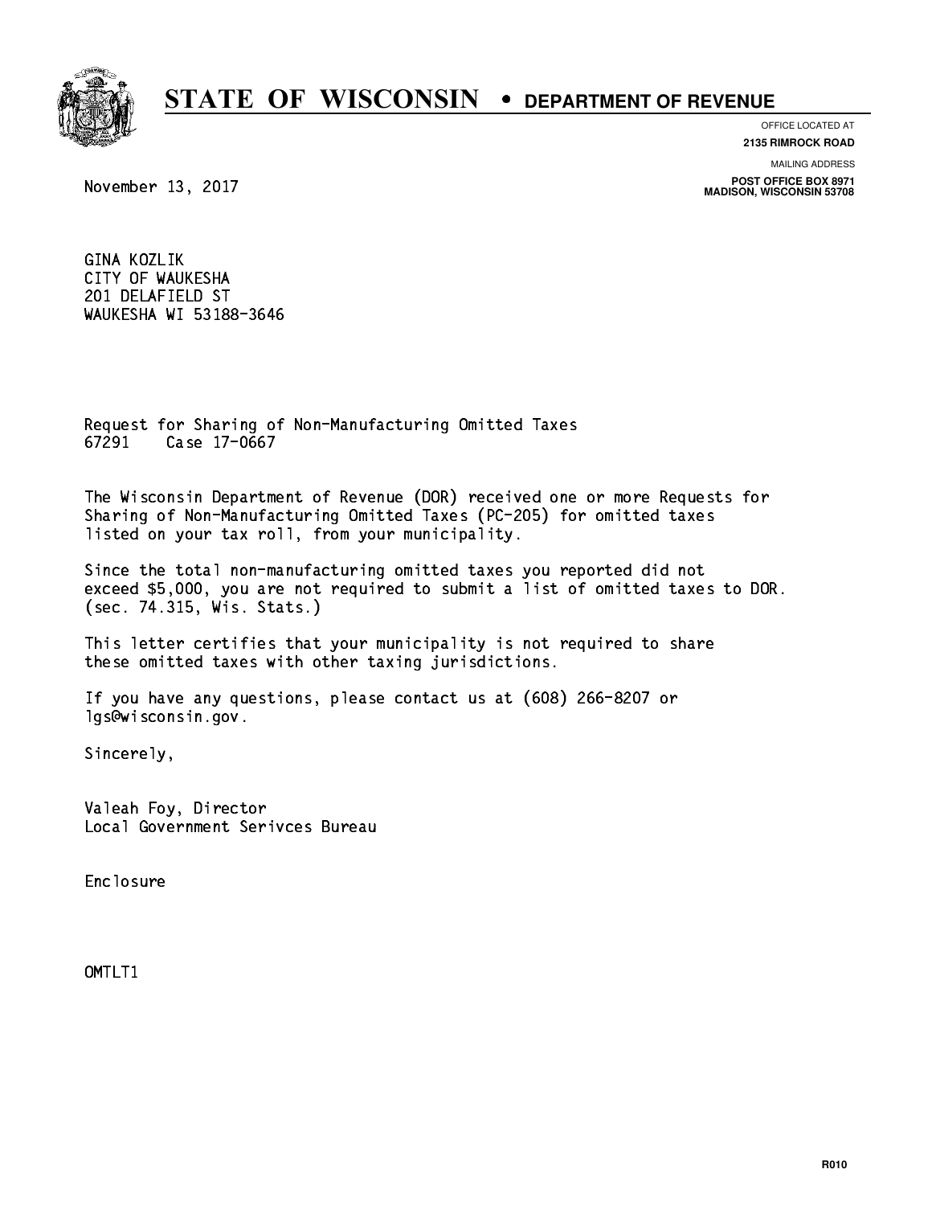# STATE OF WISCONSIN • DEPARTMENT OF REVENUE

OFFICE LOCATED AT
**2135 RIMROCK ROAD**

MAILING ADDRESS
**POST OFFICE BOX 8971**
**MADISON, WISCONSIN 53708**

November 13, 2017

GINA KOZLIK
CITY OF WAUKESHA
201 DELAFIELD ST
WAUKESHA WI 53188-3646

Request for Sharing of Non-Manufacturing Omitted Taxes
67291 Case 17-0667

The Wisconsin Department of Revenue (DOR) received one or more Requests for Sharing of Non-Manufacturing Omitted Taxes (PC-205) for omitted taxes listed on your tax roll, from your municipality.

Since the total non-manufacturing omitted taxes you reported did not exceed $5,000, you are not required to submit a list of omitted taxes to DOR. (sec. 74.315, Wis. Stats.)

This letter certifies that your municipality is not required to share these omitted taxes with other taxing jurisdictions.

If you have any questions, please contact us at (608) 266-8207 or lgs@wisconsin.gov.

Sincerely,

Valeah Foy, Director
Local Government Serivces Bureau

Enclosure

OMTLT1

R010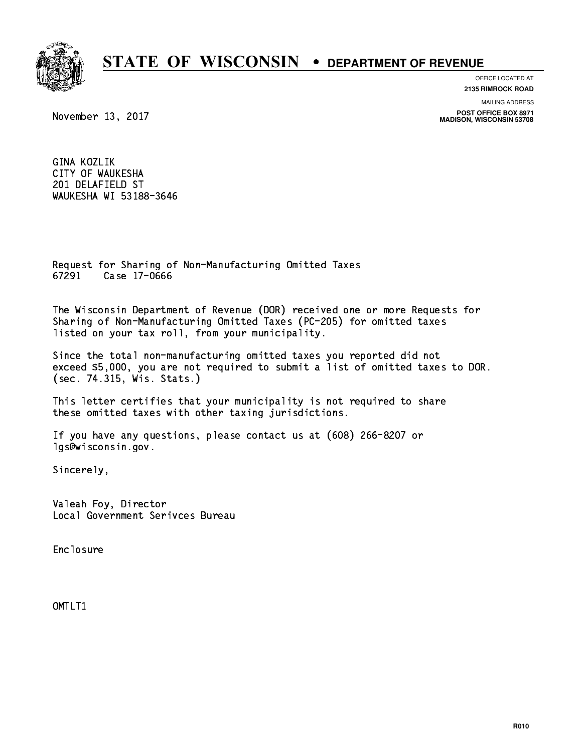# STATE OF WISCONSIN • DEPARTMENT OF REVENUE

OFFICE LOCATED AT
**2135 RIMROCK ROAD**

MAILING ADDRESS
**POST OFFICE BOX 8971**
**MADISON, WISCONSIN 53708**

November 13, 2017

GINA KOZLIK
CITY OF WAUKESHA
201 DELAFIELD ST
WAUKESHA WI 53188-3646

Request for Sharing of Non-Manufacturing Omitted Taxes
67291 Case 17-0666

The Wisconsin Department of Revenue (DOR) received one or more Requests for Sharing of Non-Manufacturing Omitted Taxes (PC-205) for omitted taxes listed on your tax roll, from your municipality.

Since the total non-manufacturing omitted taxes you reported did not exceed $5,000, you are not required to submit a list of omitted taxes to DOR. (sec. 74.315, Wis. Stats.)

This letter certifies that your municipality is not required to share these omitted taxes with other taxing jurisdictions.

If you have any questions, please contact us at (608) 266-8207 or lgs@wisconsin.gov.

Sincerely,

Valeah Foy, Director
Local Government Serivces Bureau

Enclosure

OMTLT1

R010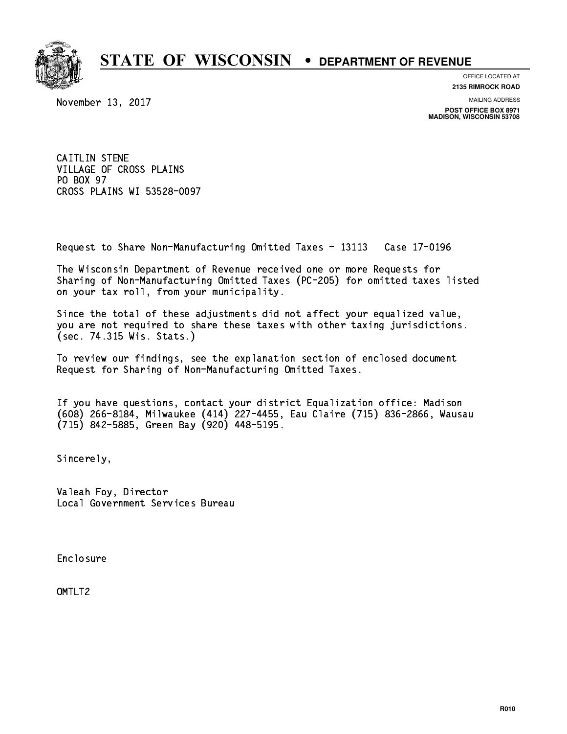# STATE OF WISCONSIN • DEPARTMENT OF REVENUE

OFFICE LOCATED AT
**2135 RIMROCK ROAD**

MAILING ADDRESS
**POST OFFICE BOX 8971**
**MADISON, WISCONSIN 53708**

November 13, 2017

CAITLIN STENE
VILLAGE OF CROSS PLAINS
PO BOX 97
CROSS PLAINS WI 53528-0097

Request to Share Non-Manufacturing Omitted Taxes - 13113 Case 17-0196

The Wisconsin Department of Revenue received one or more Requests for Sharing of Non-Manufacturing Omitted Taxes (PC-205) for omitted taxes listed on your tax roll, from your municipality.

Since the total of these adjustments did not affect your equalized value, you are not required to share these taxes with other taxing jurisdictions. (sec. 74.315 Wis. Stats.)

To review our findings, see the explanation section of enclosed document Request for Sharing of Non-Manufacturing Omitted Taxes.

If you have questions, contact your district Equalization office: Madison (608) 266-8184, Milwaukee (414) 227-4455, Eau Claire (715) 836-2866, Wausau (715) 842-5885, Green Bay (920) 448-5195.

Sincerely,

Valeah Foy, Director
Local Government Services Bureau

Enclosure

OMTLT2

R010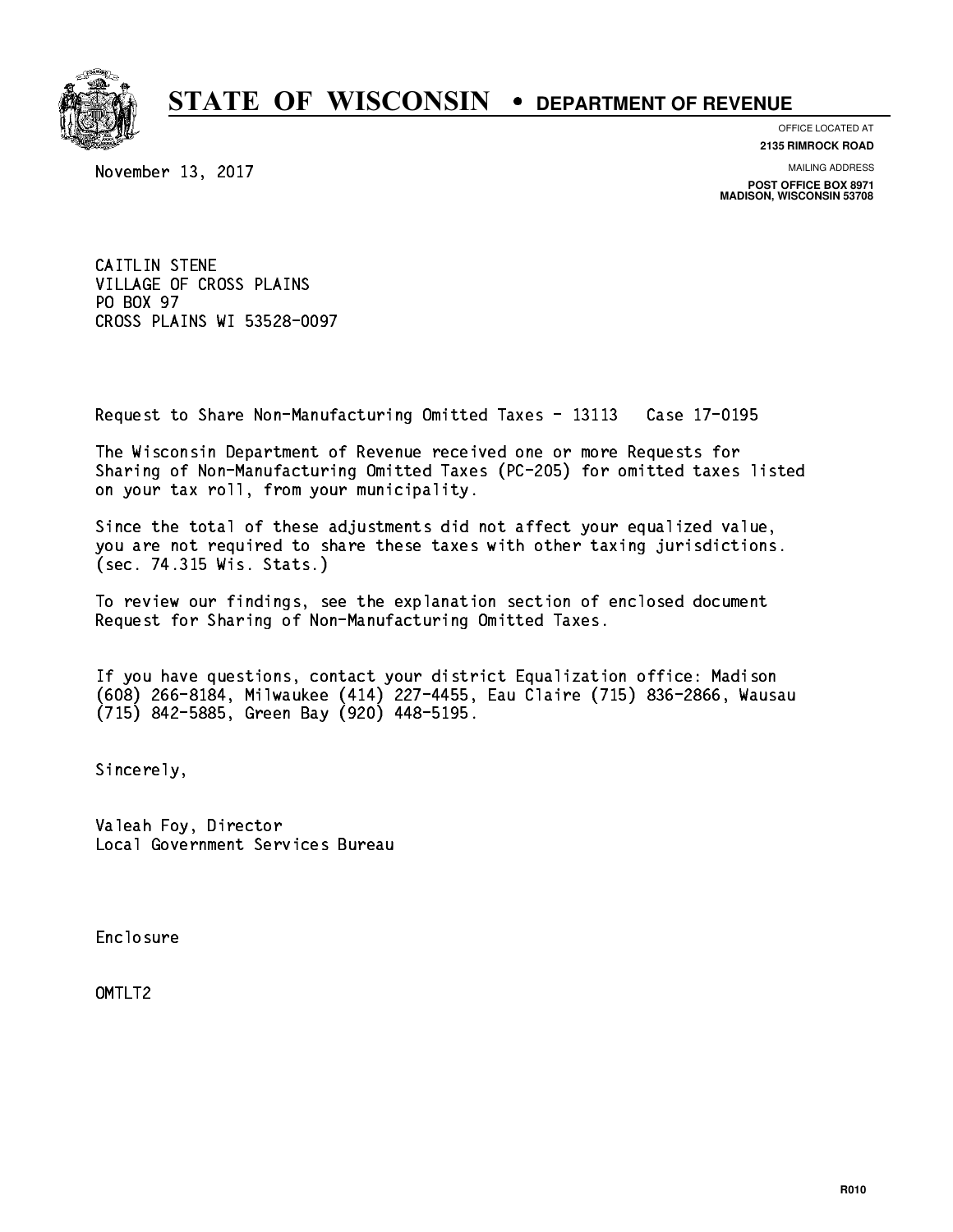# STATE OF WISCONSIN • DEPARTMENT OF REVENUE

OFFICE LOCATED AT
**2135 RIMROCK ROAD**

MAILING ADDRESS
**POST OFFICE BOX 8971**
**MADISON, WISCONSIN 53708**

November 13, 2017

CAITLIN STENE
VILLAGE OF CROSS PLAINS
PO BOX 97
CROSS PLAINS WI 53528-0097

Request to Share Non-Manufacturing Omitted Taxes - 13113   Case 17-0195

The Wisconsin Department of Revenue received one or more Requests for Sharing of Non-Manufacturing Omitted Taxes (PC-205) for omitted taxes listed on your tax roll, from your municipality.

Since the total of these adjustments did not affect your equalized value, you are not required to share these taxes with other taxing jurisdictions. (sec. 74.315 Wis. Stats.)

To review our findings, see the explanation section of enclosed document Request for Sharing of Non-Manufacturing Omitted Taxes.

If you have questions, contact your district Equalization office: Madison (608) 266-8184, Milwaukee (414) 227-4455, Eau Claire (715) 836-2866, Wausau (715) 842-5885, Green Bay (920) 448-5195.

Sincerely,

Valeah Foy, Director
Local Government Services Bureau

Enclosure

OMTLT2

R010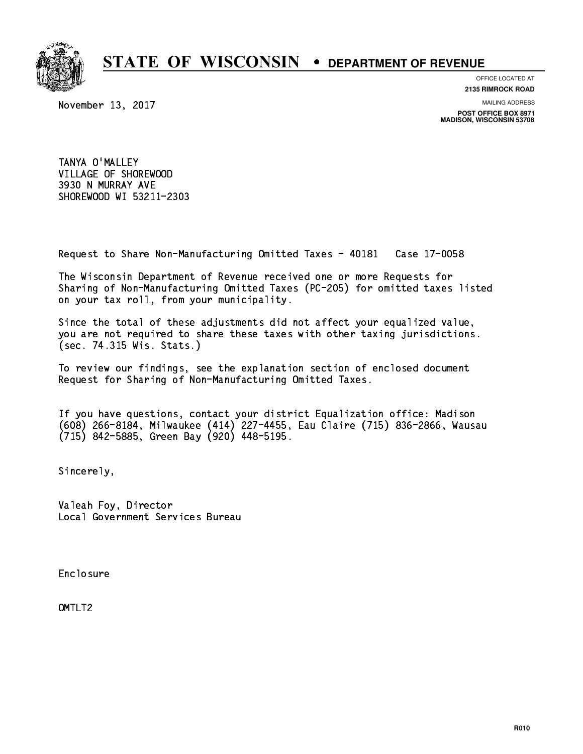# STATE OF WISCONSIN • DEPARTMENT OF REVENUE

OFFICE LOCATED AT
**2135 RIMROCK ROAD**

MAILING ADDRESS
**POST OFFICE BOX 8971**
**MADISON, WISCONSIN 53708**

November 13, 2017

TANYA O'MALLEY
VILLAGE OF SHOREWOOD
3930 N MURRAY AVE
SHOREWOOD WI 53211-2303

Request to Share Non-Manufacturing Omitted Taxes - 40181 Case 17-0058

The Wisconsin Department of Revenue received one or more Requests for Sharing of Non-Manufacturing Omitted Taxes (PC-205) for omitted taxes listed on your tax roll, from your municipality.

Since the total of these adjustments did not affect your equalized value, you are not required to share these taxes with other taxing jurisdictions. (sec. 74.315 Wis. Stats.)

To review our findings, see the explanation section of enclosed document Request for Sharing of Non-Manufacturing Omitted Taxes.

If you have questions, contact your district Equalization office: Madison (608) 266-8184, Milwaukee (414) 227-4455, Eau Claire (715) 836-2866, Wausau (715) 842-5885, Green Bay (920) 448-5195.

Sincerely,

Valeah Foy, Director
Local Government Services Bureau

Enclosure

OMTLT2

R010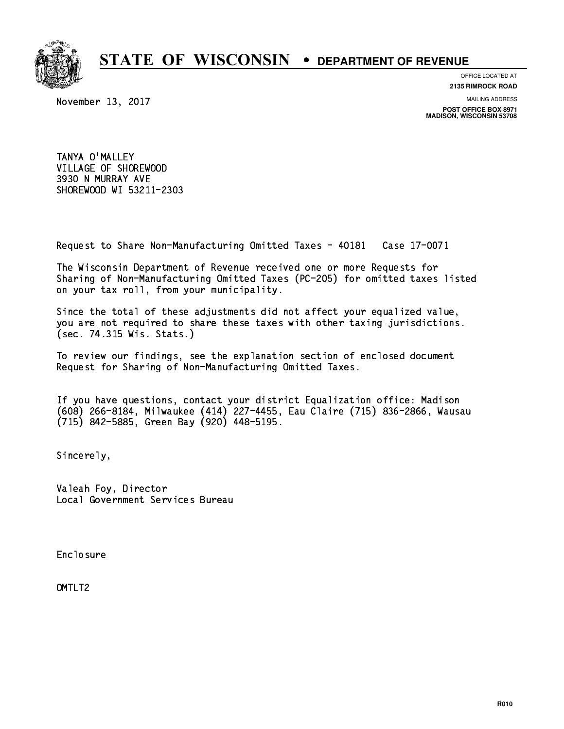# STATE OF WISCONSIN • DEPARTMENT OF REVENUE

OFFICE LOCATED AT
**2135 RIMROCK ROAD**

MAILING ADDRESS
**POST OFFICE BOX 8971**
**MADISON, WISCONSIN 53708**

November 13, 2017

TANYA O'MALLEY
VILLAGE OF SHOREWOOD
3930 N MURRAY AVE
SHOREWOOD WI 53211-2303

Request to Share Non-Manufacturing Omitted Taxes - 40181 Case 17-0071

The Wisconsin Department of Revenue received one or more Requests for Sharing of Non-Manufacturing Omitted Taxes (PC-205) for omitted taxes listed on your tax roll, from your municipality.

Since the total of these adjustments did not affect your equalized value, you are not required to share these taxes with other taxing jurisdictions. (sec. 74.315 Wis. Stats.)

To review our findings, see the explanation section of enclosed document Request for Sharing of Non-Manufacturing Omitted Taxes.

If you have questions, contact your district Equalization office: Madison (608) 266-8184, Milwaukee (414) 227-4455, Eau Claire (715) 836-2866, Wausau (715) 842-5885, Green Bay (920) 448-5195.

Sincerely,

Valeah Foy, Director
Local Government Services Bureau

Enclosure

OMTLT2

R010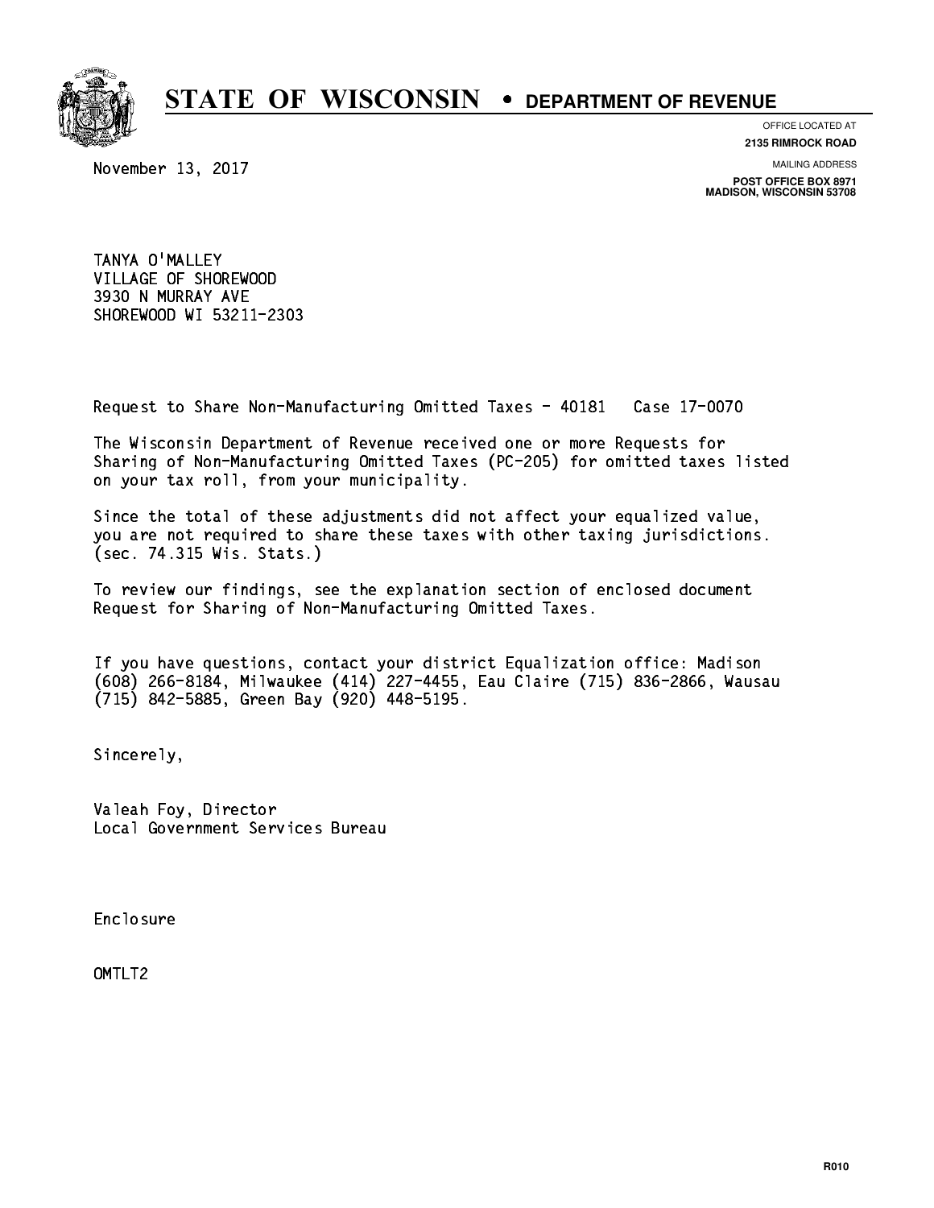# STATE OF WISCONSIN • DEPARTMENT OF REVENUE

OFFICE LOCATED AT
**2135 RIMROCK ROAD**

MAILING ADDRESS
**POST OFFICE BOX 8971**
**MADISON, WISCONSIN 53708**

November 13, 2017

TANYA O'MALLEY
VILLAGE OF SHOREWOOD
3930 N MURRAY AVE
SHOREWOOD WI 53211-2303

Request to Share Non-Manufacturing Omitted Taxes - 40181 Case 17-0070

The Wisconsin Department of Revenue received one or more Requests for Sharing of Non-Manufacturing Omitted Taxes (PC-205) for omitted taxes listed on your tax roll, from your municipality.

Since the total of these adjustments did not affect your equalized value, you are not required to share these taxes with other taxing jurisdictions. (sec. 74.315 Wis. Stats.)

To review our findings, see the explanation section of enclosed document Request for Sharing of Non-Manufacturing Omitted Taxes.

If you have questions, contact your district Equalization office: Madison (608) 266-8184, Milwaukee (414) 227-4455, Eau Claire (715) 836-2866, Wausau (715) 842-5885, Green Bay (920) 448-5195.

Sincerely,

Valeah Foy, Director
Local Government Services Bureau

Enclosure

OMTLT2

R010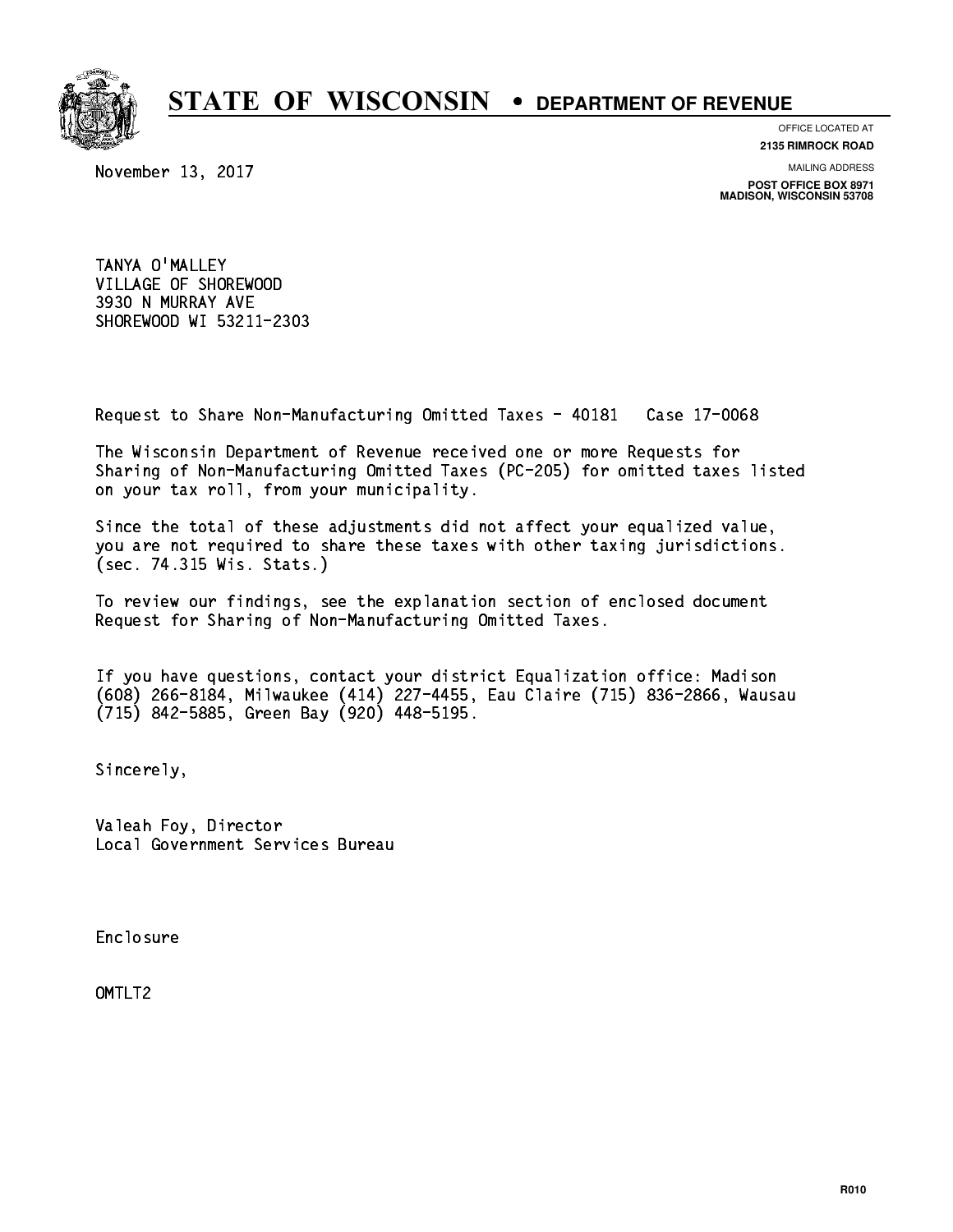# STATE OF WISCONSIN • DEPARTMENT OF REVENUE

OFFICE LOCATED AT
**2135 RIMROCK ROAD**

MAILING ADDRESS
**POST OFFICE BOX 8971**
**MADISON, WISCONSIN 53708**

November 13, 2017

TANYA O'MALLEY
VILLAGE OF SHOREWOOD
3930 N MURRAY AVE
SHOREWOOD WI 53211-2303

Request to Share Non-Manufacturing Omitted Taxes - 40181 Case 17-0068

The Wisconsin Department of Revenue received one or more Requests for Sharing of Non-Manufacturing Omitted Taxes (PC-205) for omitted taxes listed on your tax roll, from your municipality.

Since the total of these adjustments did not affect your equalized value, you are not required to share these taxes with other taxing jurisdictions. (sec. 74.315 Wis. Stats.)

To review our findings, see the explanation section of enclosed document Request for Sharing of Non-Manufacturing Omitted Taxes.

If you have questions, contact your district Equalization office: Madison (608) 266-8184, Milwaukee (414) 227-4455, Eau Claire (715) 836-2866, Wausau (715) 842-5885, Green Bay (920) 448-5195.

Sincerely,

Valeah Foy, Director
Local Government Services Bureau

Enclosure

OMTLT2

R010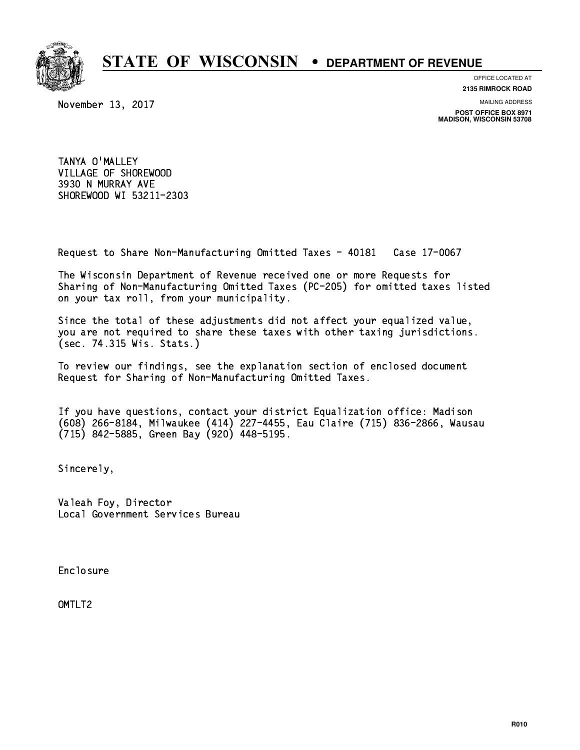# STATE OF WISCONSIN • DEPARTMENT OF REVENUE

OFFICE LOCATED AT
**2135 RIMROCK ROAD**

MAILING ADDRESS
**POST OFFICE BOX 8971**
**MADISON, WISCONSIN 53708**

November 13, 2017

TANYA O'MALLEY
VILLAGE OF SHOREWOOD
3930 N MURRAY AVE
SHOREWOOD WI 53211-2303

Request to Share Non-Manufacturing Omitted Taxes - 40181 Case 17-0067

The Wisconsin Department of Revenue received one or more Requests for Sharing of Non-Manufacturing Omitted Taxes (PC-205) for omitted taxes listed on your tax roll, from your municipality.

Since the total of these adjustments did not affect your equalized value, you are not required to share these taxes with other taxing jurisdictions. (sec. 74.315 Wis. Stats.)

To review our findings, see the explanation section of enclosed document Request for Sharing of Non-Manufacturing Omitted Taxes.

If you have questions, contact your district Equalization office: Madison (608) 266-8184, Milwaukee (414) 227-4455, Eau Claire (715) 836-2866, Wausau (715) 842-5885, Green Bay (920) 448-5195.

Sincerely,

Valeah Foy, Director
Local Government Services Bureau

Enclosure

OMTLT2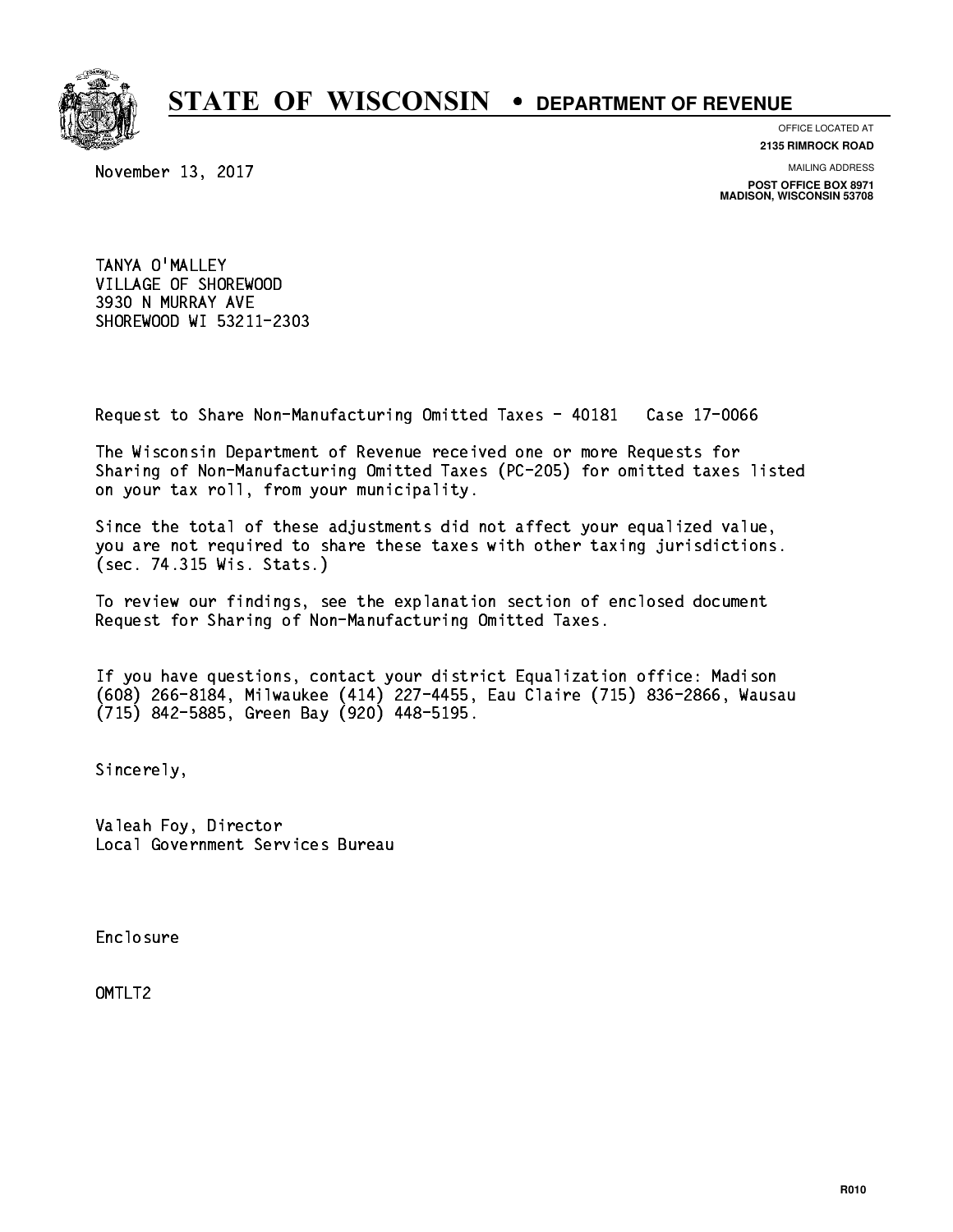# STATE OF WISCONSIN • DEPARTMENT OF REVENUE

OFFICE LOCATED AT
**2135 RIMROCK ROAD**

MAILING ADDRESS
**POST OFFICE BOX 8971**
**MADISON, WISCONSIN 53708**

November 13, 2017

TANYA O'MALLEY
VILLAGE OF SHOREWOOD
3930 N MURRAY AVE
SHOREWOOD WI 53211-2303

Request to Share Non-Manufacturing Omitted Taxes - 40181 Case 17-0066

The Wisconsin Department of Revenue received one or more Requests for Sharing of Non-Manufacturing Omitted Taxes (PC-205) for omitted taxes listed on your tax roll, from your municipality.

Since the total of these adjustments did not affect your equalized value, you are not required to share these taxes with other taxing jurisdictions. (sec. 74.315 Wis. Stats.)

To review our findings, see the explanation section of enclosed document Request for Sharing of Non-Manufacturing Omitted Taxes.

If you have questions, contact your district Equalization office: Madison (608) 266-8184, Milwaukee (414) 227-4455, Eau Claire (715) 836-2866, Wausau (715) 842-5885, Green Bay (920) 448-5195.

Sincerely,

Valeah Foy, Director
Local Government Services Bureau

Enclosure

OMTLT2

R010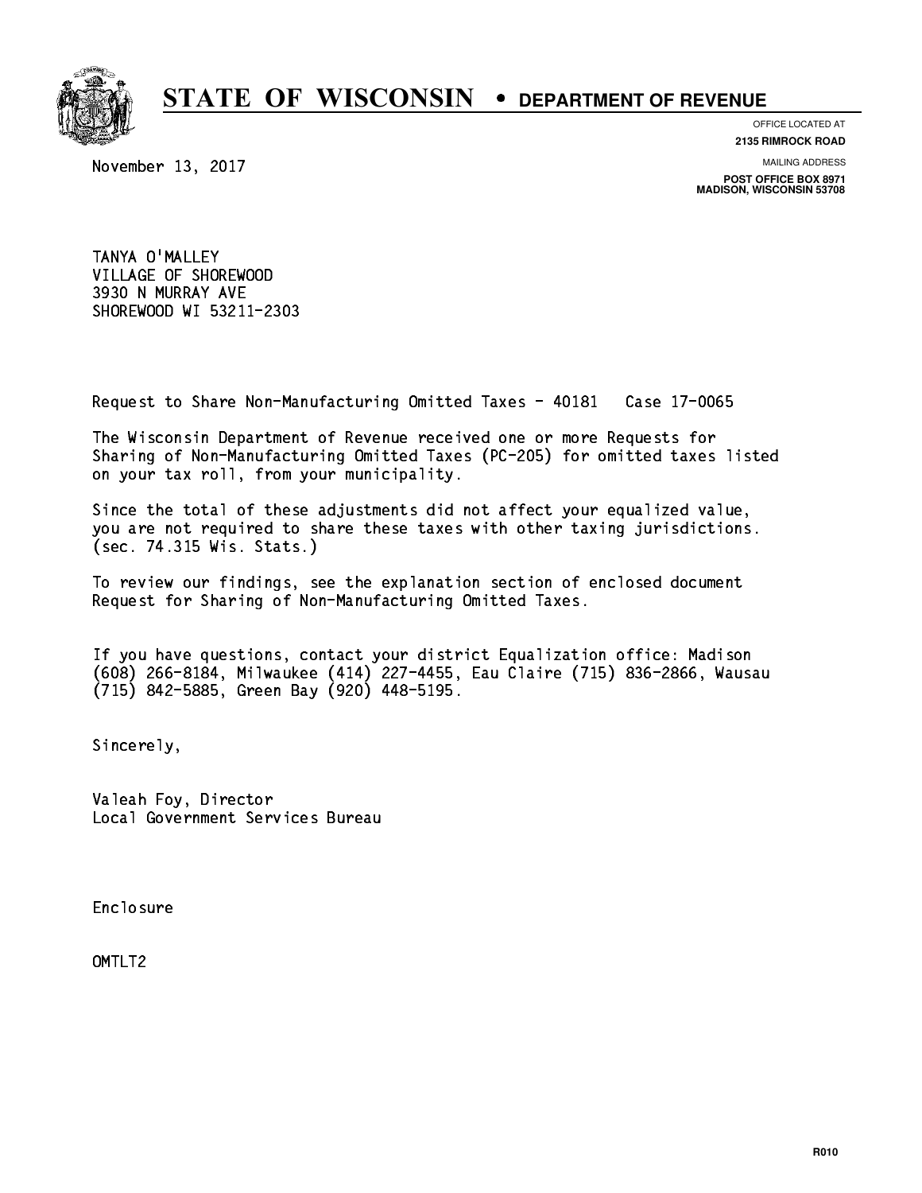# STATE OF WISCONSIN • DEPARTMENT OF REVENUE

OFFICE LOCATED AT
**2135 RIMROCK ROAD**

MAILING ADDRESS
**POST OFFICE BOX 8971**
**MADISON, WISCONSIN 53708**

November 13, 2017

TANYA O'MALLEY
VILLAGE OF SHOREWOOD
3930 N MURRAY AVE
SHOREWOOD WI 53211-2303

Request to Share Non-Manufacturing Omitted Taxes - 40181 Case 17-0065

The Wisconsin Department of Revenue received one or more Requests for Sharing of Non-Manufacturing Omitted Taxes (PC-205) for omitted taxes listed on your tax roll, from your municipality.

Since the total of these adjustments did not affect your equalized value, you are not required to share these taxes with other taxing jurisdictions. (sec. 74.315 Wis. Stats.)

To review our findings, see the explanation section of enclosed document Request for Sharing of Non-Manufacturing Omitted Taxes.

If you have questions, contact your district Equalization office: Madison (608) 266-8184, Milwaukee (414) 227-4455, Eau Claire (715) 836-2866, Wausau (715) 842-5885, Green Bay (920) 448-5195.

Sincerely,

Valeah Foy, Director
Local Government Services Bureau

Enclosure

OMTLT2

R010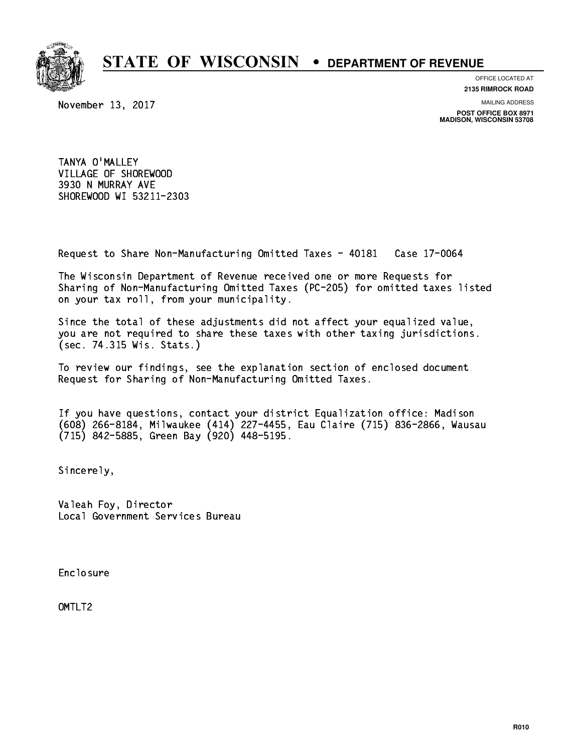# STATE OF WISCONSIN • DEPARTMENT OF REVENUE

OFFICE LOCATED AT
**2135 RIMROCK ROAD**

MAILING ADDRESS
**POST OFFICE BOX 8971**
**MADISON, WISCONSIN 53708**

November 13, 2017

TANYA O'MALLEY
VILLAGE OF SHOREWOOD
3930 N MURRAY AVE
SHOREWOOD WI 53211-2303

Request to Share Non-Manufacturing Omitted Taxes - 40181 Case 17-0064

The Wisconsin Department of Revenue received one or more Requests for Sharing of Non-Manufacturing Omitted Taxes (PC-205) for omitted taxes listed on your tax roll, from your municipality.

Since the total of these adjustments did not affect your equalized value, you are not required to share these taxes with other taxing jurisdictions. (sec. 74.315 Wis. Stats.)

To review our findings, see the explanation section of enclosed document Request for Sharing of Non-Manufacturing Omitted Taxes.

If you have questions, contact your district Equalization office: Madison (608) 266-8184, Milwaukee (414) 227-4455, Eau Claire (715) 836-2866, Wausau (715) 842-5885, Green Bay (920) 448-5195.

Sincerely,

Valeah Foy, Director
Local Government Services Bureau

Enclosure

OMTLT2

R010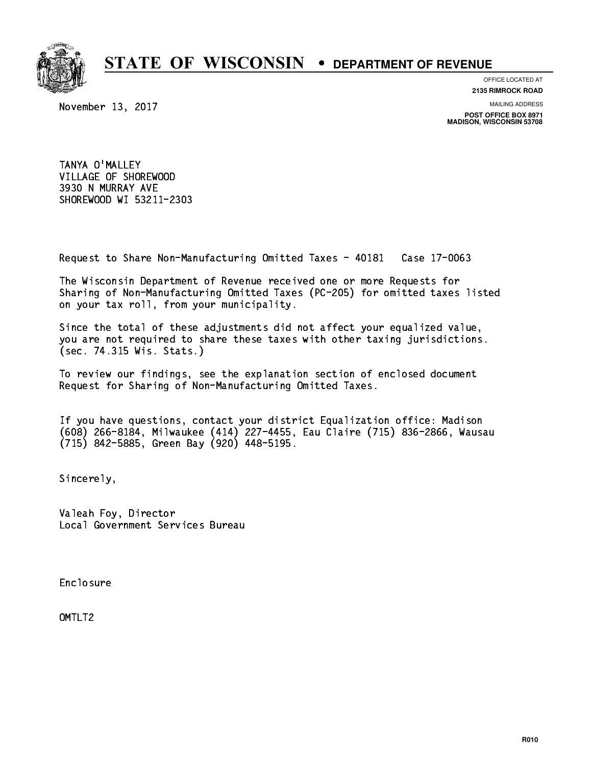# STATE OF WISCONSIN • DEPARTMENT OF REVENUE

OFFICE LOCATED AT
**2135 RIMROCK ROAD**

MAILING ADDRESS
**POST OFFICE BOX 8971**
**MADISON, WISCONSIN 53708**

November 13, 2017

TANYA O'MALLEY
VILLAGE OF SHOREWOOD
3930 N MURRAY AVE
SHOREWOOD WI 53211-2303

Request to Share Non-Manufacturing Omitted Taxes - 40181 Case 17-0063

The Wisconsin Department of Revenue received one or more Requests for Sharing of Non-Manufacturing Omitted Taxes (PC-205) for omitted taxes listed on your tax roll, from your municipality.

Since the total of these adjustments did not affect your equalized value, you are not required to share these taxes with other taxing jurisdictions. (sec. 74.315 Wis. Stats.)

To review our findings, see the explanation section of enclosed document Request for Sharing of Non-Manufacturing Omitted Taxes.

If you have questions, contact your district Equalization office: Madison (608) 266-8184, Milwaukee (414) 227-4455, Eau Claire (715) 836-2866, Wausau (715) 842-5885, Green Bay (920) 448-5195.

Sincerely,

Valeah Foy, Director
Local Government Services Bureau

Enclosure

OMTLT2

R010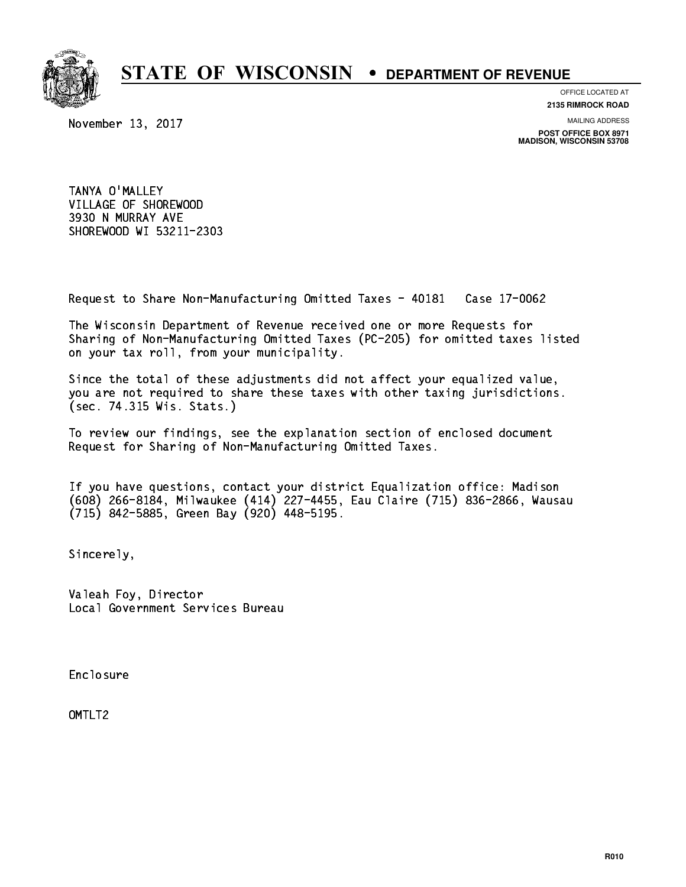# STATE OF WISCONSIN • DEPARTMENT OF REVENUE

OFFICE LOCATED AT
**2135 RIMROCK ROAD**

MAILING ADDRESS
**POST OFFICE BOX 8971**
**MADISON, WISCONSIN 53708**

November 13, 2017

TANYA O'MALLEY
VILLAGE OF SHOREWOOD
3930 N MURRAY AVE
SHOREWOOD WI 53211-2303

Request to Share Non-Manufacturing Omitted Taxes - 40181 Case 17-0062

The Wisconsin Department of Revenue received one or more Requests for Sharing of Non-Manufacturing Omitted Taxes (PC-205) for omitted taxes listed on your tax roll, from your municipality.

Since the total of these adjustments did not affect your equalized value, you are not required to share these taxes with other taxing jurisdictions. (sec. 74.315 Wis. Stats.)

To review our findings, see the explanation section of enclosed document Request for Sharing of Non-Manufacturing Omitted Taxes.

If you have questions, contact your district Equalization office: Madison (608) 266-8184, Milwaukee (414) 227-4455, Eau Claire (715) 836-2866, Wausau (715) 842-5885, Green Bay (920) 448-5195.

Sincerely,

Valeah Foy, Director
Local Government Services Bureau

Enclosure

OMTLT2

R010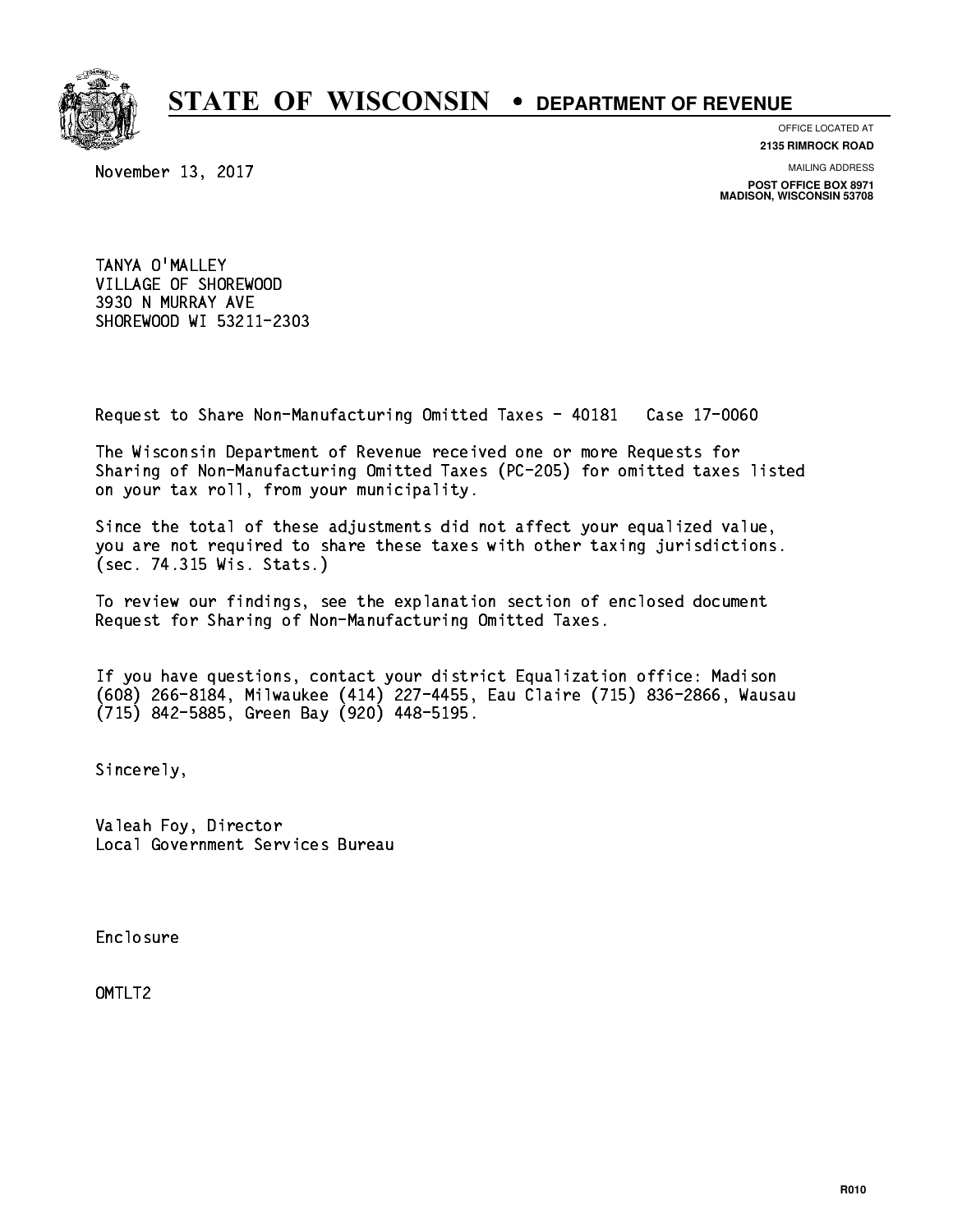# STATE OF WISCONSIN • DEPARTMENT OF REVENUE

OFFICE LOCATED AT
**2135 RIMROCK ROAD**

MAILING ADDRESS
**POST OFFICE BOX 8971**
**MADISON, WISCONSIN 53708**

November 13, 2017

TANYA O'MALLEY
VILLAGE OF SHOREWOOD
3930 N MURRAY AVE
SHOREWOOD WI 53211-2303

Request to Share Non-Manufacturing Omitted Taxes - 40181 Case 17-0060

The Wisconsin Department of Revenue received one or more Requests for Sharing of Non-Manufacturing Omitted Taxes (PC-205) for omitted taxes listed on your tax roll, from your municipality.

Since the total of these adjustments did not affect your equalized value, you are not required to share these taxes with other taxing jurisdictions. (sec. 74.315 Wis. Stats.)

To review our findings, see the explanation section of enclosed document Request for Sharing of Non-Manufacturing Omitted Taxes.

If you have questions, contact your district Equalization office: Madison (608) 266-8184, Milwaukee (414) 227-4455, Eau Claire (715) 836-2866, Wausau (715) 842-5885, Green Bay (920) 448-5195.

Sincerely,

Valeah Foy, Director
Local Government Services Bureau

Enclosure

OMTLT2

R010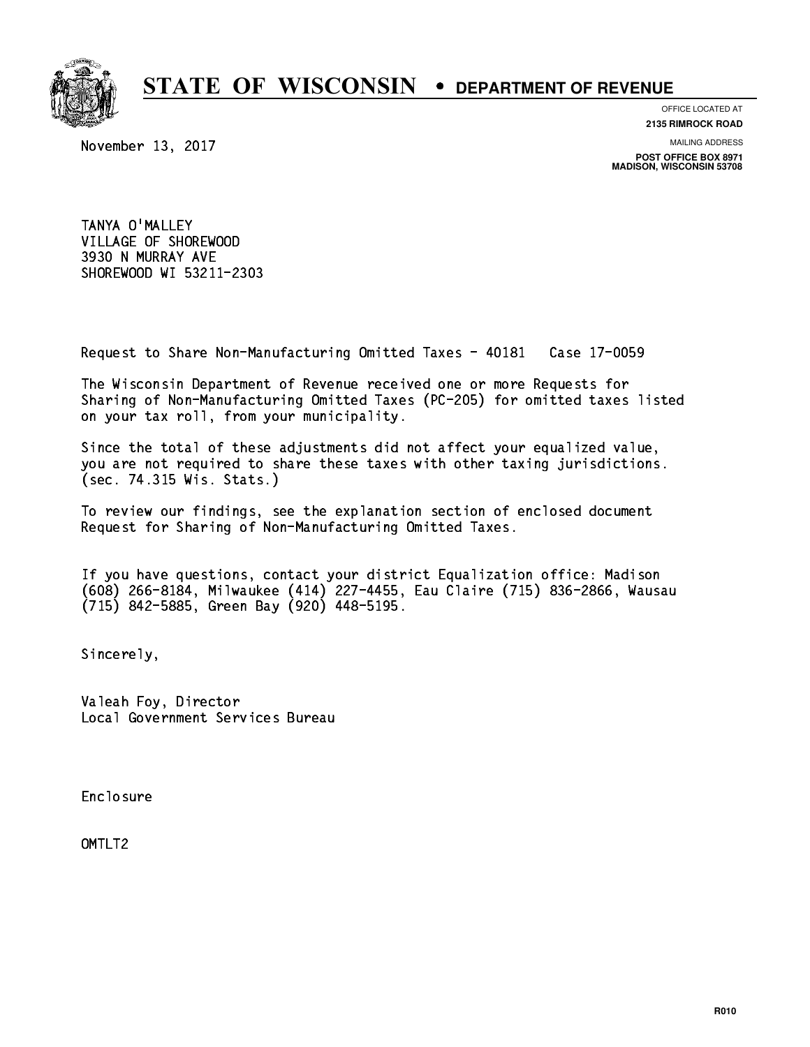# STATE OF WISCONSIN • DEPARTMENT OF REVENUE

OFFICE LOCATED AT
**2135 RIMROCK ROAD**

MAILING ADDRESS
**POST OFFICE BOX 8971**
**MADISON, WISCONSIN 53708**

November 13, 2017

TANYA O'MALLEY
VILLAGE OF SHOREWOOD
3930 N MURRAY AVE
SHOREWOOD WI 53211-2303

Request to Share Non-Manufacturing Omitted Taxes - 40181   Case 17-0059

The Wisconsin Department of Revenue received one or more Requests for Sharing of Non-Manufacturing Omitted Taxes (PC-205) for omitted taxes listed on your tax roll, from your municipality.

Since the total of these adjustments did not affect your equalized value, you are not required to share these taxes with other taxing jurisdictions. (sec. 74.315 Wis. Stats.)

To review our findings, see the explanation section of enclosed document Request for Sharing of Non-Manufacturing Omitted Taxes.

If you have questions, contact your district Equalization office: Madison (608) 266-8184, Milwaukee (414) 227-4455, Eau Claire (715) 836-2866, Wausau (715) 842-5885, Green Bay (920) 448-5195.

Sincerely,

Valeah Foy, Director
Local Government Services Bureau

Enclosure

OMTLT2

R010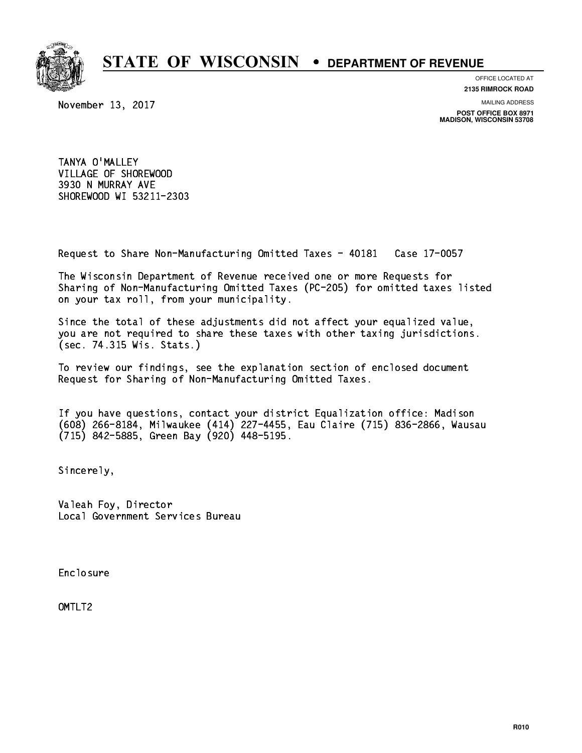# STATE OF WISCONSIN • DEPARTMENT OF REVENUE

OFFICE LOCATED AT
**2135 RIMROCK ROAD**

MAILING ADDRESS
**POST OFFICE BOX 8971**
**MADISON, WISCONSIN 53708**

November 13, 2017

TANYA O'MALLEY
VILLAGE OF SHOREWOOD
3930 N MURRAY AVE
SHOREWOOD WI 53211-2303

Request to Share Non-Manufacturing Omitted Taxes - 40181 Case 17-0057

The Wisconsin Department of Revenue received one or more Requests for Sharing of Non-Manufacturing Omitted Taxes (PC-205) for omitted taxes listed on your tax roll, from your municipality.

Since the total of these adjustments did not affect your equalized value, you are not required to share these taxes with other taxing jurisdictions. (sec. 74.315 Wis. Stats.)

To review our findings, see the explanation section of enclosed document Request for Sharing of Non-Manufacturing Omitted Taxes.

If you have questions, contact your district Equalization office: Madison (608) 266-8184, Milwaukee (414) 227-4455, Eau Claire (715) 836-2866, Wausau (715) 842-5885, Green Bay (920) 448-5195.

Sincerely,

Valeah Foy, Director
Local Government Services Bureau

Enclosure

OMTLT2

R010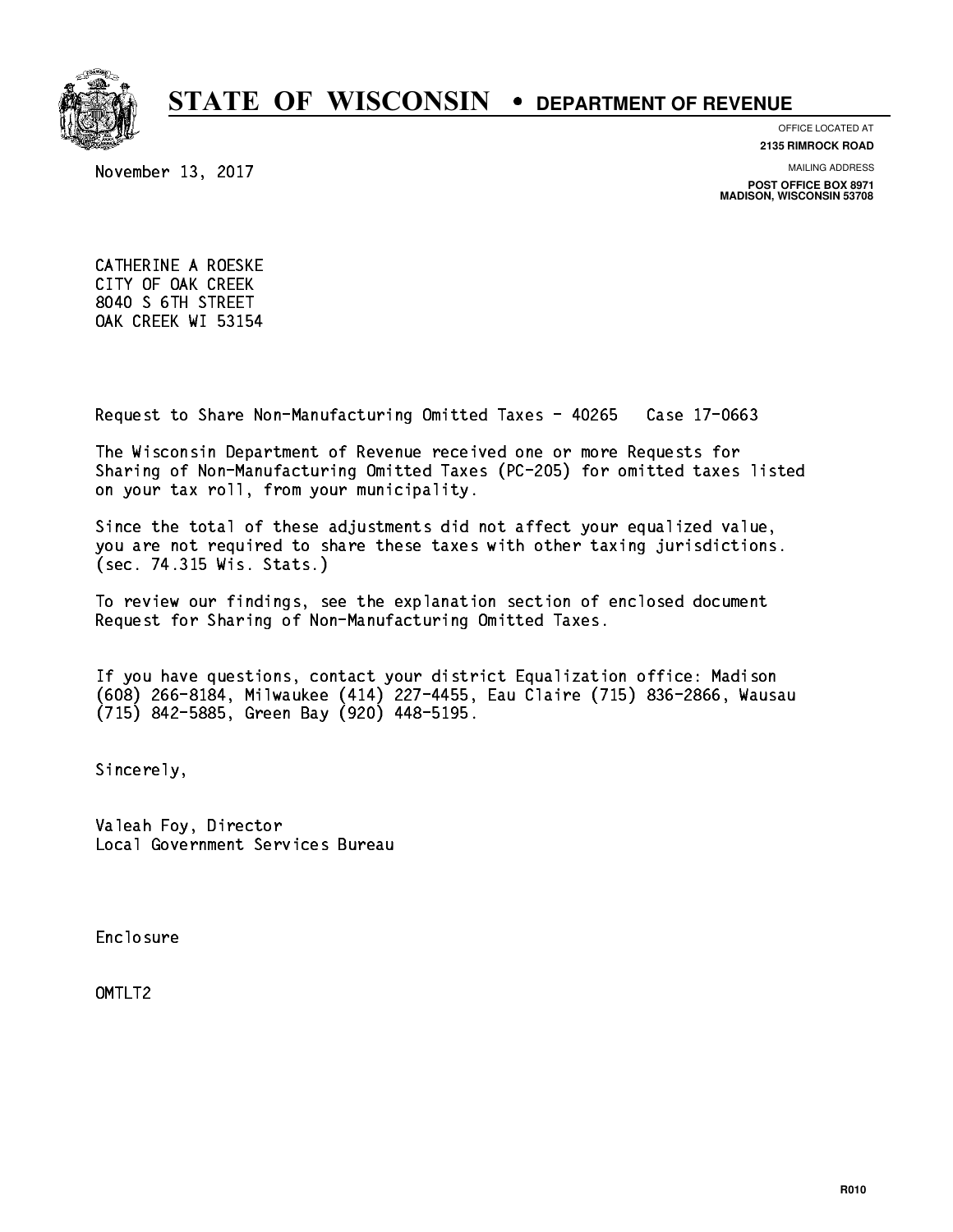# STATE OF WISCONSIN • DEPARTMENT OF REVENUE

OFFICE LOCATED AT
**2135 RIMROCK ROAD**

MAILING ADDRESS
**POST OFFICE BOX 8971**
**MADISON, WISCONSIN 53708**

November 13, 2017

CATHERINE A ROESKE
CITY OF OAK CREEK
8040 S 6TH STREET
OAK CREEK WI 53154

Request to Share Non-Manufacturing Omitted Taxes - 40265 Case 17-0663

The Wisconsin Department of Revenue received one or more Requests for Sharing of Non-Manufacturing Omitted Taxes (PC-205) for omitted taxes listed on your tax roll, from your municipality.

Since the total of these adjustments did not affect your equalized value, you are not required to share these taxes with other taxing jurisdictions. (sec. 74.315 Wis. Stats.)

To review our findings, see the explanation section of enclosed document Request for Sharing of Non-Manufacturing Omitted Taxes.

If you have questions, contact your district Equalization office: Madison (608) 266-8184, Milwaukee (414) 227-4455, Eau Claire (715) 836-2866, Wausau (715) 842-5885, Green Bay (920) 448-5195.

Sincerely,

Valeah Foy, Director
Local Government Services Bureau

Enclosure

OMTLT2

R010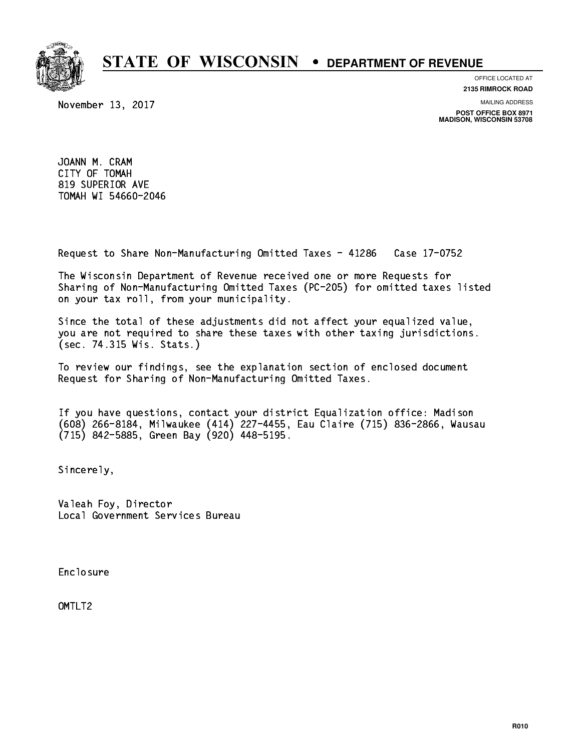# STATE OF WISCONSIN • DEPARTMENT OF REVENUE

OFFICE LOCATED AT
**2135 RIMROCK ROAD**

MAILING ADDRESS
**POST OFFICE BOX 8971**
**MADISON, WISCONSIN 53708**

November 13, 2017

JOANN M. CRAM
CITY OF TOMAH
819 SUPERIOR AVE
TOMAH WI 54660-2046

Request to Share Non-Manufacturing Omitted Taxes - 41286 Case 17-0752

The Wisconsin Department of Revenue received one or more Requests for Sharing of Non-Manufacturing Omitted Taxes (PC-205) for omitted taxes listed on your tax roll, from your municipality.

Since the total of these adjustments did not affect your equalized value, you are not required to share these taxes with other taxing jurisdictions. (sec. 74.315 Wis. Stats.)

To review our findings, see the explanation section of enclosed document Request for Sharing of Non-Manufacturing Omitted Taxes.

If you have questions, contact your district Equalization office: Madison (608) 266-8184, Milwaukee (414) 227-4455, Eau Claire (715) 836-2866, Wausau (715) 842-5885, Green Bay (920) 448-5195.

Sincerely,

Valeah Foy, Director
Local Government Services Bureau

Enclosure

OMTLT2

R010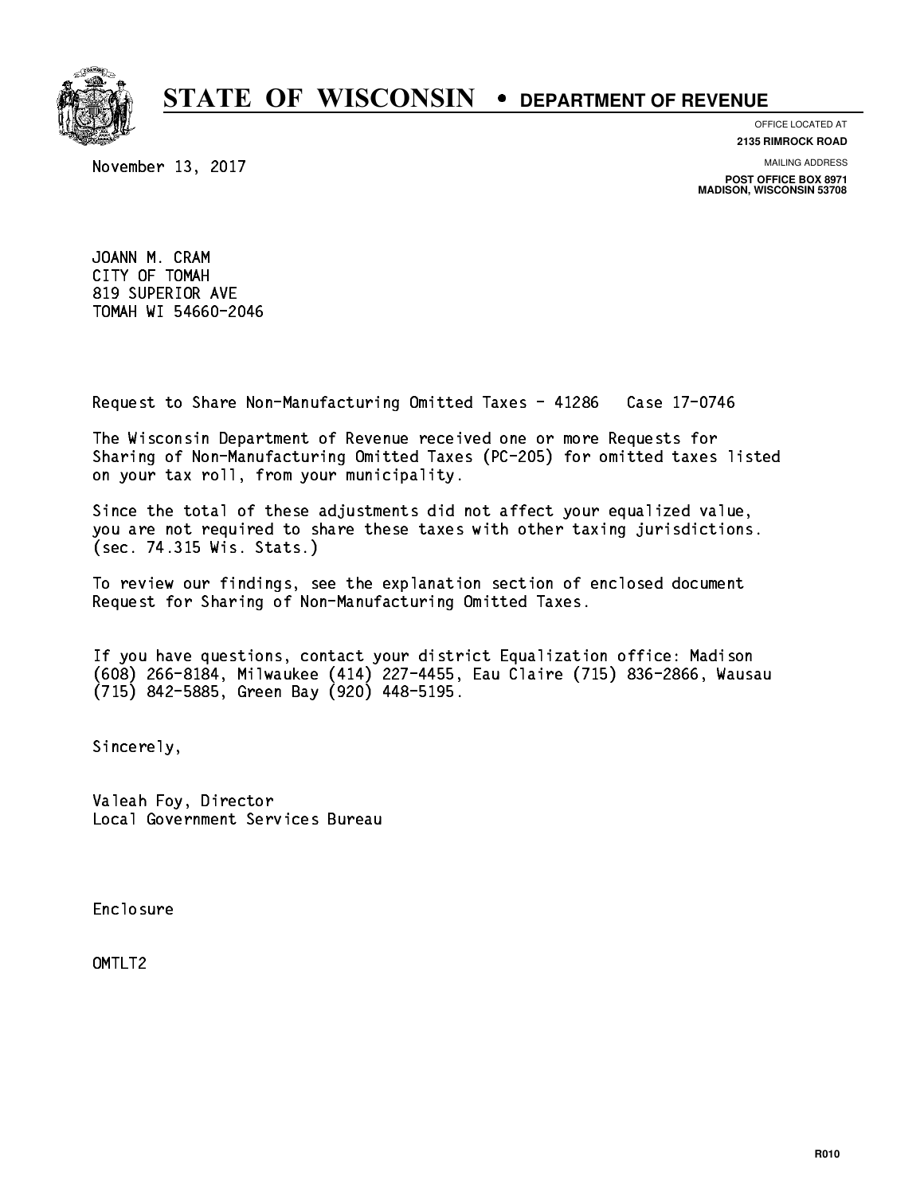# STATE OF WISCONSIN • DEPARTMENT OF REVENUE

OFFICE LOCATED AT
**2135 RIMROCK ROAD**

MAILING ADDRESS
**POST OFFICE BOX 8971**
**MADISON, WISCONSIN 53708**

November 13, 2017

JOANN M. CRAM
CITY OF TOMAH
819 SUPERIOR AVE
TOMAH WI 54660-2046

Request to Share Non-Manufacturing Omitted Taxes - 41286   Case 17-0746

The Wisconsin Department of Revenue received one or more Requests for Sharing of Non-Manufacturing Omitted Taxes (PC-205) for omitted taxes listed on your tax roll, from your municipality.

Since the total of these adjustments did not affect your equalized value, you are not required to share these taxes with other taxing jurisdictions. (sec. 74.315 Wis. Stats.)

To review our findings, see the explanation section of enclosed document Request for Sharing of Non-Manufacturing Omitted Taxes.

If you have questions, contact your district Equalization office: Madison (608) 266-8184, Milwaukee (414) 227-4455, Eau Claire (715) 836-2866, Wausau (715) 842-5885, Green Bay (920) 448-5195.

Sincerely,

Valeah Foy, Director
Local Government Services Bureau

Enclosure

OMTLT2

R010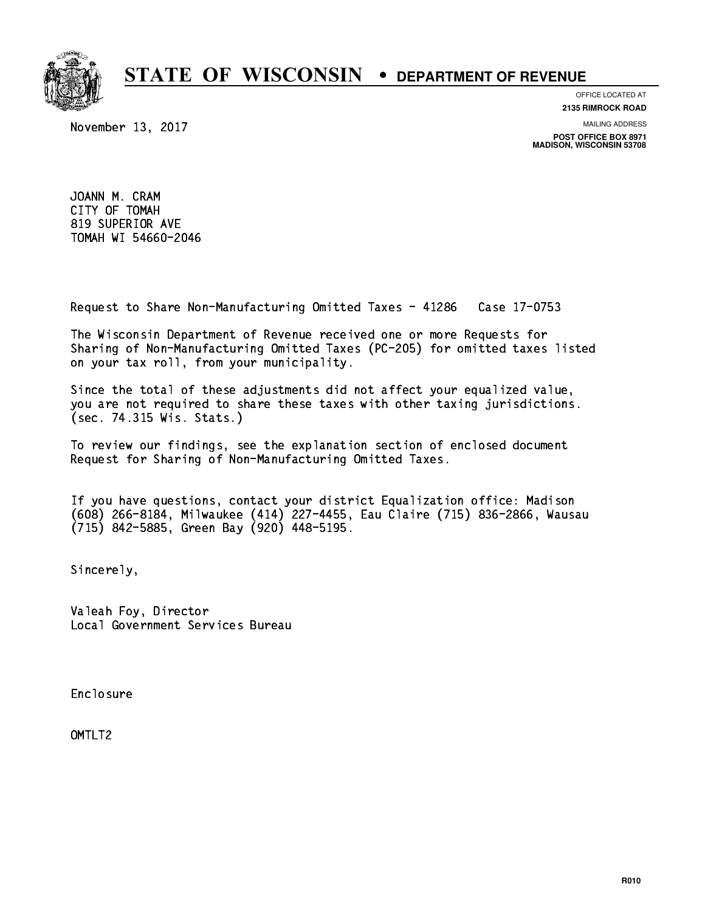# STATE OF WISCONSIN • DEPARTMENT OF REVENUE

OFFICE LOCATED AT
**2135 RIMROCK ROAD**

MAILING ADDRESS
**POST OFFICE BOX 8971**
**MADISON, WISCONSIN 53708**

November 13, 2017

JOANN M. CRAM
CITY OF TOMAH
819 SUPERIOR AVE
TOMAH WI 54660-2046

Request to Share Non-Manufacturing Omitted Taxes - 41286 Case 17-0753

The Wisconsin Department of Revenue received one or more Requests for Sharing of Non-Manufacturing Omitted Taxes (PC-205) for omitted taxes listed on your tax roll, from your municipality.

Since the total of these adjustments did not affect your equalized value, you are not required to share these taxes with other taxing jurisdictions. (sec. 74.315 Wis. Stats.)

To review our findings, see the explanation section of enclosed document Request for Sharing of Non-Manufacturing Omitted Taxes.

If you have questions, contact your district Equalization office: Madison (608) 266-8184, Milwaukee (414) 227-4455, Eau Claire (715) 836-2866, Wausau (715) 842-5885, Green Bay (920) 448-5195.

Sincerely,

Valeah Foy, Director
Local Government Services Bureau

Enclosure

OMTLT2

R010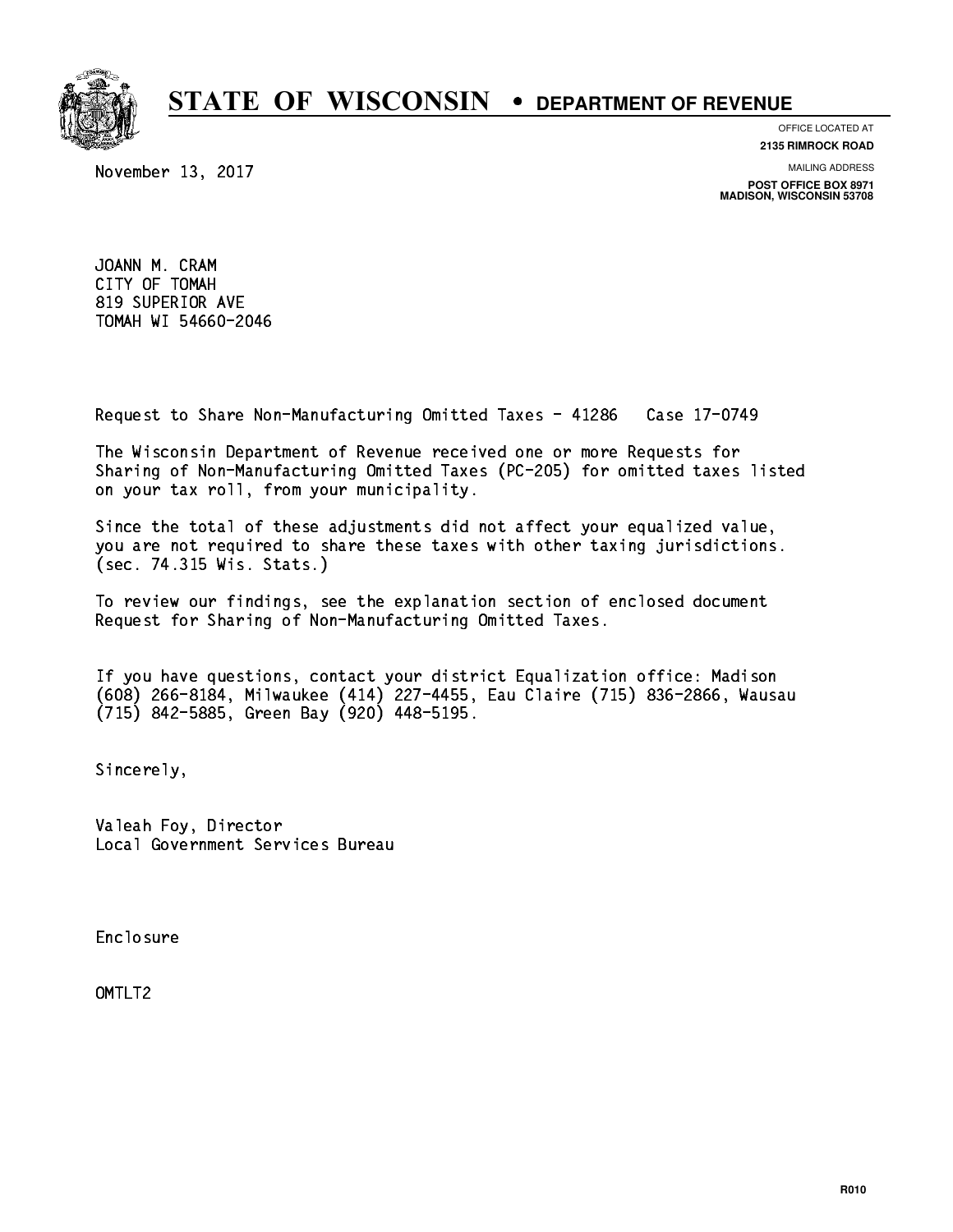# STATE OF WISCONSIN • DEPARTMENT OF REVENUE

OFFICE LOCATED AT
**2135 RIMROCK ROAD**

MAILING ADDRESS
**POST OFFICE BOX 8971**
**MADISON, WISCONSIN 53708**

November 13, 2017

JOANN M. CRAM
CITY OF TOMAH
819 SUPERIOR AVE
TOMAH WI 54660-2046

Request to Share Non-Manufacturing Omitted Taxes - 41286 Case 17-0749

The Wisconsin Department of Revenue received one or more Requests for Sharing of Non-Manufacturing Omitted Taxes (PC-205) for omitted taxes listed on your tax roll, from your municipality.

Since the total of these adjustments did not affect your equalized value, you are not required to share these taxes with other taxing jurisdictions. (sec. 74.315 Wis. Stats.)

To review our findings, see the explanation section of enclosed document Request for Sharing of Non-Manufacturing Omitted Taxes.

If you have questions, contact your district Equalization office: Madison (608) 266-8184, Milwaukee (414) 227-4455, Eau Claire (715) 836-2866, Wausau (715) 842-5885, Green Bay (920) 448-5195.

Sincerely,

Valeah Foy, Director
Local Government Services Bureau

Enclosure

OMTLT2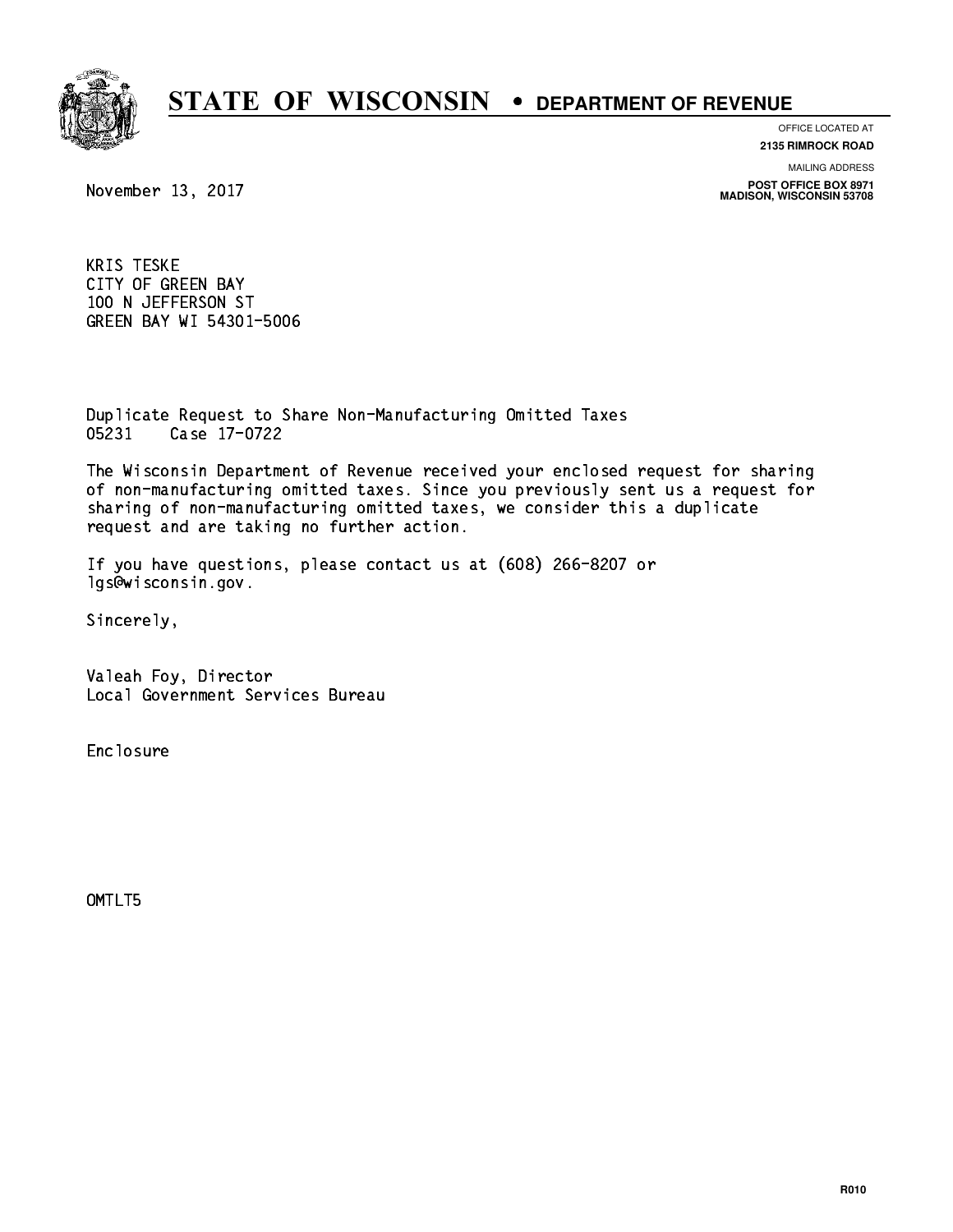# STATE OF WISCONSIN • DEPARTMENT OF REVENUE

OFFICE LOCATED AT
**2135 RIMROCK ROAD**

MAILING ADDRESS
**POST OFFICE BOX 8971**
**MADISON, WISCONSIN 53708**

November 13, 2017

KRIS TESKE
CITY OF GREEN BAY
100 N JEFFERSON ST
GREEN BAY WI 54301-5006

Duplicate Request to Share Non-Manufacturing Omitted Taxes
05231 Case 17-0722

The Wisconsin Department of Revenue received your enclosed request for sharing of non-manufacturing omitted taxes. Since you previously sent us a request for sharing of non-manufacturing omitted taxes, we consider this a duplicate request and are taking no further action.

If you have questions, please contact us at (608) 266-8207 or lgs@wisconsin.gov.

Sincerely,

Valeah Foy, Director
Local Government Services Bureau

Enclosure

OMTLT5

R010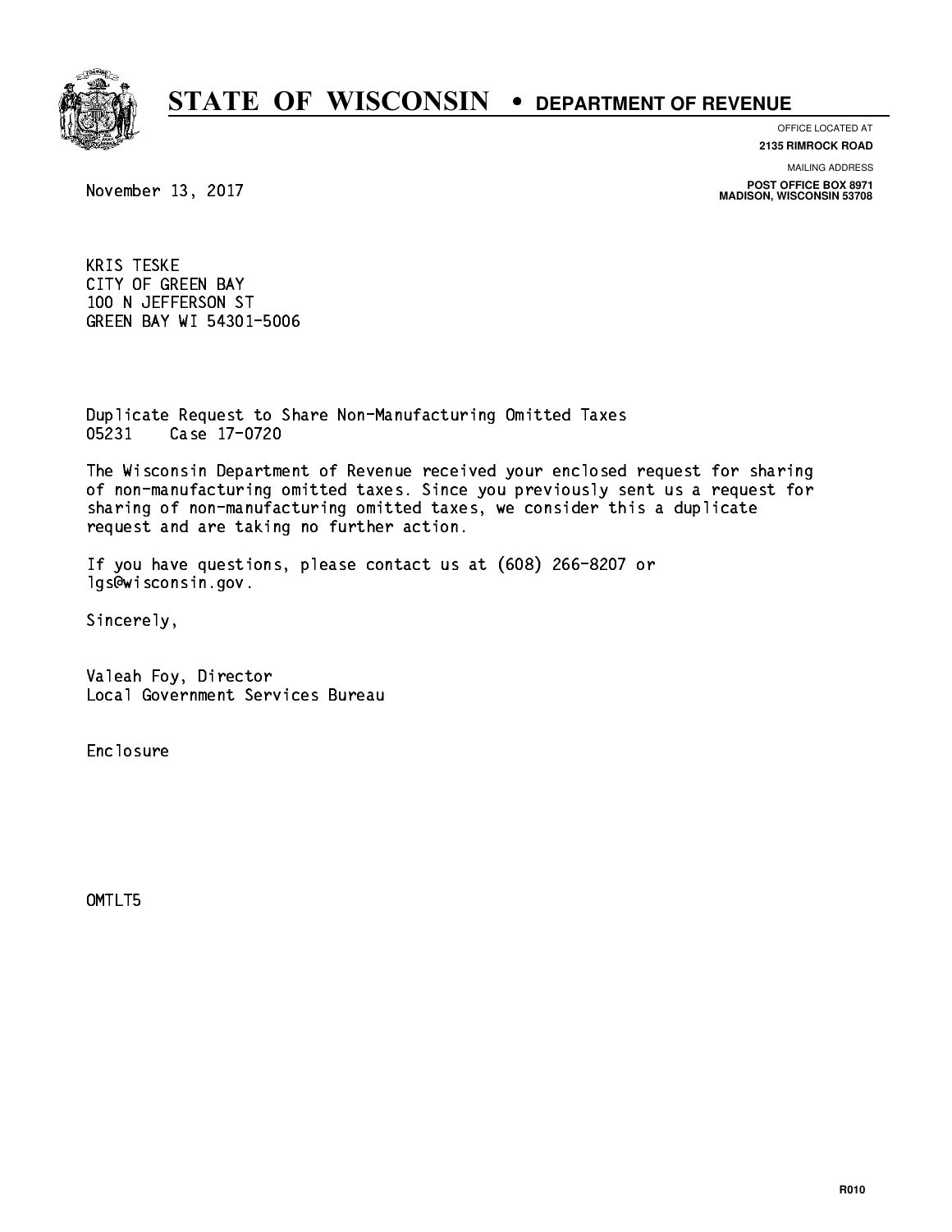# STATE OF WISCONSIN • DEPARTMENT OF REVENUE

OFFICE LOCATED AT
**2135 RIMROCK ROAD**

MAILING ADDRESS
**POST OFFICE BOX 8971**
**MADISON, WISCONSIN 53708**

November 13, 2017

KRIS TESKE
CITY OF GREEN BAY
100 N JEFFERSON ST
GREEN BAY WI 54301-5006

Duplicate Request to Share Non-Manufacturing Omitted Taxes
05231 Case 17-0720

The Wisconsin Department of Revenue received your enclosed request for sharing of non-manufacturing omitted taxes. Since you previously sent us a request for sharing of non-manufacturing omitted taxes, we consider this a duplicate request and are taking no further action.

If you have questions, please contact us at (608) 266-8207 or lgs@wisconsin.gov.

Sincerely,

Valeah Foy, Director
Local Government Services Bureau

Enclosure

OMTLT5

R010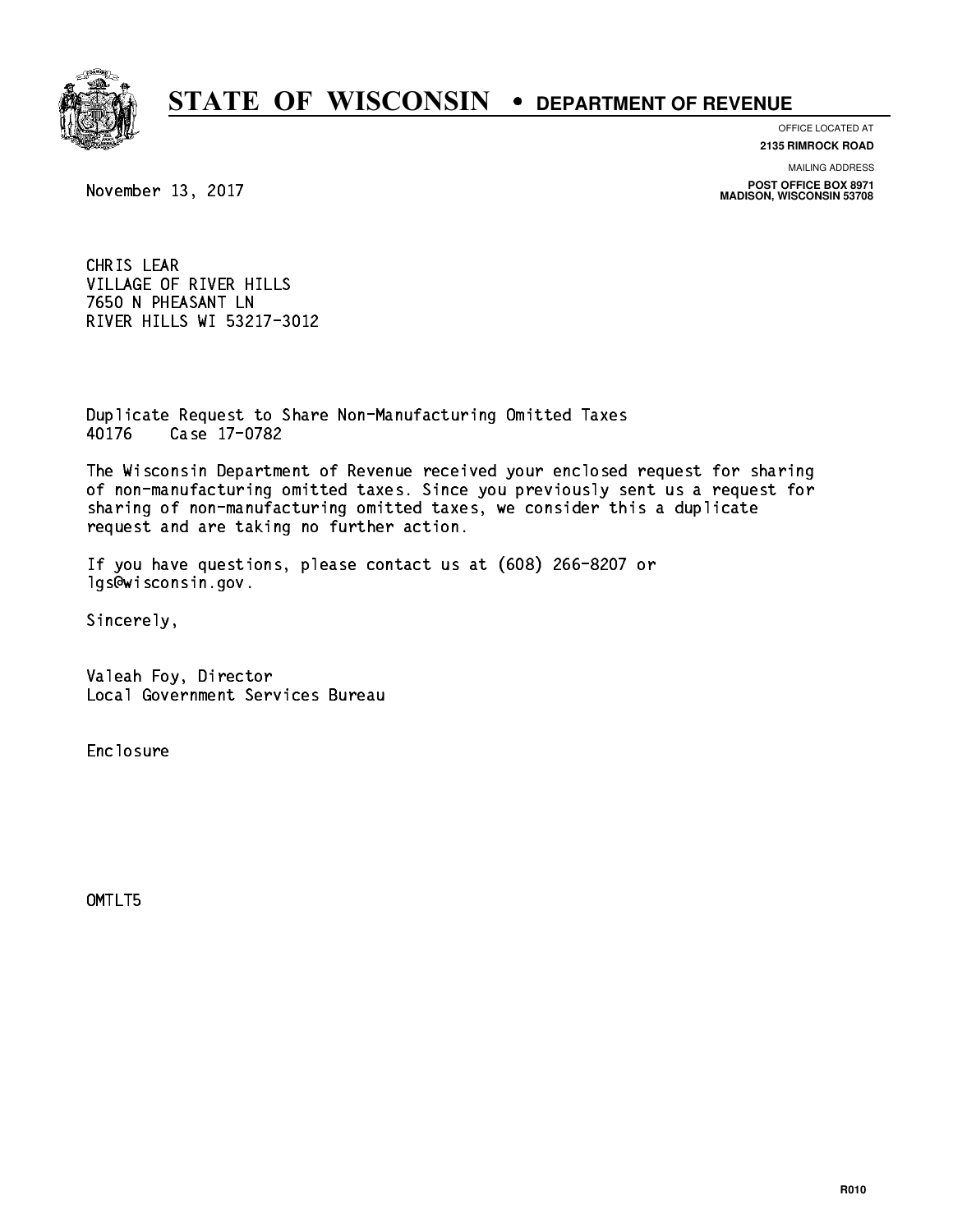# STATE OF WISCONSIN • DEPARTMENT OF REVENUE

OFFICE LOCATED AT
**2135 RIMROCK ROAD**

MAILING ADDRESS
**POST OFFICE BOX 8971**
**MADISON, WISCONSIN 53708**

November 13, 2017

CHRIS LEAR
VILLAGE OF RIVER HILLS
7650 N PHEASANT LN
RIVER HILLS WI 53217-3012

Duplicate Request to Share Non-Manufacturing Omitted Taxes
40176 Case 17-0782

The Wisconsin Department of Revenue received your enclosed request for sharing of non-manufacturing omitted taxes. Since you previously sent us a request for sharing of non-manufacturing omitted taxes, we consider this a duplicate request and are taking no further action.

If you have questions, please contact us at (608) 266-8207 or lgs@wisconsin.gov.

Sincerely,

Valeah Foy, Director
Local Government Services Bureau

Enclosure

OMTLT5

R010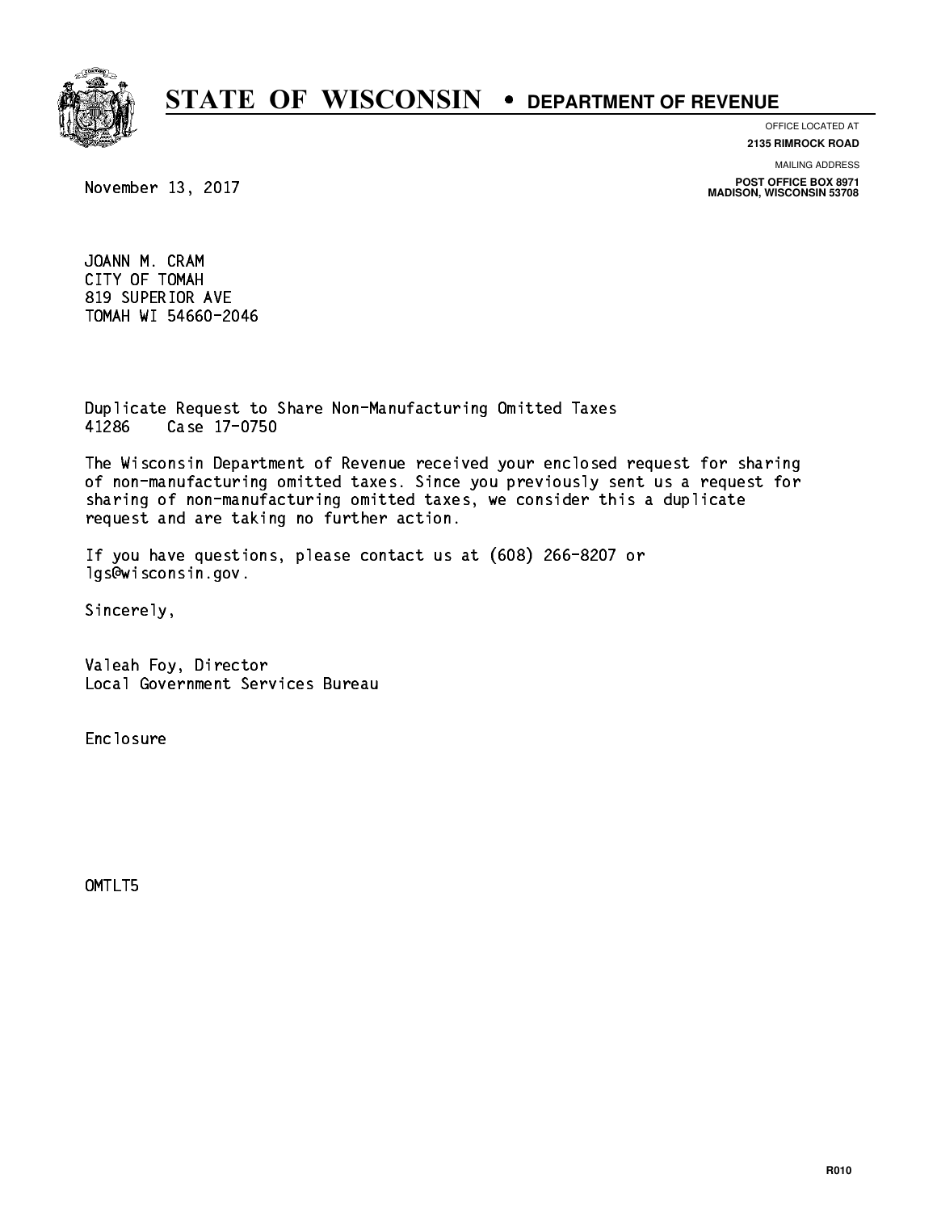# STATE OF WISCONSIN • DEPARTMENT OF REVENUE

OFFICE LOCATED AT
**2135 RIMROCK ROAD**

MAILING ADDRESS
**POST OFFICE BOX 8971**
**MADISON, WISCONSIN 53708**

November 13, 2017

JOANN M. CRAM
CITY OF TOMAH
819 SUPERIOR AVE
TOMAH WI 54660-2046

Duplicate Request to Share Non-Manufacturing Omitted Taxes
41286 Case 17-0750

The Wisconsin Department of Revenue received your enclosed request for sharing of non-manufacturing omitted taxes. Since you previously sent us a request for sharing of non-manufacturing omitted taxes, we consider this a duplicate request and are taking no further action.

If you have questions, please contact us at (608) 266-8207 or lgs@wisconsin.gov.

Sincerely,

Valeah Foy, Director
Local Government Services Bureau

Enclosure

OMTLT5

R010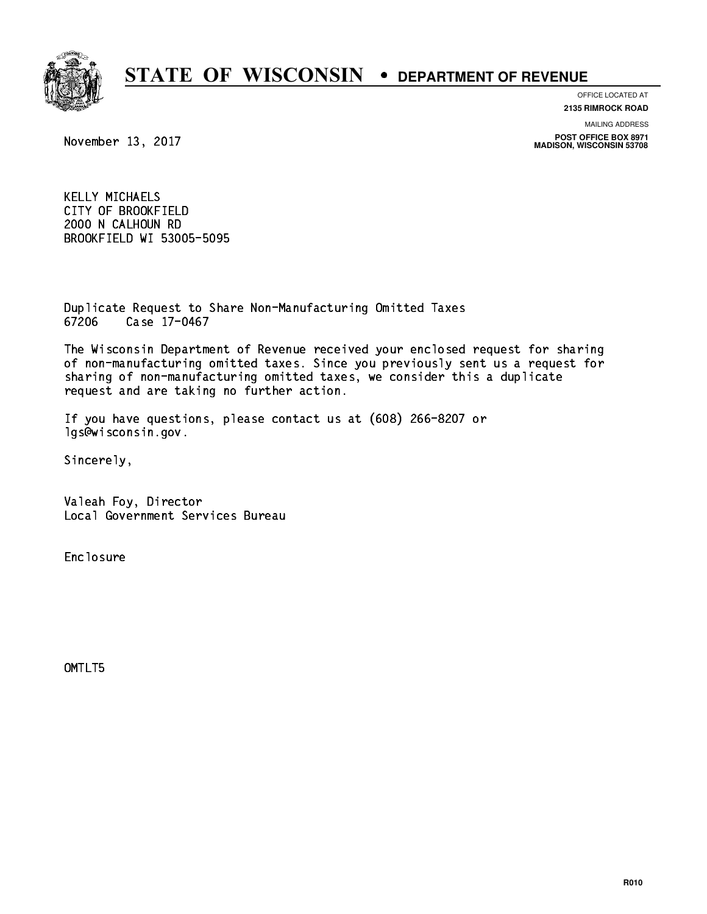# STATE OF WISCONSIN • DEPARTMENT OF REVENUE

OFFICE LOCATED AT
**2135 RIMROCK ROAD**

MAILING ADDRESS
**POST OFFICE BOX 8971**
**MADISON, WISCONSIN 53708**

November 13, 2017

KELLY MICHAELS
CITY OF BROOKFIELD
2000 N CALHOUN RD
BROOKFIELD WI 53005-5095

Duplicate Request to Share Non-Manufacturing Omitted Taxes
67206 Case 17-0467

The Wisconsin Department of Revenue received your enclosed request for sharing of non-manufacturing omitted taxes. Since you previously sent us a request for sharing of non-manufacturing omitted taxes, we consider this a duplicate request and are taking no further action.

If you have questions, please contact us at (608) 266-8207 or lgs@wisconsin.gov.

Sincerely,

Valeah Foy, Director
Local Government Services Bureau

Enclosure

OMTLT5

R010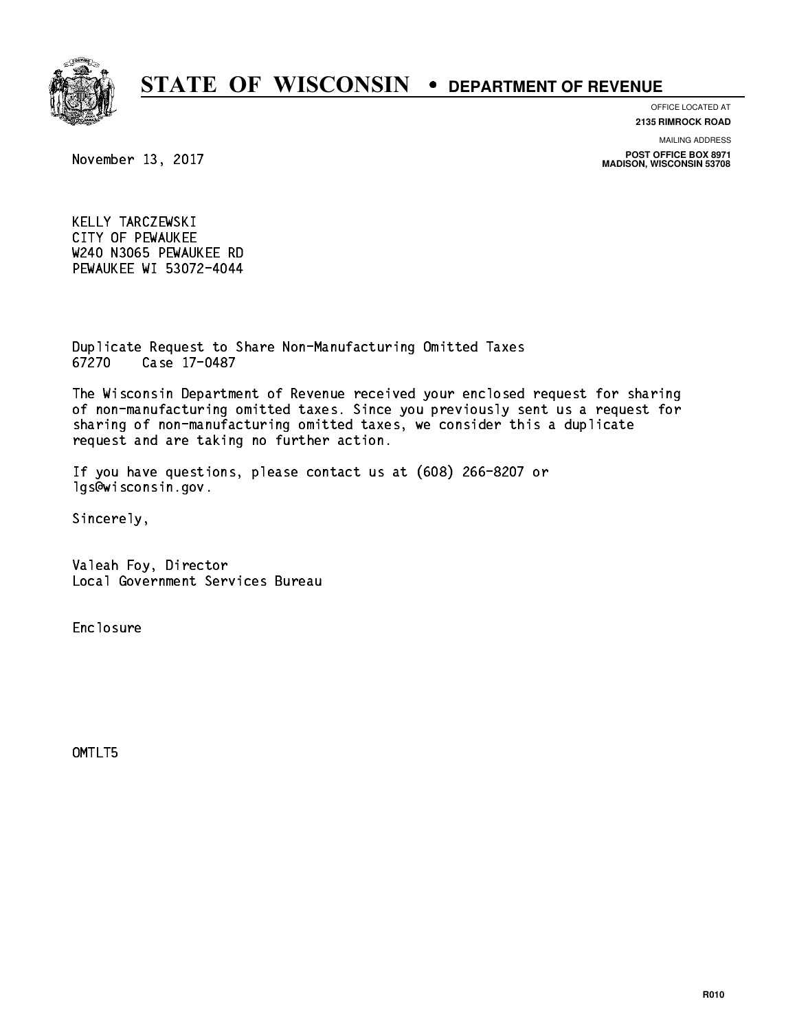# STATE OF WISCONSIN • DEPARTMENT OF REVENUE

OFFICE LOCATED AT
**2135 RIMROCK ROAD**

MAILING ADDRESS
**POST OFFICE BOX 8971**
**MADISON, WISCONSIN 53708**

November 13, 2017

KELLY TARCZEWSKI
CITY OF PEWAUKEE
W240 N3065 PEWAUKEE RD
PEWAUKEE WI 53072-4044

Duplicate Request to Share Non-Manufacturing Omitted Taxes
67270    Case 17-0487

The Wisconsin Department of Revenue received your enclosed request for sharing of non-manufacturing omitted taxes. Since you previously sent us a request for sharing of non-manufacturing omitted taxes, we consider this a duplicate request and are taking no further action.

If you have questions, please contact us at (608) 266-8207 or lgs@wisconsin.gov.

Sincerely,

Valeah Foy, Director
Local Government Services Bureau

Enclosure

OMTLT5

R010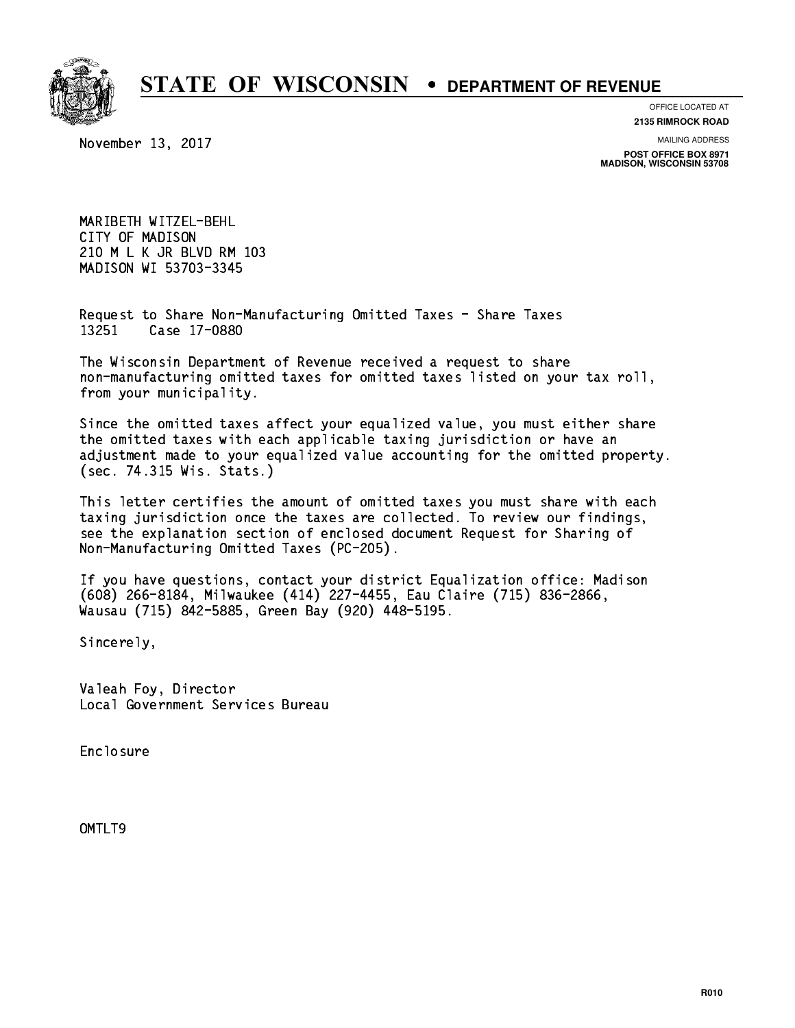# STATE OF WISCONSIN • DEPARTMENT OF REVENUE

OFFICE LOCATED AT
**2135 RIMROCK ROAD**

MAILING ADDRESS
**POST OFFICE BOX 8971**
**MADISON, WISCONSIN 53708**

November 13, 2017

MARIBETH WITZEL-BEHL
CITY OF MADISON
210 M L K JR BLVD RM 103
MADISON WI 53703-3345

Request to Share Non-Manufacturing Omitted Taxes - Share Taxes
13251 Case 17-0880

The Wisconsin Department of Revenue received a request to share non-manufacturing omitted taxes for omitted taxes listed on your tax roll, from your municipality.

Since the omitted taxes affect your equalized value, you must either share the omitted taxes with each applicable taxing jurisdiction or have an adjustment made to your equalized value accounting for the omitted property. (sec. 74.315 Wis. Stats.)

This letter certifies the amount of omitted taxes you must share with each taxing jurisdiction once the taxes are collected. To review our findings, see the explanation section of enclosed document Request for Sharing of Non-Manufacturing Omitted Taxes (PC-205).

If you have questions, contact your district Equalization office: Madison (608) 266-8184, Milwaukee (414) 227-4455, Eau Claire (715) 836-2866, Wausau (715) 842-5885, Green Bay (920) 448-5195.

Sincerely,

Valeah Foy, Director
Local Government Services Bureau

Enclosure

OMTLT9

R010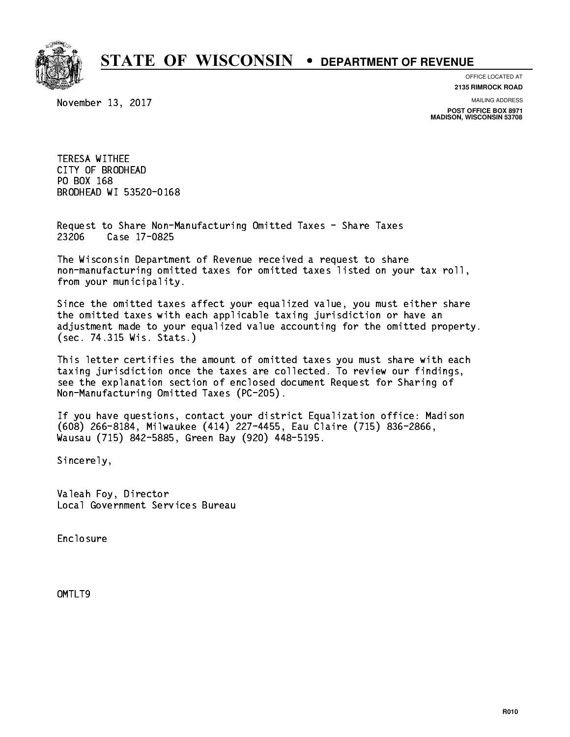# STATE OF WISCONSIN • DEPARTMENT OF REVENUE

OFFICE LOCATED AT
**2135 RIMROCK ROAD**

MAILING ADDRESS
**POST OFFICE BOX 8971**
**MADISON, WISCONSIN 53708**

November 13, 2017

TERESA WITHEE
CITY OF BRODHEAD
PO BOX 168
BRODHEAD WI 53520-0168

Request to Share Non-Manufacturing Omitted Taxes - Share Taxes
23206 Case 17-0825

The Wisconsin Department of Revenue received a request to share non-manufacturing omitted taxes for omitted taxes listed on your tax roll, from your municipality.

Since the omitted taxes affect your equalized value, you must either share the omitted taxes with each applicable taxing jurisdiction or have an adjustment made to your equalized value accounting for the omitted property. (sec. 74.315 Wis. Stats.)

This letter certifies the amount of omitted taxes you must share with each taxing jurisdiction once the taxes are collected. To review our findings, see the explanation section of enclosed document Request for Sharing of Non-Manufacturing Omitted Taxes (PC-205).

If you have questions, contact your district Equalization office: Madison (608) 266-8184, Milwaukee (414) 227-4455, Eau Claire (715) 836-2866, Wausau (715) 842-5885, Green Bay (920) 448-5195.

Sincerely,

Valeah Foy, Director
Local Government Services Bureau

Enclosure

OMTLT9

R010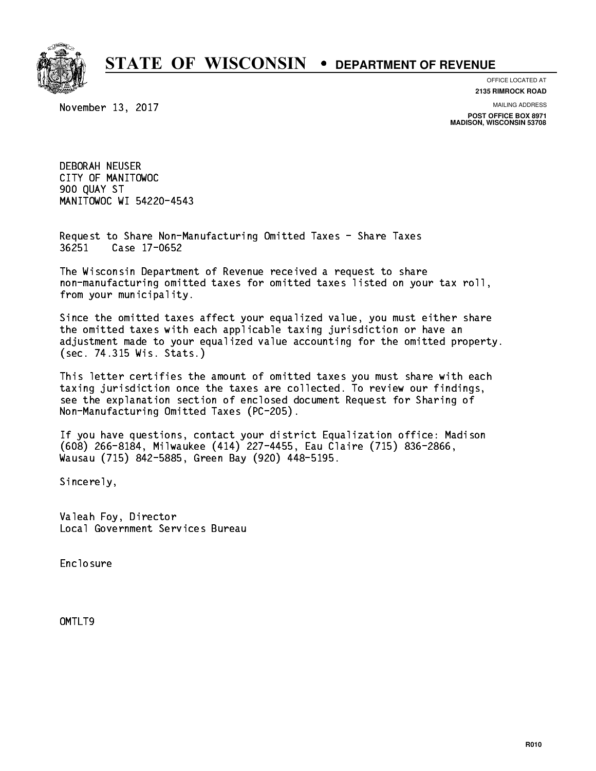# STATE OF WISCONSIN • DEPARTMENT OF REVENUE

OFFICE LOCATED AT
**2135 RIMROCK ROAD**

MAILING ADDRESS
**POST OFFICE BOX 8971**
**MADISON, WISCONSIN 53708**

November 13, 2017

DEBORAH NEUSER
CITY OF MANITOWOC
900 QUAY ST
MANITOWOC WI 54220-4543

Request to Share Non-Manufacturing Omitted Taxes - Share Taxes
36251 Case 17-0652

The Wisconsin Department of Revenue received a request to share non-manufacturing omitted taxes for omitted taxes listed on your tax roll, from your municipality.

Since the omitted taxes affect your equalized value, you must either share the omitted taxes with each applicable taxing jurisdiction or have an adjustment made to your equalized value accounting for the omitted property. (sec. 74.315 Wis. Stats.)

This letter certifies the amount of omitted taxes you must share with each taxing jurisdiction once the taxes are collected. To review our findings, see the explanation section of enclosed document Request for Sharing of Non-Manufacturing Omitted Taxes (PC-205).

If you have questions, contact your district Equalization office: Madison (608) 266-8184, Milwaukee (414) 227-4455, Eau Claire (715) 836-2866, Wausau (715) 842-5885, Green Bay (920) 448-5195.

Sincerely,

Valeah Foy, Director
Local Government Services Bureau

Enclosure

OMTLT9

R010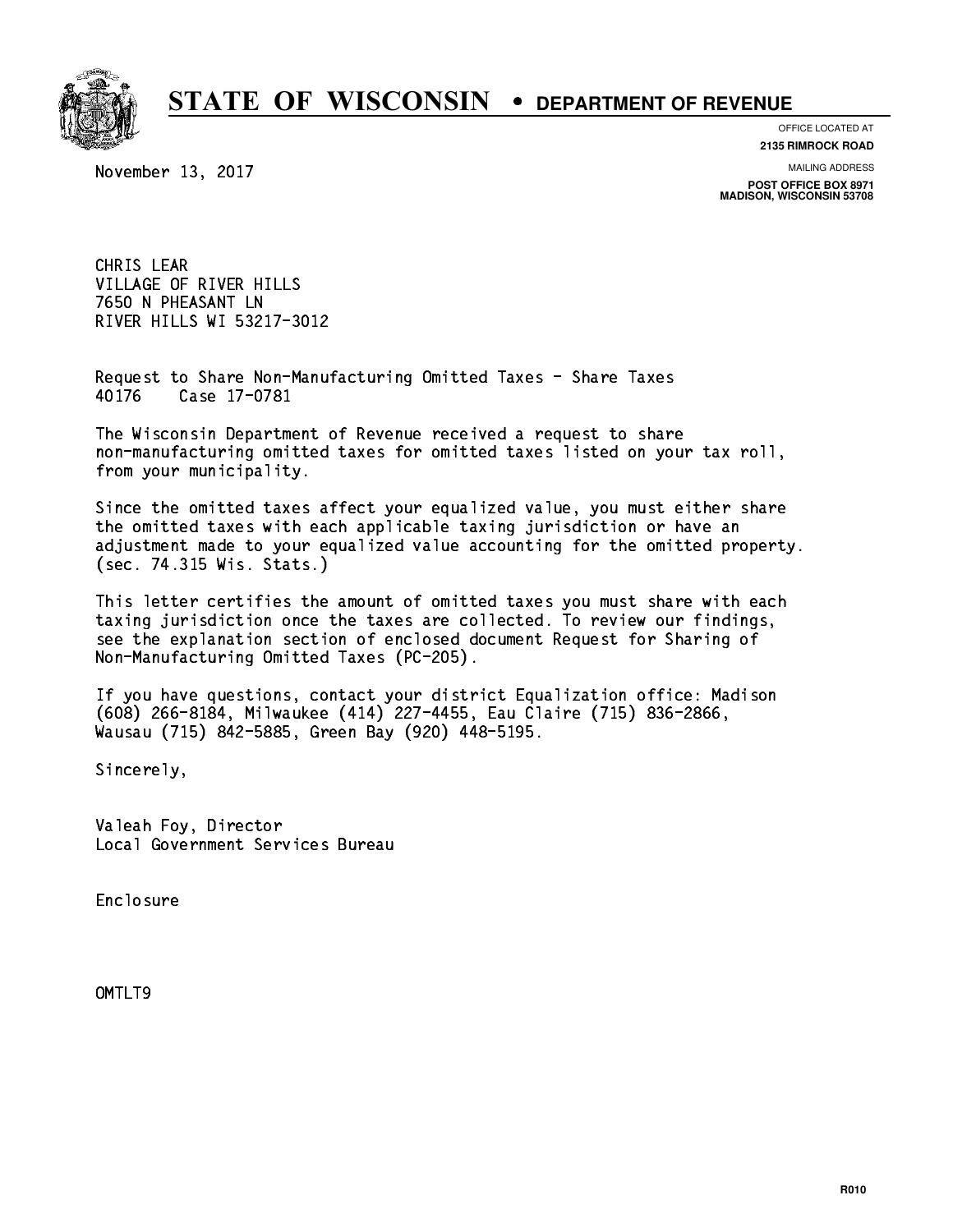# STATE OF WISCONSIN • DEPARTMENT OF REVENUE

OFFICE LOCATED AT
**2135 RIMROCK ROAD**

MAILING ADDRESS
**POST OFFICE BOX 8971**
**MADISON, WISCONSIN 53708**

November 13, 2017

CHRIS LEAR
VILLAGE OF RIVER HILLS
7650 N PHEASANT LN
RIVER HILLS WI 53217-3012

Request to Share Non-Manufacturing Omitted Taxes - Share Taxes
40176 Case 17-0781

The Wisconsin Department of Revenue received a request to share non-manufacturing omitted taxes for omitted taxes listed on your tax roll, from your municipality.

Since the omitted taxes affect your equalized value, you must either share the omitted taxes with each applicable taxing jurisdiction or have an adjustment made to your equalized value accounting for the omitted property. (sec. 74.315 Wis. Stats.)

This letter certifies the amount of omitted taxes you must share with each taxing jurisdiction once the taxes are collected. To review our findings, see the explanation section of enclosed document Request for Sharing of Non-Manufacturing Omitted Taxes (PC-205).

If you have questions, contact your district Equalization office: Madison (608) 266-8184, Milwaukee (414) 227-4455, Eau Claire (715) 836-2866, Wausau (715) 842-5885, Green Bay (920) 448-5195.

Sincerely,

Valeah Foy, Director
Local Government Services Bureau

Enclosure

OMTLT9

R010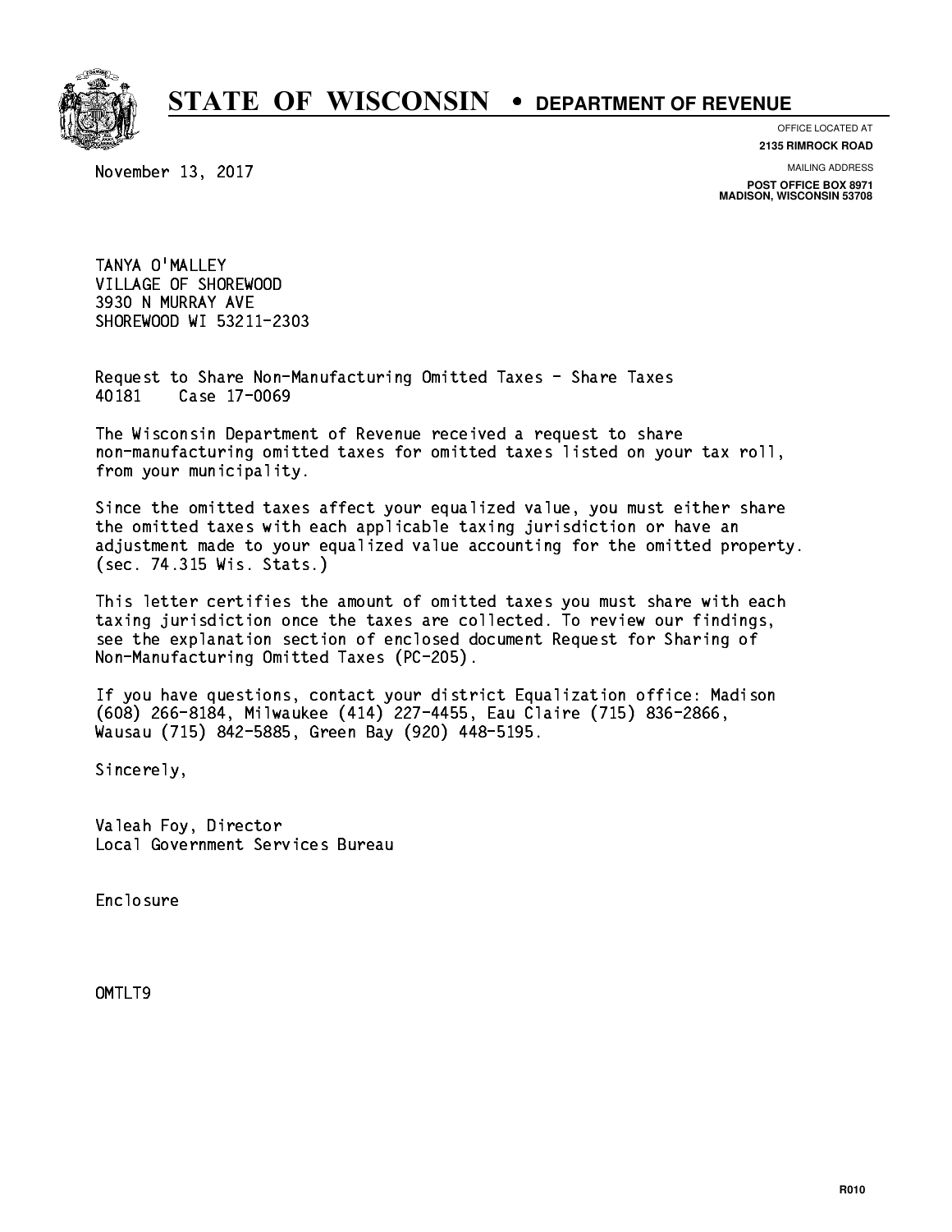# STATE OF WISCONSIN • DEPARTMENT OF REVENUE

OFFICE LOCATED AT
**2135 RIMROCK ROAD**

MAILING ADDRESS
**POST OFFICE BOX 8971**
**MADISON, WISCONSIN 53708**

November 13, 2017

TANYA O'MALLEY
VILLAGE OF SHOREWOOD
3930 N MURRAY AVE
SHOREWOOD WI 53211-2303

Request to Share Non-Manufacturing Omitted Taxes - Share Taxes
40181    Case 17-0069

The Wisconsin Department of Revenue received a request to share non-manufacturing omitted taxes for omitted taxes listed on your tax roll, from your municipality.

Since the omitted taxes affect your equalized value, you must either share the omitted taxes with each applicable taxing jurisdiction or have an adjustment made to your equalized value accounting for the omitted property. (sec. 74.315 Wis. Stats.)

This letter certifies the amount of omitted taxes you must share with each taxing jurisdiction once the taxes are collected. To review our findings, see the explanation section of enclosed document Request for Sharing of Non-Manufacturing Omitted Taxes (PC-205).

If you have questions, contact your district Equalization office: Madison (608) 266-8184, Milwaukee (414) 227-4455, Eau Claire (715) 836-2866, Wausau (715) 842-5885, Green Bay (920) 448-5195.

Sincerely,

Valeah Foy, Director
Local Government Services Bureau

Enclosure

OMTLT9

R010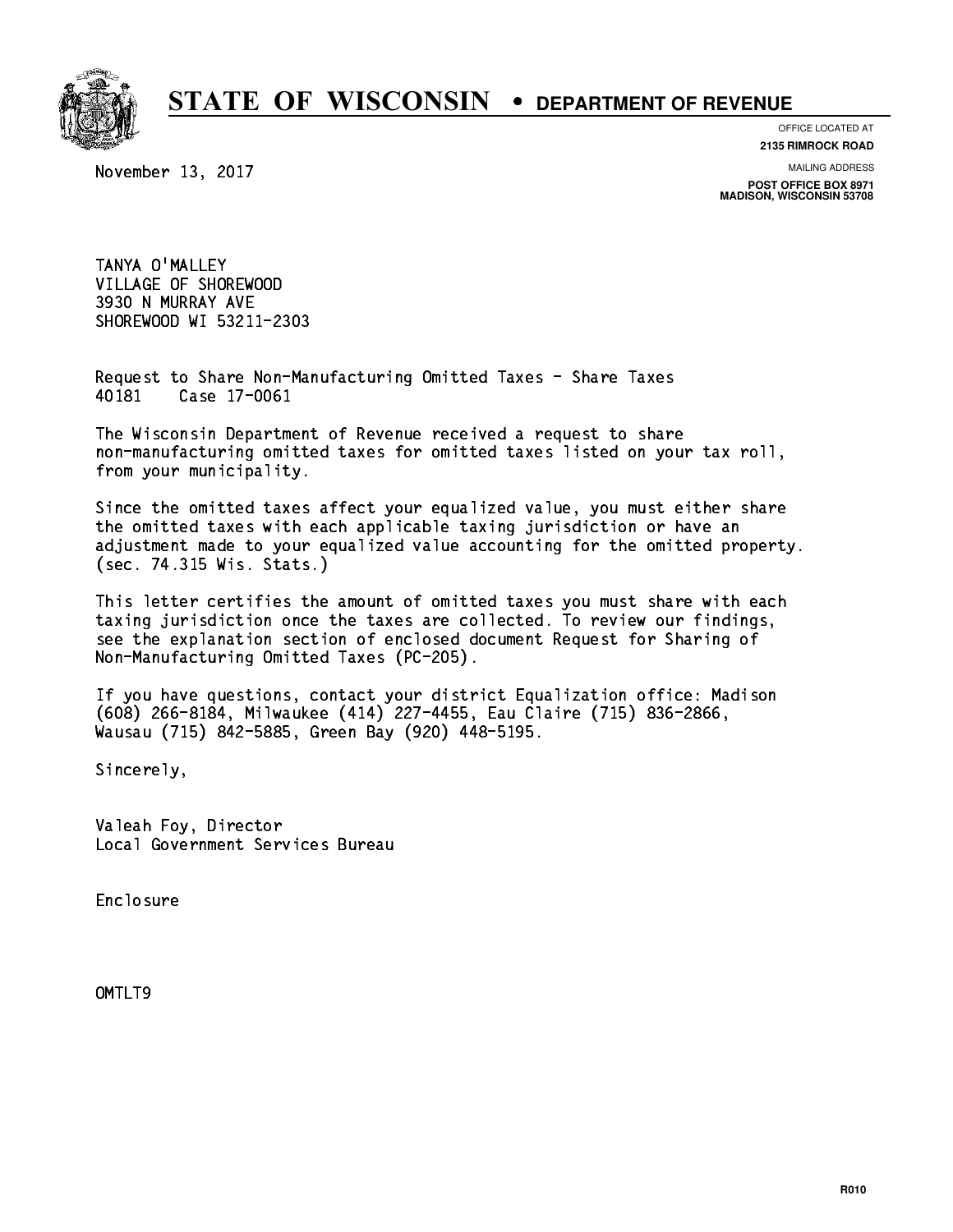# STATE OF WISCONSIN • DEPARTMENT OF REVENUE

OFFICE LOCATED AT
**2135 RIMROCK ROAD**

MAILING ADDRESS
**POST OFFICE BOX 8971**
**MADISON, WISCONSIN 53708**

November 13, 2017

TANYA O'MALLEY
VILLAGE OF SHOREWOOD
3930 N MURRAY AVE
SHOREWOOD WI 53211-2303

Request to Share Non-Manufacturing Omitted Taxes - Share Taxes
40181 Case 17-0061

The Wisconsin Department of Revenue received a request to share non-manufacturing omitted taxes for omitted taxes listed on your tax roll, from your municipality.

Since the omitted taxes affect your equalized value, you must either share the omitted taxes with each applicable taxing jurisdiction or have an adjustment made to your equalized value accounting for the omitted property. (sec. 74.315 Wis. Stats.)

This letter certifies the amount of omitted taxes you must share with each taxing jurisdiction once the taxes are collected. To review our findings, see the explanation section of enclosed document Request for Sharing of Non-Manufacturing Omitted Taxes (PC-205).

If you have questions, contact your district Equalization office: Madison (608) 266-8184, Milwaukee (414) 227-4455, Eau Claire (715) 836-2866, Wausau (715) 842-5885, Green Bay (920) 448-5195.

Sincerely,

Valeah Foy, Director
Local Government Services Bureau

Enclosure

OMTLT9

R010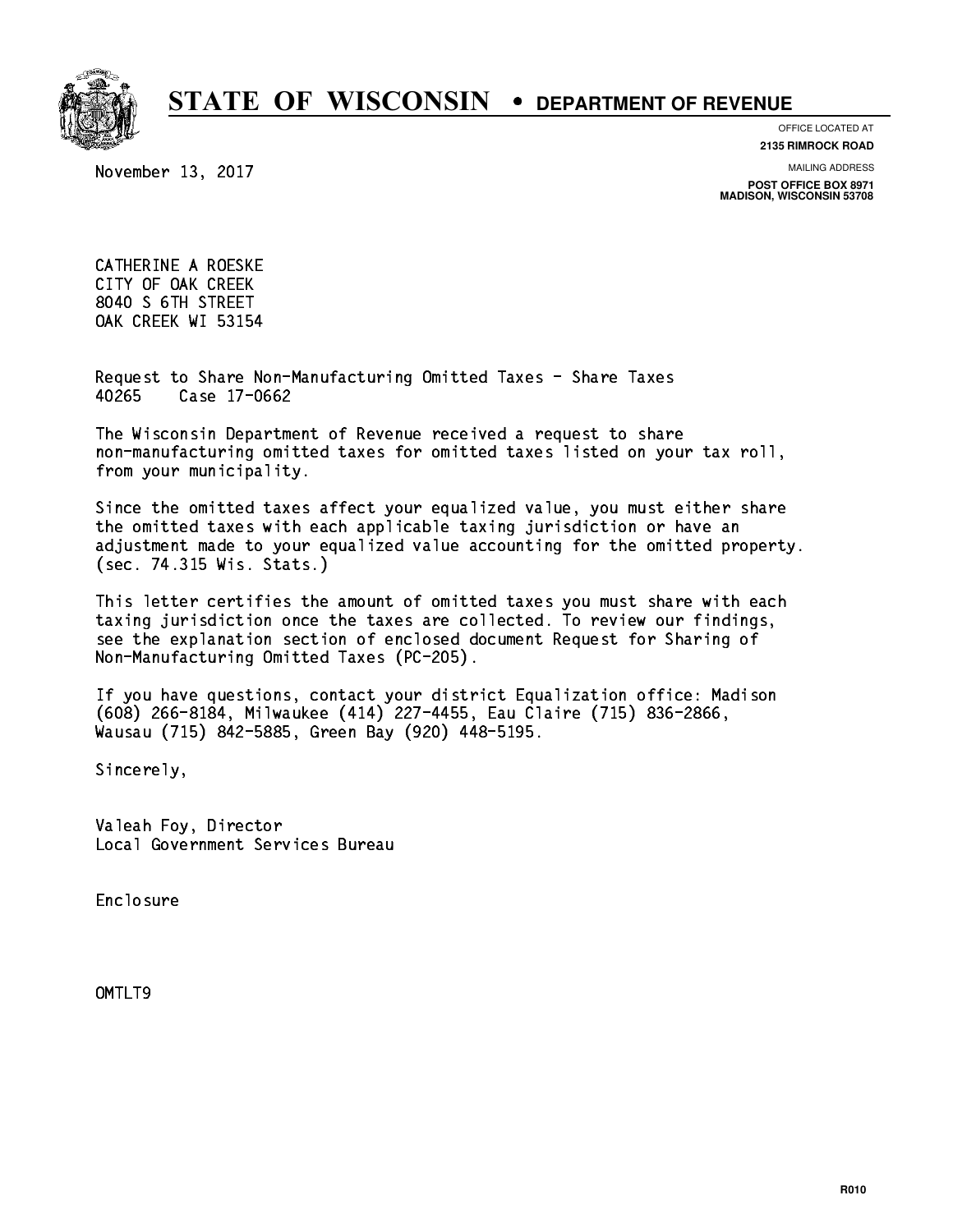# STATE OF WISCONSIN • DEPARTMENT OF REVENUE

OFFICE LOCATED AT
**2135 RIMROCK ROAD**

MAILING ADDRESS
**POST OFFICE BOX 8971**
**MADISON, WISCONSIN 53708**

November 13, 2017

CATHERINE A ROESKE
CITY OF OAK CREEK
8040 S 6TH STREET
OAK CREEK WI 53154

Request to Share Non-Manufacturing Omitted Taxes - Share Taxes
40265 Case 17-0662

The Wisconsin Department of Revenue received a request to share non-manufacturing omitted taxes for omitted taxes listed on your tax roll, from your municipality.

Since the omitted taxes affect your equalized value, you must either share the omitted taxes with each applicable taxing jurisdiction or have an adjustment made to your equalized value accounting for the omitted property. (sec. 74.315 Wis. Stats.)

This letter certifies the amount of omitted taxes you must share with each taxing jurisdiction once the taxes are collected. To review our findings, see the explanation section of enclosed document Request for Sharing of Non-Manufacturing Omitted Taxes (PC-205).

If you have questions, contact your district Equalization office: Madison (608) 266-8184, Milwaukee (414) 227-4455, Eau Claire (715) 836-2866, Wausau (715) 842-5885, Green Bay (920) 448-5195.

Sincerely,

Valeah Foy, Director
Local Government Services Bureau

Enclosure

OMTLT9

R010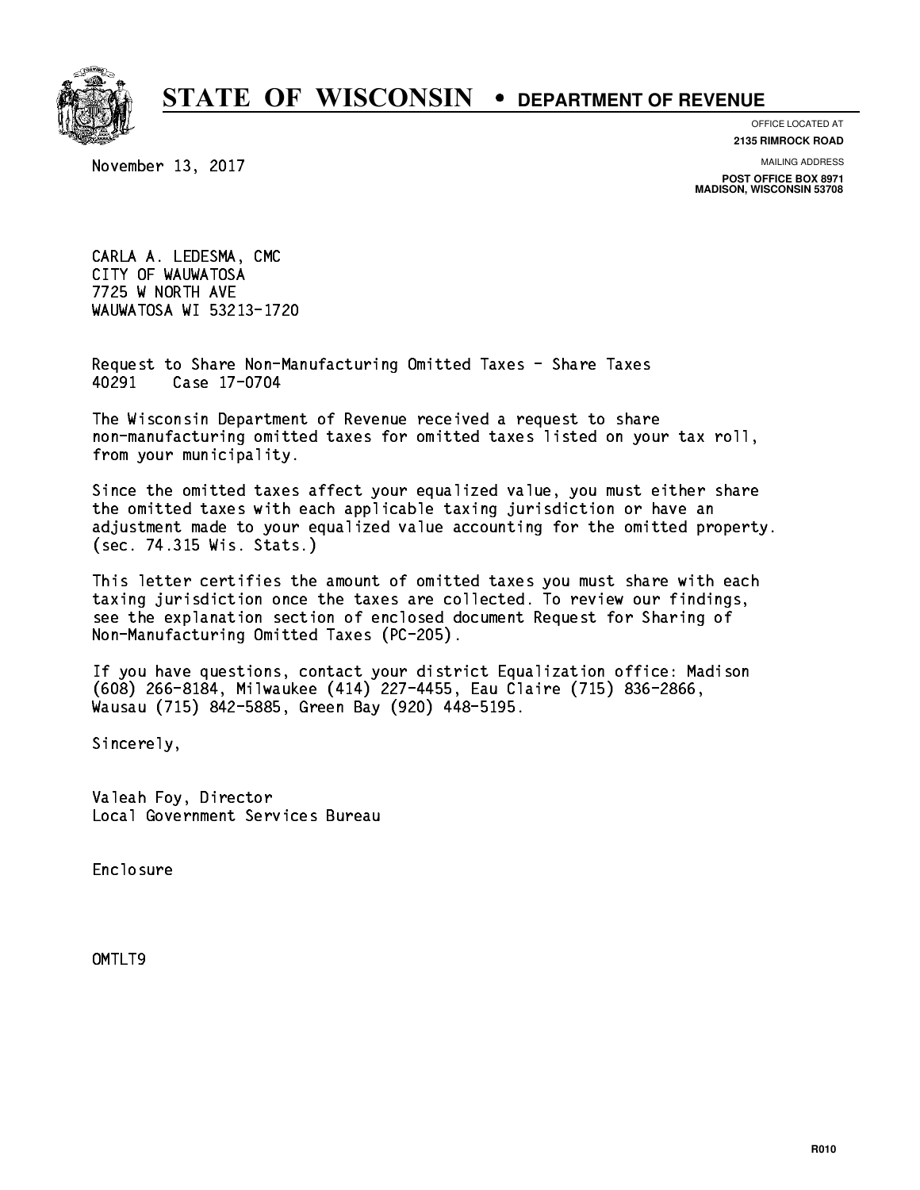# STATE OF WISCONSIN • DEPARTMENT OF REVENUE

OFFICE LOCATED AT
**2135 RIMROCK ROAD**

MAILING ADDRESS
**POST OFFICE BOX 8971**
**MADISON, WISCONSIN 53708**

November 13, 2017

CARLA A. LEDESMA, CMC
CITY OF WAUWATOSA
7725 W NORTH AVE
WAUWATOSA WI 53213-1720

Request to Share Non-Manufacturing Omitted Taxes - Share Taxes
40291 Case 17-0704

The Wisconsin Department of Revenue received a request to share non-manufacturing omitted taxes for omitted taxes listed on your tax roll, from your municipality.

Since the omitted taxes affect your equalized value, you must either share the omitted taxes with each applicable taxing jurisdiction or have an adjustment made to your equalized value accounting for the omitted property. (sec. 74.315 Wis. Stats.)

This letter certifies the amount of omitted taxes you must share with each taxing jurisdiction once the taxes are collected. To review our findings, see the explanation section of enclosed document Request for Sharing of Non-Manufacturing Omitted Taxes (PC-205).

If you have questions, contact your district Equalization office: Madison (608) 266-8184, Milwaukee (414) 227-4455, Eau Claire (715) 836-2866, Wausau (715) 842-5885, Green Bay (920) 448-5195.

Sincerely,

Valeah Foy, Director
Local Government Services Bureau

Enclosure

OMTLT9

R010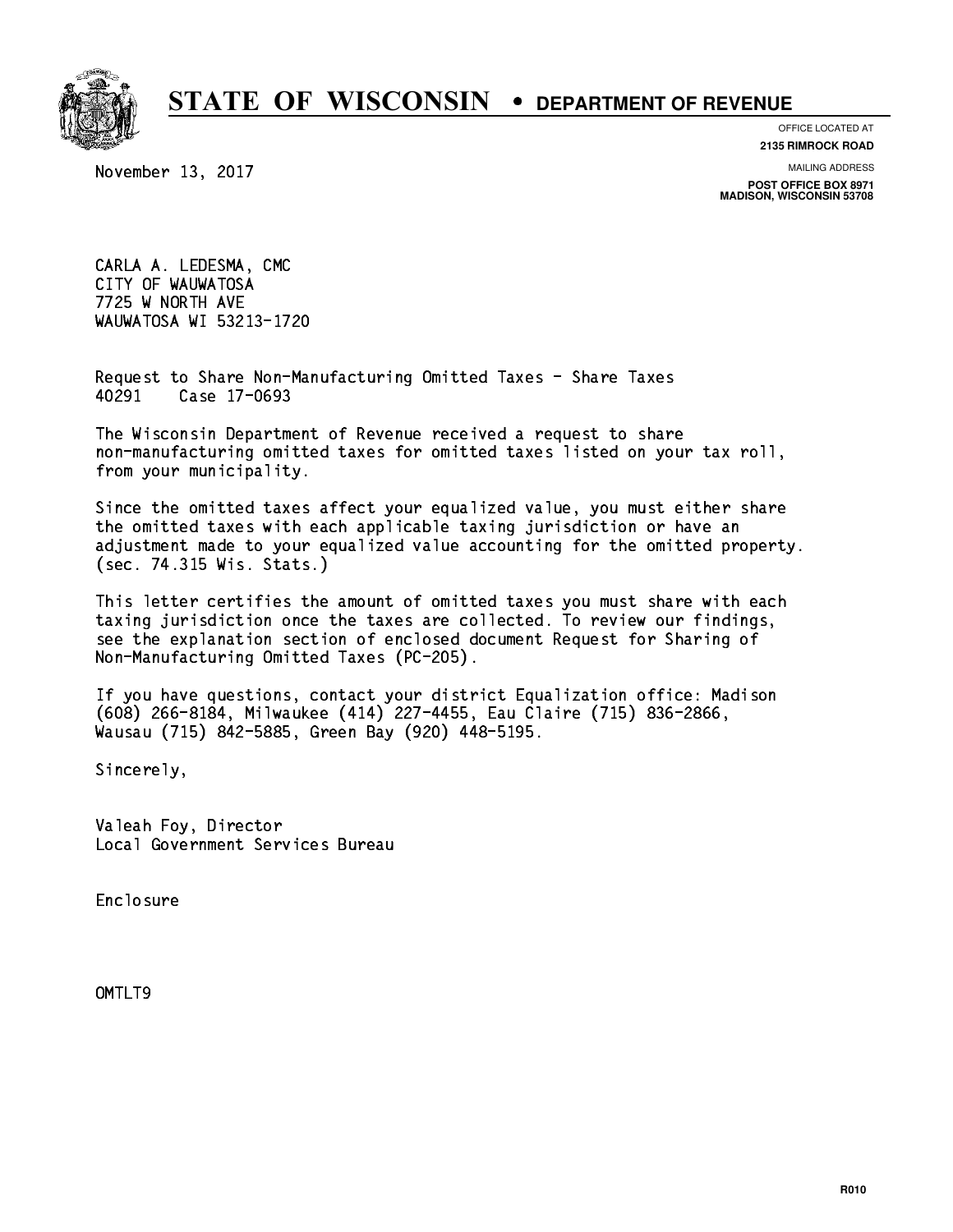# STATE OF WISCONSIN • DEPARTMENT OF REVENUE

OFFICE LOCATED AT
**2135 RIMROCK ROAD**

MAILING ADDRESS
**POST OFFICE BOX 8971**
**MADISON, WISCONSIN 53708**

November 13, 2017

CARLA A. LEDESMA, CMC
CITY OF WAUWATOSA
7725 W NORTH AVE
WAUWATOSA WI 53213-1720

Request to Share Non-Manufacturing Omitted Taxes - Share Taxes
40291 Case 17-0693

The Wisconsin Department of Revenue received a request to share non-manufacturing omitted taxes for omitted taxes listed on your tax roll, from your municipality.

Since the omitted taxes affect your equalized value, you must either share the omitted taxes with each applicable taxing jurisdiction or have an adjustment made to your equalized value accounting for the omitted property. (sec. 74.315 Wis. Stats.)

This letter certifies the amount of omitted taxes you must share with each taxing jurisdiction once the taxes are collected. To review our findings, see the explanation section of enclosed document Request for Sharing of Non-Manufacturing Omitted Taxes (PC-205).

If you have questions, contact your district Equalization office: Madison (608) 266-8184, Milwaukee (414) 227-4455, Eau Claire (715) 836-2866, Wausau (715) 842-5885, Green Bay (920) 448-5195.

Sincerely,

Valeah Foy, Director
Local Government Services Bureau

Enclosure

OMTLT9

R010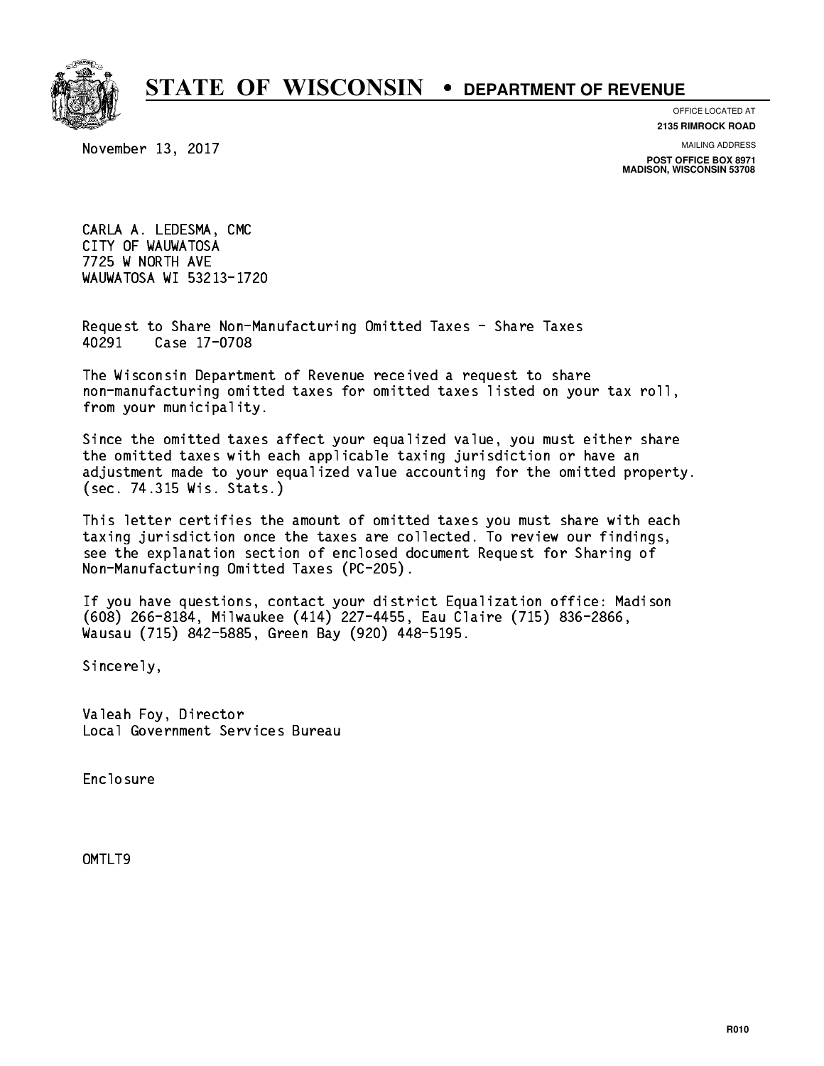# STATE OF WISCONSIN • DEPARTMENT OF REVENUE

OFFICE LOCATED AT
**2135 RIMROCK ROAD**

MAILING ADDRESS
**POST OFFICE BOX 8971**
**MADISON, WISCONSIN 53708**

November 13, 2017

CARLA A. LEDESMA, CMC
CITY OF WAUWATOSA
7725 W NORTH AVE
WAUWATOSA WI 53213-1720

Request to Share Non-Manufacturing Omitted Taxes - Share Taxes
40291 Case 17-0708

The Wisconsin Department of Revenue received a request to share non-manufacturing omitted taxes for omitted taxes listed on your tax roll, from your municipality.

Since the omitted taxes affect your equalized value, you must either share the omitted taxes with each applicable taxing jurisdiction or have an adjustment made to your equalized value accounting for the omitted property. (sec. 74.315 Wis. Stats.)

This letter certifies the amount of omitted taxes you must share with each taxing jurisdiction once the taxes are collected. To review our findings, see the explanation section of enclosed document Request for Sharing of Non-Manufacturing Omitted Taxes (PC-205).

If you have questions, contact your district Equalization office: Madison (608) 266-8184, Milwaukee (414) 227-4455, Eau Claire (715) 836-2866, Wausau (715) 842-5885, Green Bay (920) 448-5195.

Sincerely,

Valeah Foy, Director
Local Government Services Bureau

Enclosure

OMTLT9

R010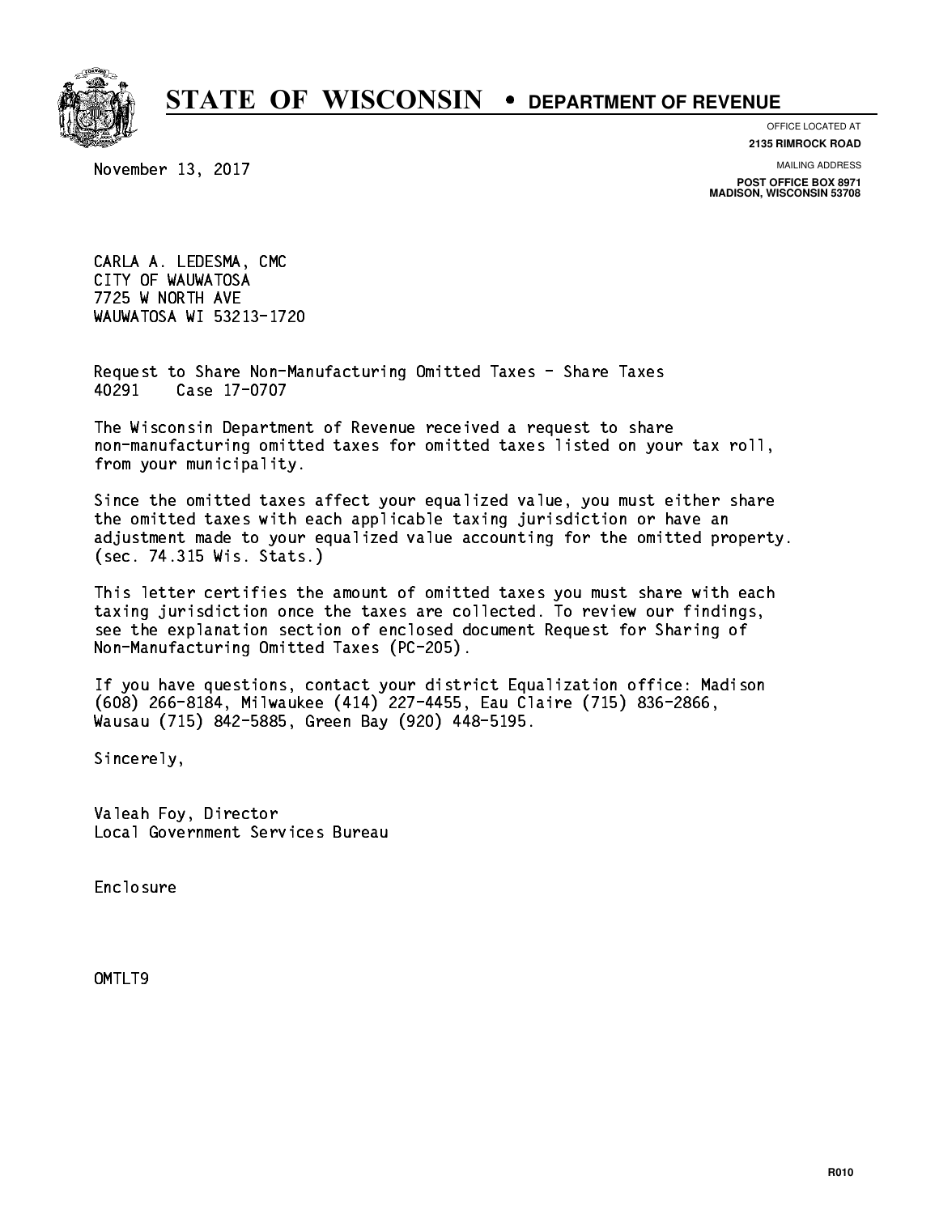# STATE OF WISCONSIN • DEPARTMENT OF REVENUE

OFFICE LOCATED AT
**2135 RIMROCK ROAD**

MAILING ADDRESS
**POST OFFICE BOX 8971**
**MADISON, WISCONSIN 53708**

November 13, 2017

CARLA A. LEDESMA, CMC
CITY OF WAUWATOSA
7725 W NORTH AVE
WAUWATOSA WI 53213-1720

Request to Share Non-Manufacturing Omitted Taxes - Share Taxes
40291 Case 17-0707

The Wisconsin Department of Revenue received a request to share non-manufacturing omitted taxes for omitted taxes listed on your tax roll, from your municipality.

Since the omitted taxes affect your equalized value, you must either share the omitted taxes with each applicable taxing jurisdiction or have an adjustment made to your equalized value accounting for the omitted property. (sec. 74.315 Wis. Stats.)

This letter certifies the amount of omitted taxes you must share with each taxing jurisdiction once the taxes are collected. To review our findings, see the explanation section of enclosed document Request for Sharing of Non-Manufacturing Omitted Taxes (PC-205).

If you have questions, contact your district Equalization office: Madison (608) 266-8184, Milwaukee (414) 227-4455, Eau Claire (715) 836-2866, Wausau (715) 842-5885, Green Bay (920) 448-5195.

Sincerely,

Valeah Foy, Director
Local Government Services Bureau

Enclosure

OMTLT9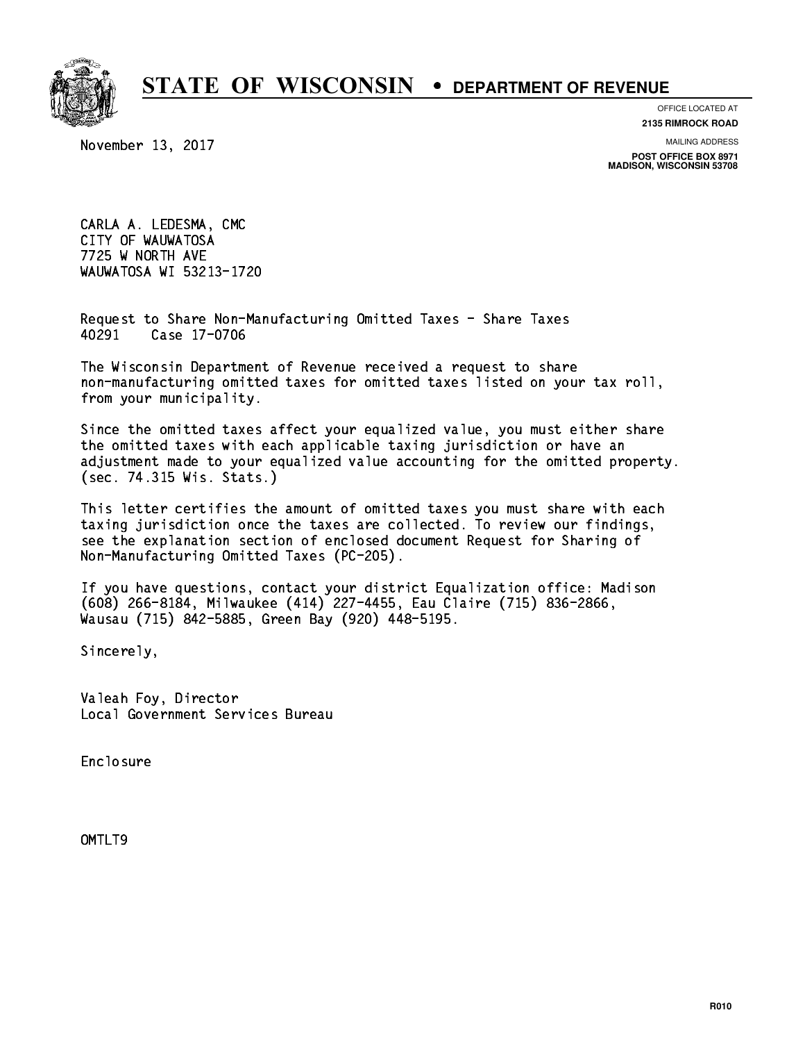# STATE OF WISCONSIN • DEPARTMENT OF REVENUE

OFFICE LOCATED AT
**2135 RIMROCK ROAD**

MAILING ADDRESS
**POST OFFICE BOX 8971**
**MADISON, WISCONSIN 53708**

November 13, 2017

CARLA A. LEDESMA, CMC
CITY OF WAUWATOSA
7725 W NORTH AVE
WAUWATOSA WI 53213-1720

Request to Share Non-Manufacturing Omitted Taxes - Share Taxes
40291 Case 17-0706

The Wisconsin Department of Revenue received a request to share non-manufacturing omitted taxes for omitted taxes listed on your tax roll, from your municipality.

Since the omitted taxes affect your equalized value, you must either share the omitted taxes with each applicable taxing jurisdiction or have an adjustment made to your equalized value accounting for the omitted property. (sec. 74.315 Wis. Stats.)

This letter certifies the amount of omitted taxes you must share with each taxing jurisdiction once the taxes are collected. To review our findings, see the explanation section of enclosed document Request for Sharing of Non-Manufacturing Omitted Taxes (PC-205).

If you have questions, contact your district Equalization office: Madison (608) 266-8184, Milwaukee (414) 227-4455, Eau Claire (715) 836-2866, Wausau (715) 842-5885, Green Bay (920) 448-5195.

Sincerely,

Valeah Foy, Director
Local Government Services Bureau

Enclosure

OMTLT9

R010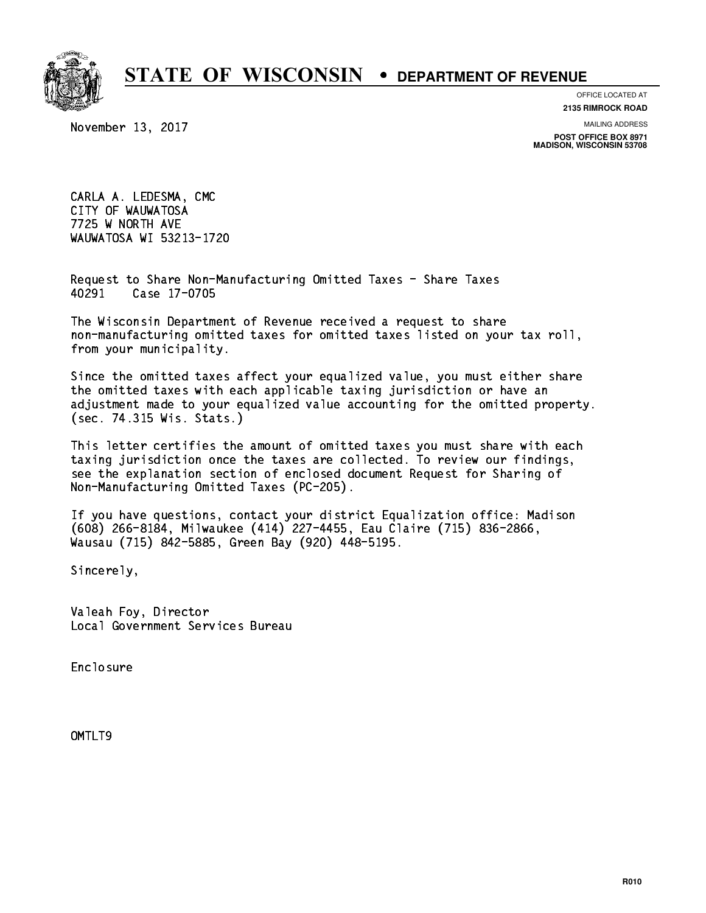# STATE OF WISCONSIN • DEPARTMENT OF REVENUE

OFFICE LOCATED AT
**2135 RIMROCK ROAD**

MAILING ADDRESS
**POST OFFICE BOX 8971**
**MADISON, WISCONSIN 53708**

November 13, 2017

CARLA A. LEDESMA, CMC
CITY OF WAUWATOSA
7725 W NORTH AVE
WAUWATOSA WI 53213-1720

Request to Share Non-Manufacturing Omitted Taxes - Share Taxes
40291    Case 17-0705

The Wisconsin Department of Revenue received a request to share non-manufacturing omitted taxes for omitted taxes listed on your tax roll, from your municipality.

Since the omitted taxes affect your equalized value, you must either share the omitted taxes with each applicable taxing jurisdiction or have an adjustment made to your equalized value accounting for the omitted property. (sec. 74.315 Wis. Stats.)

This letter certifies the amount of omitted taxes you must share with each taxing jurisdiction once the taxes are collected. To review our findings, see the explanation section of enclosed document Request for Sharing of Non-Manufacturing Omitted Taxes (PC-205).

If you have questions, contact your district Equalization office: Madison (608) 266-8184, Milwaukee (414) 227-4455, Eau Claire (715) 836-2866, Wausau (715) 842-5885, Green Bay (920) 448-5195.

Sincerely,

Valeah Foy, Director
Local Government Services Bureau

Enclosure

OMTLT9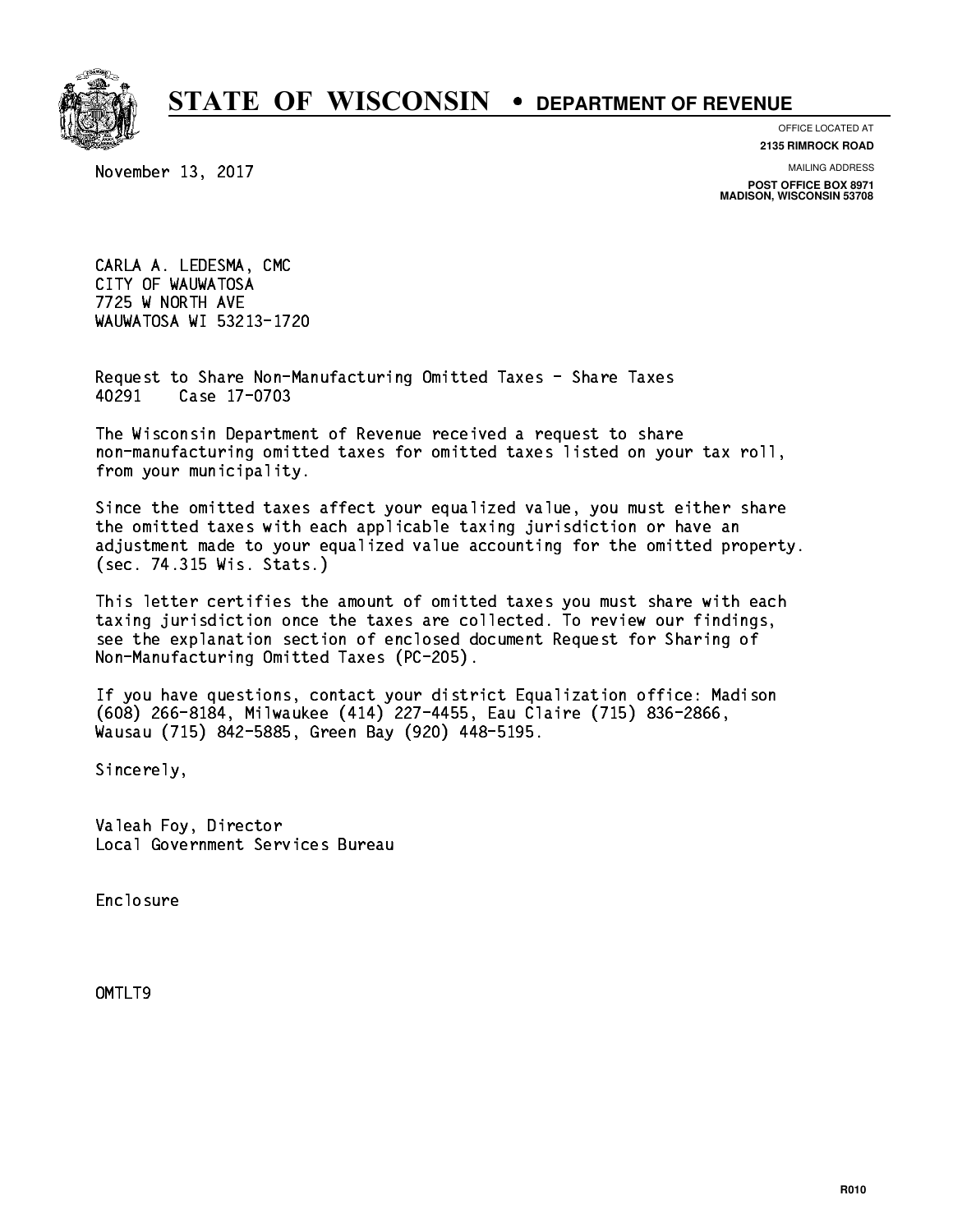# STATE OF WISCONSIN • DEPARTMENT OF REVENUE

OFFICE LOCATED AT
**2135 RIMROCK ROAD**

MAILING ADDRESS
**POST OFFICE BOX 8971**
**MADISON, WISCONSIN 53708**

November 13, 2017

CARLA A. LEDESMA, CMC
CITY OF WAUWATOSA
7725 W NORTH AVE
WAUWATOSA WI 53213-1720

Request to Share Non-Manufacturing Omitted Taxes - Share Taxes
40291 Case 17-0703

The Wisconsin Department of Revenue received a request to share non-manufacturing omitted taxes for omitted taxes listed on your tax roll, from your municipality.

Since the omitted taxes affect your equalized value, you must either share the omitted taxes with each applicable taxing jurisdiction or have an adjustment made to your equalized value accounting for the omitted property. (sec. 74.315 Wis. Stats.)

This letter certifies the amount of omitted taxes you must share with each taxing jurisdiction once the taxes are collected. To review our findings, see the explanation section of enclosed document Request for Sharing of Non-Manufacturing Omitted Taxes (PC-205).

If you have questions, contact your district Equalization office: Madison (608) 266-8184, Milwaukee (414) 227-4455, Eau Claire (715) 836-2866, Wausau (715) 842-5885, Green Bay (920) 448-5195.

Sincerely,

Valeah Foy, Director
Local Government Services Bureau

Enclosure

OMTLT9

R010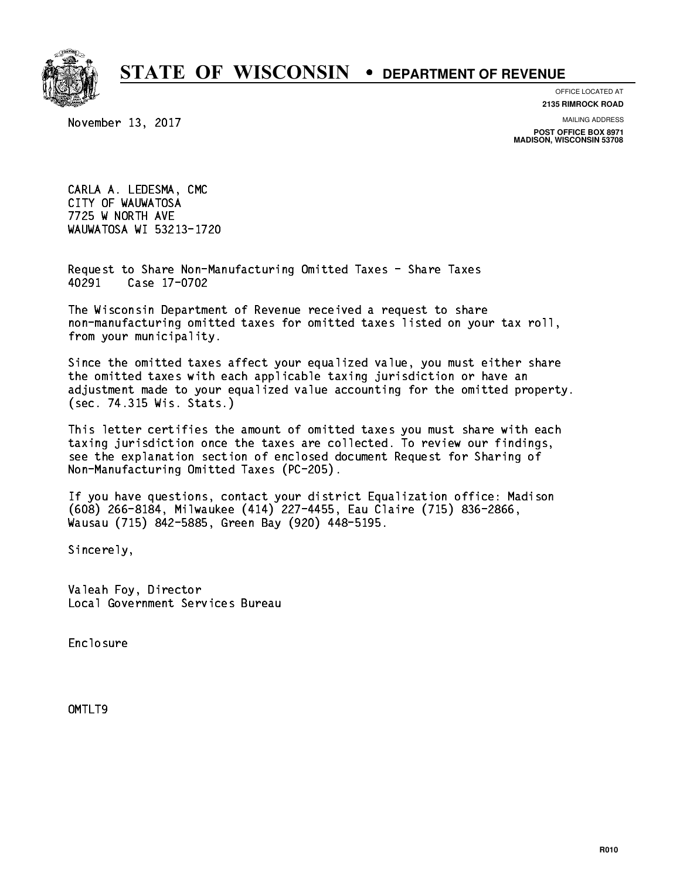# STATE OF WISCONSIN • DEPARTMENT OF REVENUE

OFFICE LOCATED AT
**2135 RIMROCK ROAD**

MAILING ADDRESS
**POST OFFICE BOX 8971**
**MADISON, WISCONSIN 53708**

November 13, 2017

CARLA A. LEDESMA, CMC
CITY OF WAUWATOSA
7725 W NORTH AVE
WAUWATOSA WI 53213-1720

Request to Share Non-Manufacturing Omitted Taxes - Share Taxes
40291    Case 17-0702

The Wisconsin Department of Revenue received a request to share non-manufacturing omitted taxes for omitted taxes listed on your tax roll, from your municipality.

Since the omitted taxes affect your equalized value, you must either share the omitted taxes with each applicable taxing jurisdiction or have an adjustment made to your equalized value accounting for the omitted property. (sec. 74.315 Wis. Stats.)

This letter certifies the amount of omitted taxes you must share with each taxing jurisdiction once the taxes are collected. To review our findings, see the explanation section of enclosed document Request for Sharing of Non-Manufacturing Omitted Taxes (PC-205).

If you have questions, contact your district Equalization office: Madison (608) 266-8184, Milwaukee (414) 227-4455, Eau Claire (715) 836-2866, Wausau (715) 842-5885, Green Bay (920) 448-5195.

Sincerely,

Valeah Foy, Director
Local Government Services Bureau

Enclosure

OMTLT9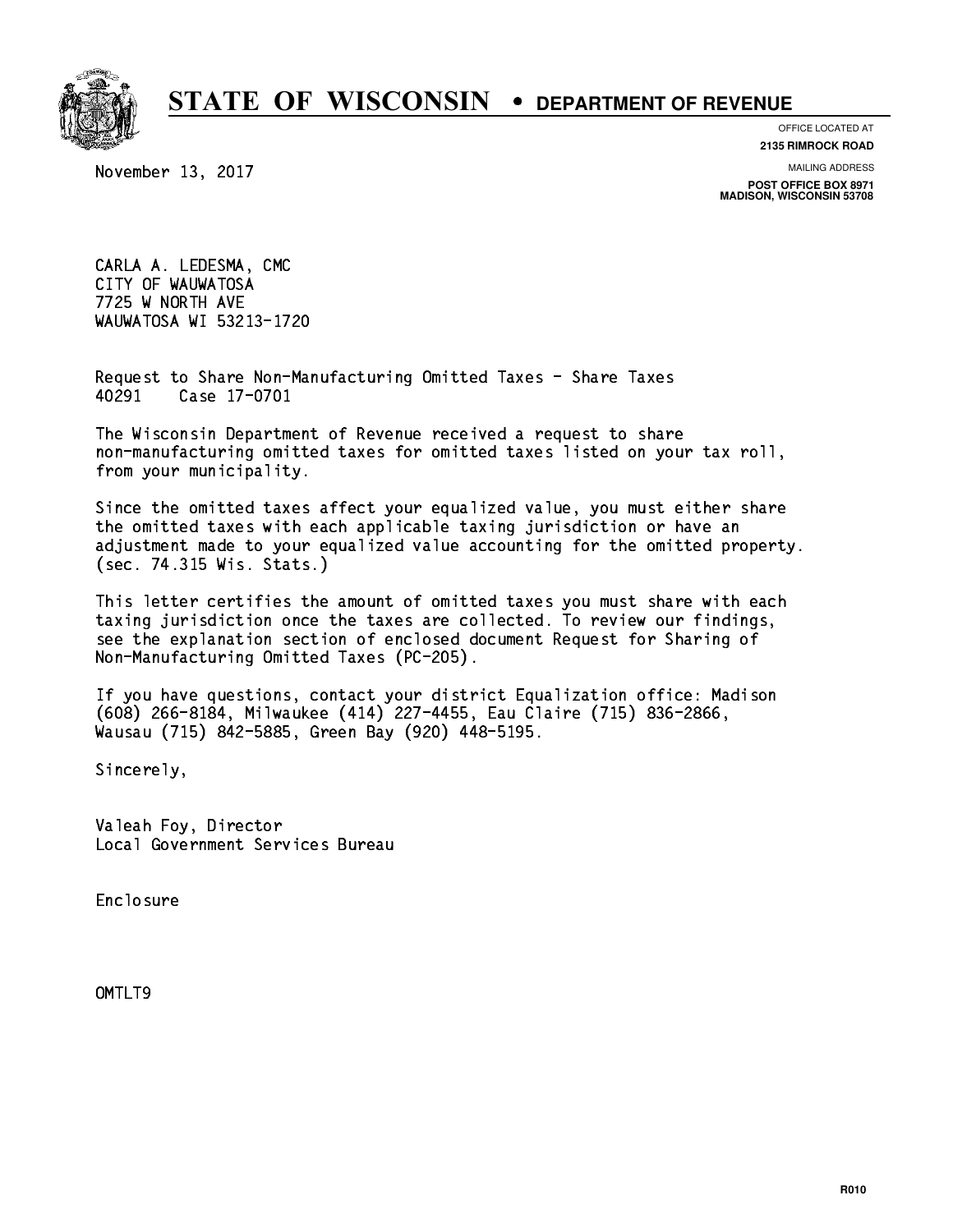# STATE OF WISCONSIN • DEPARTMENT OF REVENUE

OFFICE LOCATED AT
**2135 RIMROCK ROAD**

MAILING ADDRESS
**POST OFFICE BOX 8971**
**MADISON, WISCONSIN 53708**

November 13, 2017

CARLA A. LEDESMA, CMC
CITY OF WAUWATOSA
7725 W NORTH AVE
WAUWATOSA WI 53213-1720

Request to Share Non-Manufacturing Omitted Taxes - Share Taxes
40291 Case 17-0701

The Wisconsin Department of Revenue received a request to share non-manufacturing omitted taxes for omitted taxes listed on your tax roll, from your municipality.

Since the omitted taxes affect your equalized value, you must either share the omitted taxes with each applicable taxing jurisdiction or have an adjustment made to your equalized value accounting for the omitted property. (sec. 74.315 Wis. Stats.)

This letter certifies the amount of omitted taxes you must share with each taxing jurisdiction once the taxes are collected. To review our findings, see the explanation section of enclosed document Request for Sharing of Non-Manufacturing Omitted Taxes (PC-205).

If you have questions, contact your district Equalization office: Madison (608) 266-8184, Milwaukee (414) 227-4455, Eau Claire (715) 836-2866, Wausau (715) 842-5885, Green Bay (920) 448-5195.

Sincerely,

Valeah Foy, Director
Local Government Services Bureau

Enclosure

OMTLT9

R010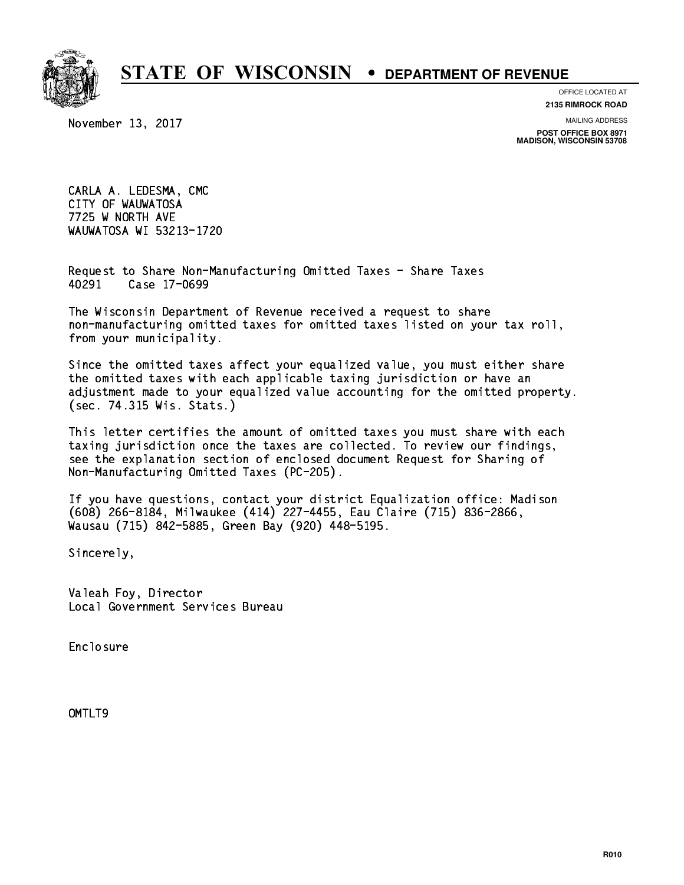# STATE OF WISCONSIN • DEPARTMENT OF REVENUE

OFFICE LOCATED AT
**2135 RIMROCK ROAD**

MAILING ADDRESS
**POST OFFICE BOX 8971**
**MADISON, WISCONSIN 53708**

November 13, 2017

CARLA A. LEDESMA, CMC
CITY OF WAUWATOSA
7725 W NORTH AVE
WAUWATOSA WI 53213-1720

Request to Share Non-Manufacturing Omitted Taxes - Share Taxes
40291 Case 17-0699

The Wisconsin Department of Revenue received a request to share non-manufacturing omitted taxes for omitted taxes listed on your tax roll, from your municipality.

Since the omitted taxes affect your equalized value, you must either share the omitted taxes with each applicable taxing jurisdiction or have an adjustment made to your equalized value accounting for the omitted property. (sec. 74.315 Wis. Stats.)

This letter certifies the amount of omitted taxes you must share with each taxing jurisdiction once the taxes are collected. To review our findings, see the explanation section of enclosed document Request for Sharing of Non-Manufacturing Omitted Taxes (PC-205).

If you have questions, contact your district Equalization office: Madison (608) 266-8184, Milwaukee (414) 227-4455, Eau Claire (715) 836-2866, Wausau (715) 842-5885, Green Bay (920) 448-5195.

Sincerely,

Valeah Foy, Director
Local Government Services Bureau

Enclosure

OMTLT9

R010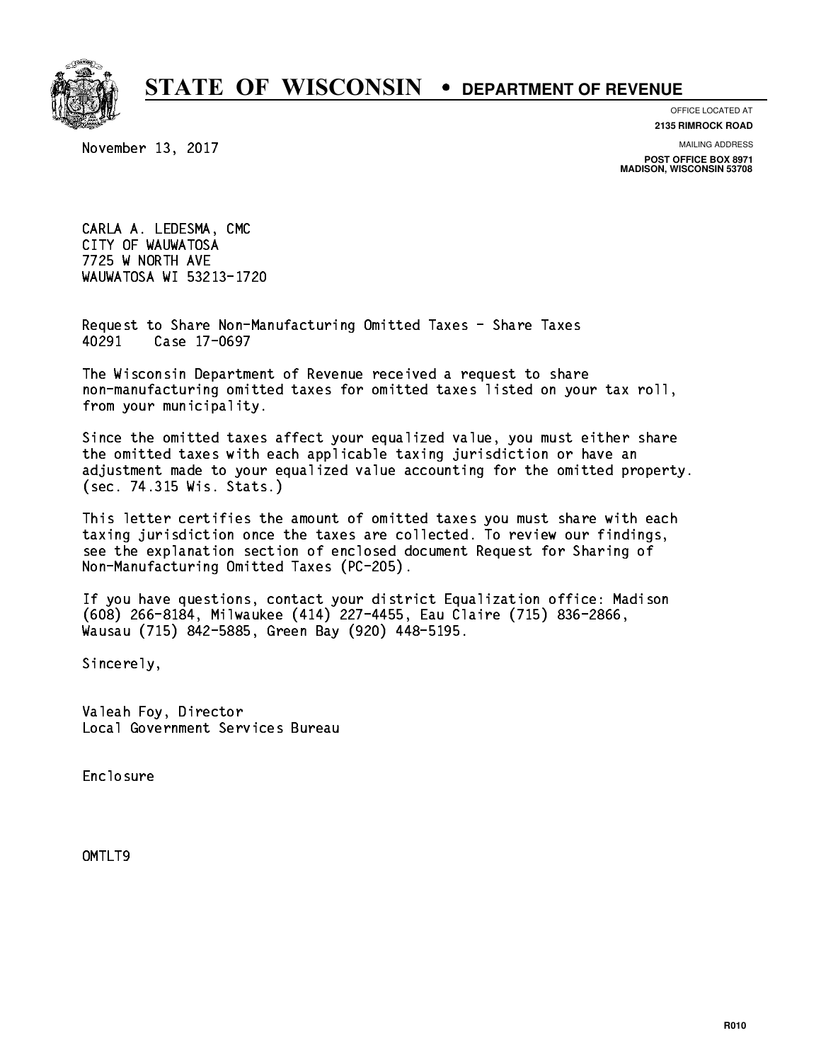# STATE OF WISCONSIN • DEPARTMENT OF REVENUE

OFFICE LOCATED AT
**2135 RIMROCK ROAD**

MAILING ADDRESS
**POST OFFICE BOX 8971**
**MADISON, WISCONSIN 53708**

November 13, 2017

CARLA A. LEDESMA, CMC
CITY OF WAUWATOSA
7725 W NORTH AVE
WAUWATOSA WI 53213-1720

Request to Share Non-Manufacturing Omitted Taxes - Share Taxes
40291 Case 17-0697

The Wisconsin Department of Revenue received a request to share non-manufacturing omitted taxes for omitted taxes listed on your tax roll, from your municipality.

Since the omitted taxes affect your equalized value, you must either share the omitted taxes with each applicable taxing jurisdiction or have an adjustment made to your equalized value accounting for the omitted property. (sec. 74.315 Wis. Stats.)

This letter certifies the amount of omitted taxes you must share with each taxing jurisdiction once the taxes are collected. To review our findings, see the explanation section of enclosed document Request for Sharing of Non-Manufacturing Omitted Taxes (PC-205).

If you have questions, contact your district Equalization office: Madison (608) 266-8184, Milwaukee (414) 227-4455, Eau Claire (715) 836-2866, Wausau (715) 842-5885, Green Bay (920) 448-5195.

Sincerely,

Valeah Foy, Director
Local Government Services Bureau

Enclosure

OMTLT9

R010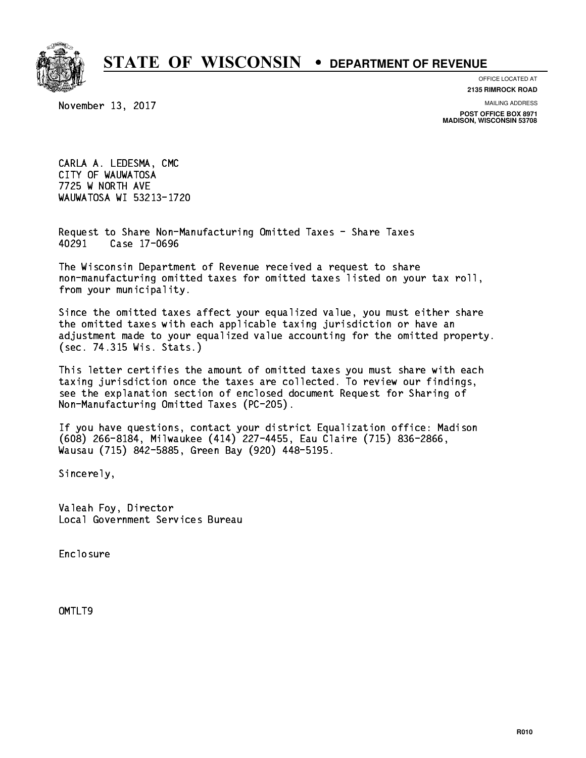# STATE OF WISCONSIN • DEPARTMENT OF REVENUE

OFFICE LOCATED AT
**2135 RIMROCK ROAD**

MAILING ADDRESS
**POST OFFICE BOX 8971**
**MADISON, WISCONSIN 53708**

November 13, 2017

CARLA A. LEDESMA, CMC
CITY OF WAUWATOSA
7725 W NORTH AVE
WAUWATOSA WI 53213-1720

Request to Share Non-Manufacturing Omitted Taxes - Share Taxes
40291    Case 17-0696

The Wisconsin Department of Revenue received a request to share non-manufacturing omitted taxes for omitted taxes listed on your tax roll, from your municipality.

Since the omitted taxes affect your equalized value, you must either share the omitted taxes with each applicable taxing jurisdiction or have an adjustment made to your equalized value accounting for the omitted property. (sec. 74.315 Wis. Stats.)

This letter certifies the amount of omitted taxes you must share with each taxing jurisdiction once the taxes are collected. To review our findings, see the explanation section of enclosed document Request for Sharing of Non-Manufacturing Omitted Taxes (PC-205).

If you have questions, contact your district Equalization office: Madison (608) 266-8184, Milwaukee (414) 227-4455, Eau Claire (715) 836-2866, Wausau (715) 842-5885, Green Bay (920) 448-5195.

Sincerely,

Valeah Foy, Director
Local Government Services Bureau

Enclosure

OMTLT9

R010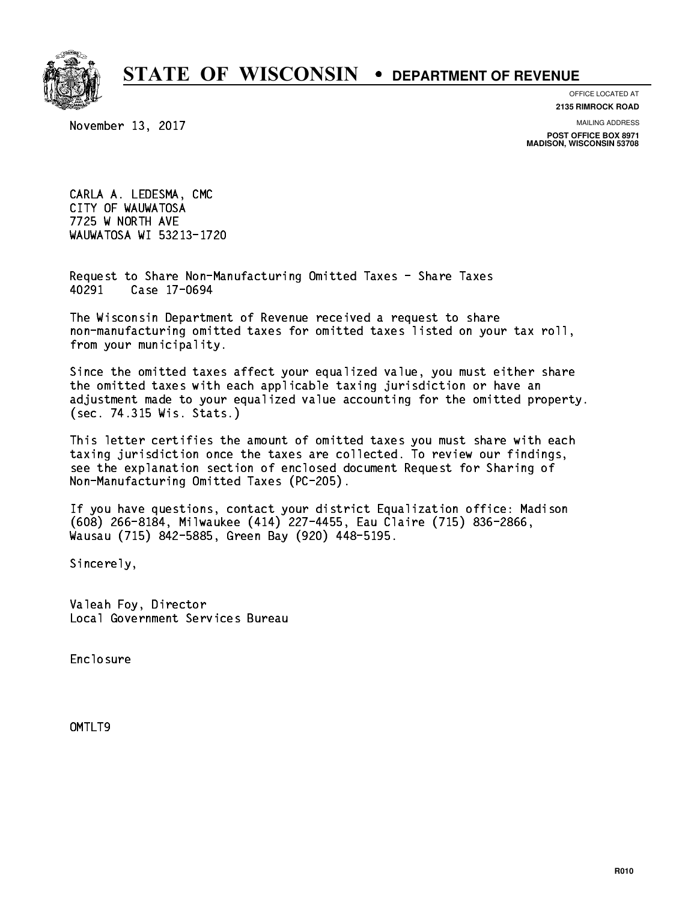# STATE OF WISCONSIN • DEPARTMENT OF REVENUE

OFFICE LOCATED AT
**2135 RIMROCK ROAD**

MAILING ADDRESS
**POST OFFICE BOX 8971**
**MADISON, WISCONSIN 53708**

November 13, 2017

CARLA A. LEDESMA, CMC
CITY OF WAUWATOSA
7725 W NORTH AVE
WAUWATOSA WI 53213-1720

Request to Share Non-Manufacturing Omitted Taxes - Share Taxes
40291 Case 17-0694

The Wisconsin Department of Revenue received a request to share non-manufacturing omitted taxes for omitted taxes listed on your tax roll, from your municipality.

Since the omitted taxes affect your equalized value, you must either share the omitted taxes with each applicable taxing jurisdiction or have an adjustment made to your equalized value accounting for the omitted property. (sec. 74.315 Wis. Stats.)

This letter certifies the amount of omitted taxes you must share with each taxing jurisdiction once the taxes are collected. To review our findings, see the explanation section of enclosed document Request for Sharing of Non-Manufacturing Omitted Taxes (PC-205).

If you have questions, contact your district Equalization office: Madison (608) 266-8184, Milwaukee (414) 227-4455, Eau Claire (715) 836-2866, Wausau (715) 842-5885, Green Bay (920) 448-5195.

Sincerely,

Valeah Foy, Director
Local Government Services Bureau

Enclosure

OMTLT9

R010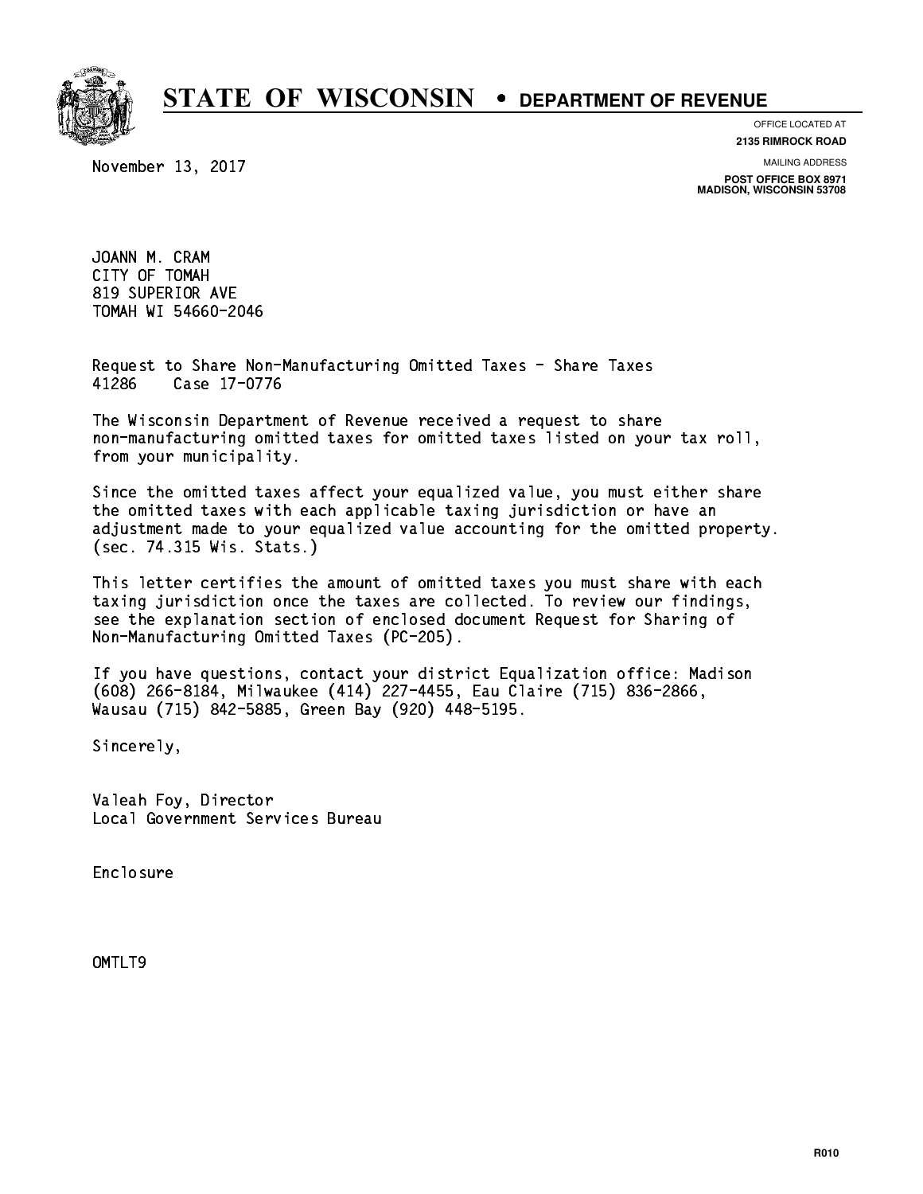# STATE OF WISCONSIN • DEPARTMENT OF REVENUE

OFFICE LOCATED AT
**2135 RIMROCK ROAD**

MAILING ADDRESS
**POST OFFICE BOX 8971**
**MADISON, WISCONSIN 53708**

November 13, 2017

JOANN M. CRAM
CITY OF TOMAH
819 SUPERIOR AVE
TOMAH WI 54660-2046

Request to Share Non-Manufacturing Omitted Taxes - Share Taxes
41286 Case 17-0776

The Wisconsin Department of Revenue received a request to share non-manufacturing omitted taxes for omitted taxes listed on your tax roll, from your municipality.

Since the omitted taxes affect your equalized value, you must either share the omitted taxes with each applicable taxing jurisdiction or have an adjustment made to your equalized value accounting for the omitted property. (sec. 74.315 Wis. Stats.)

This letter certifies the amount of omitted taxes you must share with each taxing jurisdiction once the taxes are collected. To review our findings, see the explanation section of enclosed document Request for Sharing of Non-Manufacturing Omitted Taxes (PC-205).

If you have questions, contact your district Equalization office: Madison (608) 266-8184, Milwaukee (414) 227-4455, Eau Claire (715) 836-2866, Wausau (715) 842-5885, Green Bay (920) 448-5195.

Sincerely,

Valeah Foy, Director
Local Government Services Bureau

Enclosure

OMTLT9

R010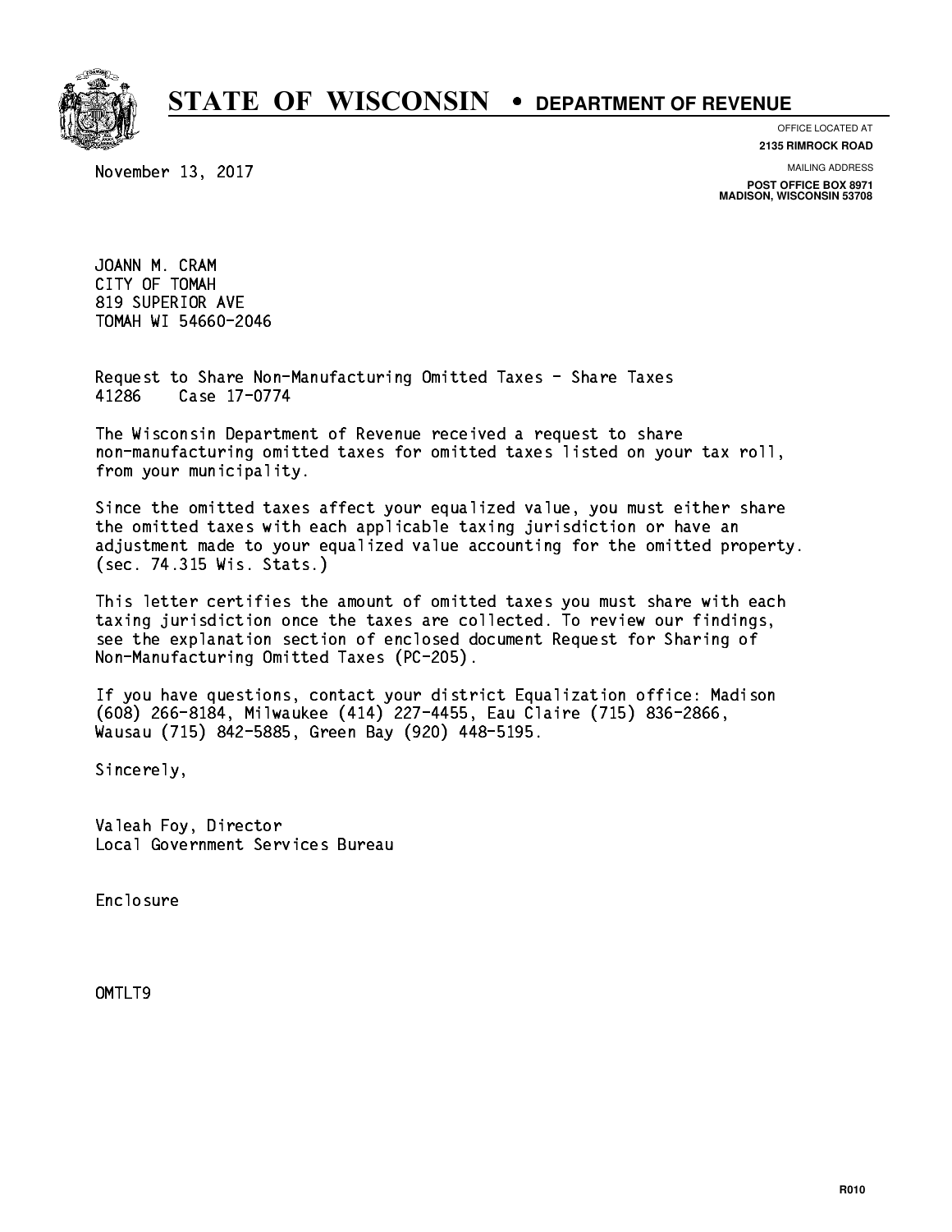# STATE OF WISCONSIN • DEPARTMENT OF REVENUE

OFFICE LOCATED AT
**2135 RIMROCK ROAD**

MAILING ADDRESS
**POST OFFICE BOX 8971**
**MADISON, WISCONSIN 53708**

November 13, 2017

JOANN M. CRAM
CITY OF TOMAH
819 SUPERIOR AVE
TOMAH WI 54660-2046

Request to Share Non-Manufacturing Omitted Taxes - Share Taxes
41286 Case 17-0774

The Wisconsin Department of Revenue received a request to share non-manufacturing omitted taxes for omitted taxes listed on your tax roll, from your municipality.

Since the omitted taxes affect your equalized value, you must either share the omitted taxes with each applicable taxing jurisdiction or have an adjustment made to your equalized value accounting for the omitted property. (sec. 74.315 Wis. Stats.)

This letter certifies the amount of omitted taxes you must share with each taxing jurisdiction once the taxes are collected. To review our findings, see the explanation section of enclosed document Request for Sharing of Non-Manufacturing Omitted Taxes (PC-205).

If you have questions, contact your district Equalization office: Madison (608) 266-8184, Milwaukee (414) 227-4455, Eau Claire (715) 836-2866, Wausau (715) 842-5885, Green Bay (920) 448-5195.

Sincerely,

Valeah Foy, Director
Local Government Services Bureau

Enclosure

OMTLT9

R010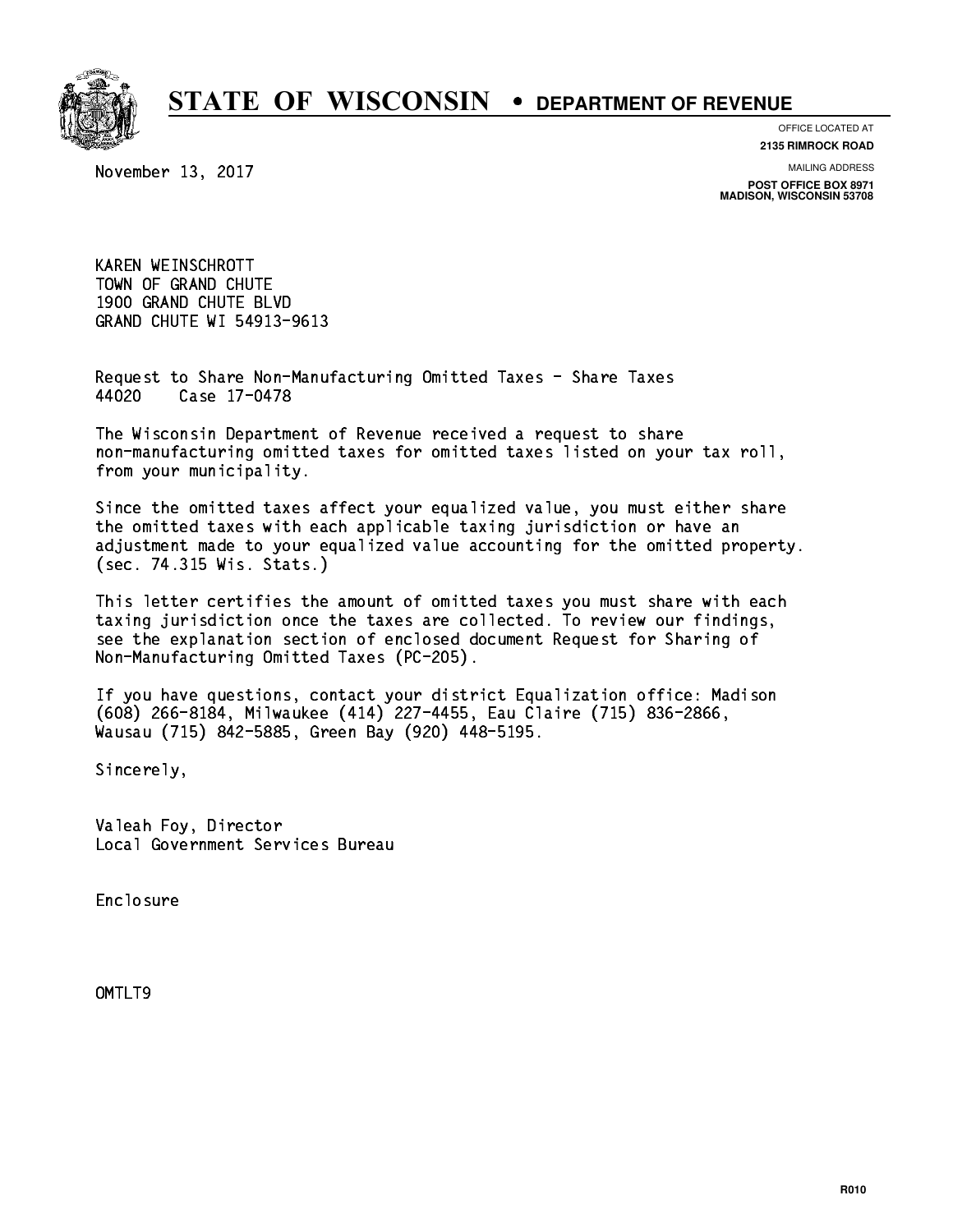# STATE OF WISCONSIN • DEPARTMENT OF REVENUE

OFFICE LOCATED AT
**2135 RIMROCK ROAD**

MAILING ADDRESS
**POST OFFICE BOX 8971**
**MADISON, WISCONSIN 53708**

November 13, 2017

KAREN WEINSCHROTT
TOWN OF GRAND CHUTE
1900 GRAND CHUTE BLVD
GRAND CHUTE WI 54913-9613

Request to Share Non-Manufacturing Omitted Taxes - Share Taxes
44020 Case 17-0478

The Wisconsin Department of Revenue received a request to share non-manufacturing omitted taxes for omitted taxes listed on your tax roll, from your municipality.

Since the omitted taxes affect your equalized value, you must either share the omitted taxes with each applicable taxing jurisdiction or have an adjustment made to your equalized value accounting for the omitted property. (sec. 74.315 Wis. Stats.)

This letter certifies the amount of omitted taxes you must share with each taxing jurisdiction once the taxes are collected. To review our findings, see the explanation section of enclosed document Request for Sharing of Non-Manufacturing Omitted Taxes (PC-205).

If you have questions, contact your district Equalization office: Madison (608) 266-8184, Milwaukee (414) 227-4455, Eau Claire (715) 836-2866, Wausau (715) 842-5885, Green Bay (920) 448-5195.

Sincerely,

Valeah Foy, Director
Local Government Services Bureau

Enclosure

OMTLT9

R010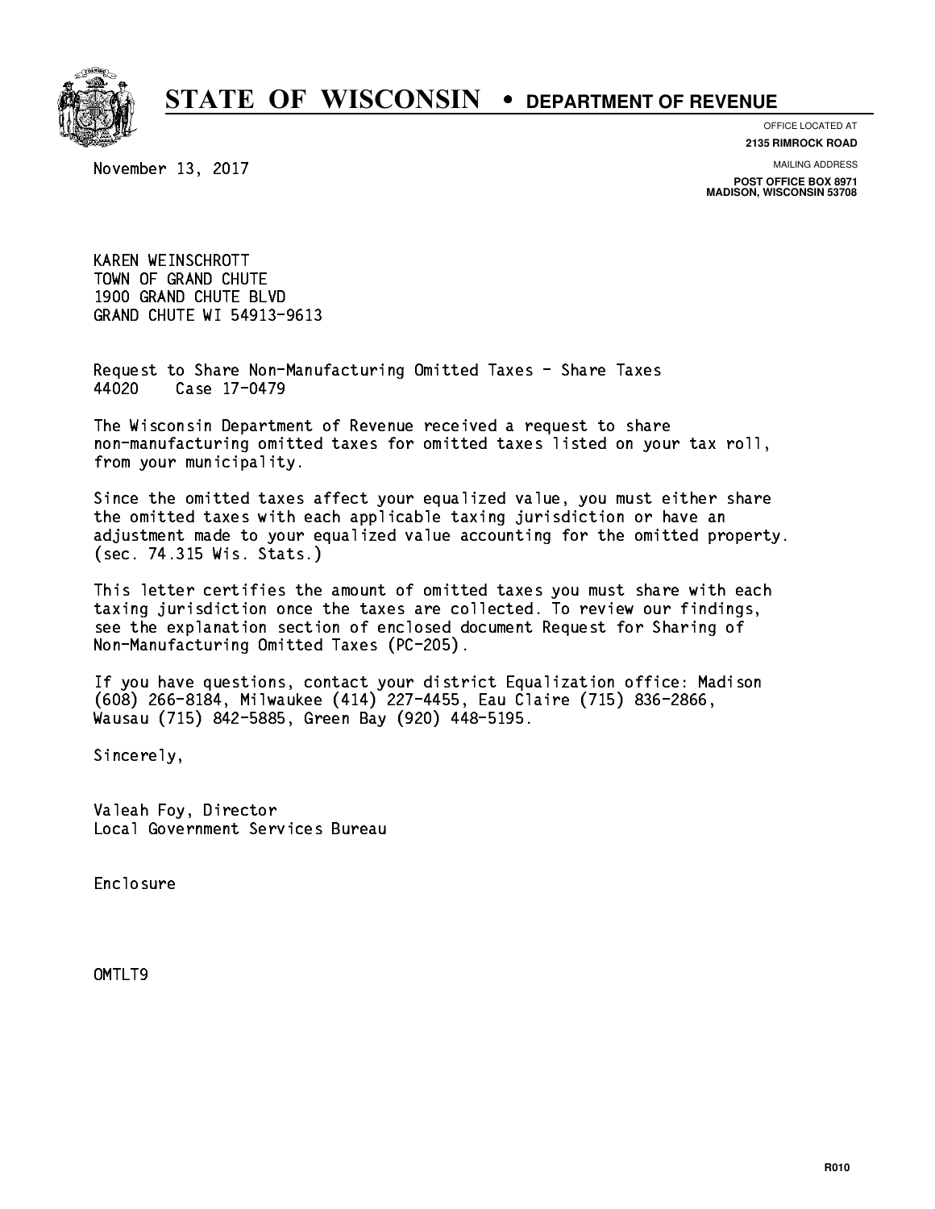# STATE OF WISCONSIN • DEPARTMENT OF REVENUE

OFFICE LOCATED AT
**2135 RIMROCK ROAD**

MAILING ADDRESS
**POST OFFICE BOX 8971**
**MADISON, WISCONSIN 53708**

November 13, 2017

KAREN WEINSCHROTT
TOWN OF GRAND CHUTE
1900 GRAND CHUTE BLVD
GRAND CHUTE WI 54913-9613

Request to Share Non-Manufacturing Omitted Taxes - Share Taxes
44020 Case 17-0479

The Wisconsin Department of Revenue received a request to share non-manufacturing omitted taxes for omitted taxes listed on your tax roll, from your municipality.

Since the omitted taxes affect your equalized value, you must either share the omitted taxes with each applicable taxing jurisdiction or have an adjustment made to your equalized value accounting for the omitted property. (sec. 74.315 Wis. Stats.)

This letter certifies the amount of omitted taxes you must share with each taxing jurisdiction once the taxes are collected. To review our findings, see the explanation section of enclosed document Request for Sharing of Non-Manufacturing Omitted Taxes (PC-205).

If you have questions, contact your district Equalization office: Madison (608) 266-8184, Milwaukee (414) 227-4455, Eau Claire (715) 836-2866, Wausau (715) 842-5885, Green Bay (920) 448-5195.

Sincerely,

Valeah Foy, Director
Local Government Services Bureau

Enclosure

OMTLT9

R010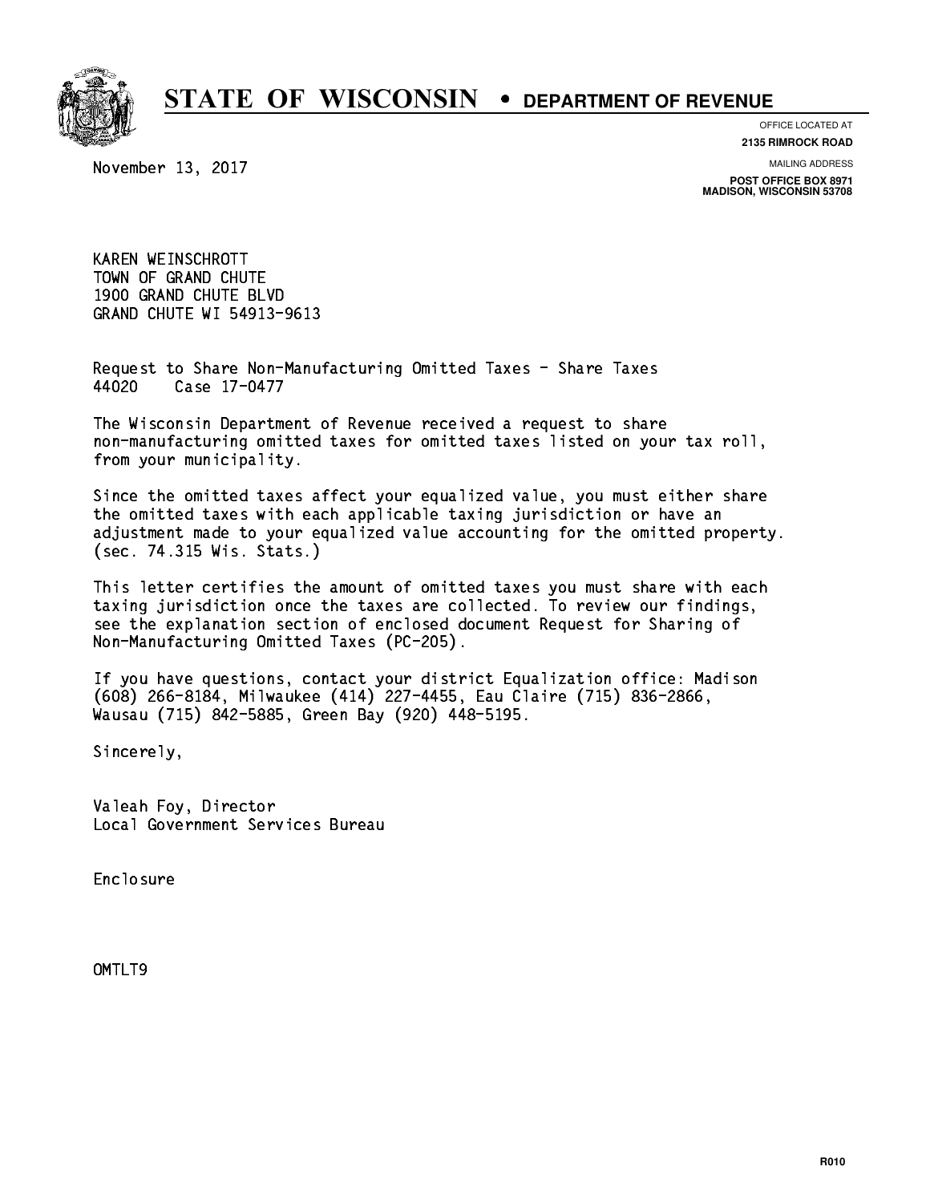# STATE OF WISCONSIN • DEPARTMENT OF REVENUE

OFFICE LOCATED AT
**2135 RIMROCK ROAD**

MAILING ADDRESS
**POST OFFICE BOX 8971**
**MADISON, WISCONSIN 53708**

November 13, 2017

KAREN WEINSCHROTT
TOWN OF GRAND CHUTE
1900 GRAND CHUTE BLVD
GRAND CHUTE WI 54913-9613

Request to Share Non-Manufacturing Omitted Taxes - Share Taxes
44020 Case 17-0477

The Wisconsin Department of Revenue received a request to share non-manufacturing omitted taxes for omitted taxes listed on your tax roll, from your municipality.

Since the omitted taxes affect your equalized value, you must either share the omitted taxes with each applicable taxing jurisdiction or have an adjustment made to your equalized value accounting for the omitted property. (sec. 74.315 Wis. Stats.)

This letter certifies the amount of omitted taxes you must share with each taxing jurisdiction once the taxes are collected. To review our findings, see the explanation section of enclosed document Request for Sharing of Non-Manufacturing Omitted Taxes (PC-205).

If you have questions, contact your district Equalization office: Madison (608) 266-8184, Milwaukee (414) 227-4455, Eau Claire (715) 836-2866, Wausau (715) 842-5885, Green Bay (920) 448-5195.

Sincerely,

Valeah Foy, Director
Local Government Services Bureau

Enclosure

OMTLT9

R010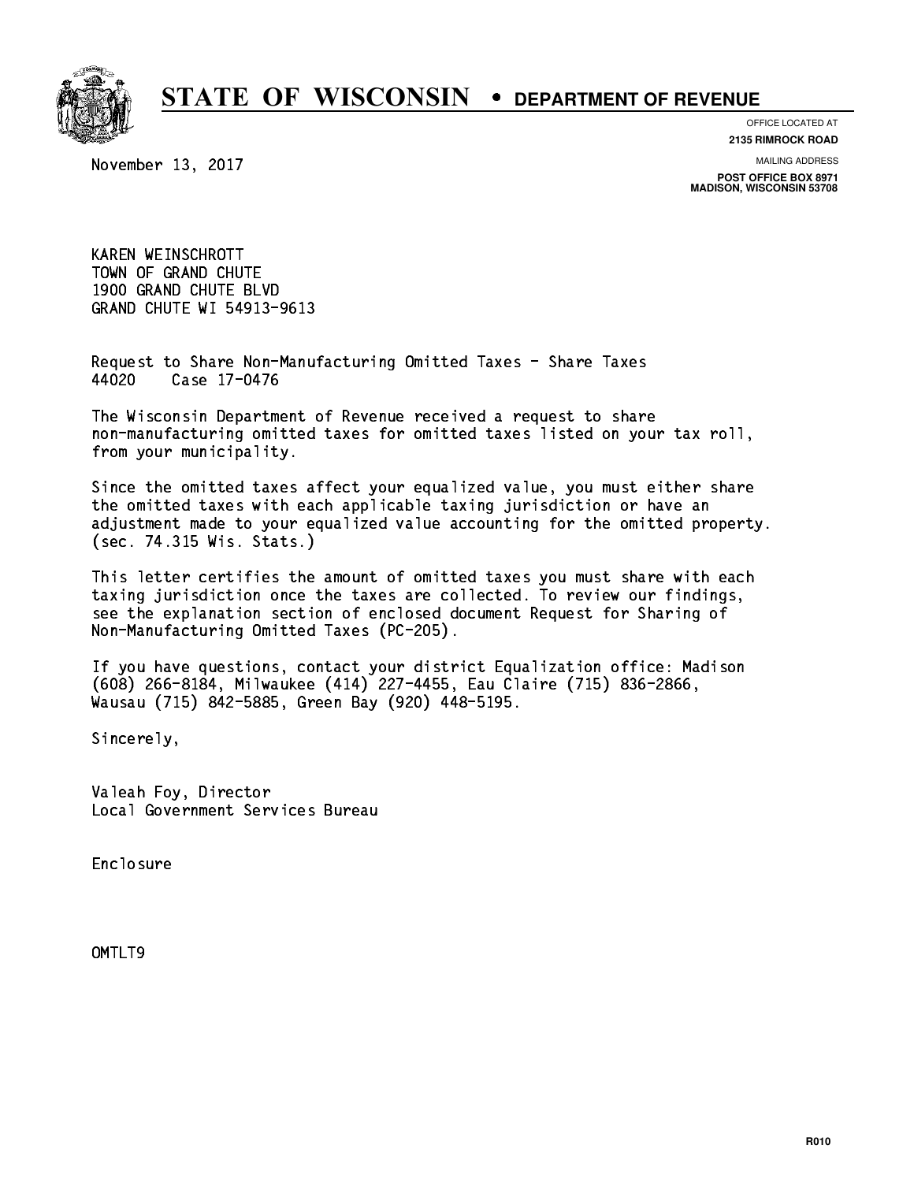# STATE OF WISCONSIN • DEPARTMENT OF REVENUE

OFFICE LOCATED AT
**2135 RIMROCK ROAD**

MAILING ADDRESS
**POST OFFICE BOX 8971**
**MADISON, WISCONSIN 53708**

November 13, 2017

KAREN WEINSCHROTT
TOWN OF GRAND CHUTE
1900 GRAND CHUTE BLVD
GRAND CHUTE WI 54913-9613

Request to Share Non-Manufacturing Omitted Taxes - Share Taxes
44020 Case 17-0476

The Wisconsin Department of Revenue received a request to share non-manufacturing omitted taxes for omitted taxes listed on your tax roll, from your municipality.

Since the omitted taxes affect your equalized value, you must either share the omitted taxes with each applicable taxing jurisdiction or have an adjustment made to your equalized value accounting for the omitted property. (sec. 74.315 Wis. Stats.)

This letter certifies the amount of omitted taxes you must share with each taxing jurisdiction once the taxes are collected. To review our findings, see the explanation section of enclosed document Request for Sharing of Non-Manufacturing Omitted Taxes (PC-205).

If you have questions, contact your district Equalization office: Madison (608) 266-8184, Milwaukee (414) 227-4455, Eau Claire (715) 836-2866, Wausau (715) 842-5885, Green Bay (920) 448-5195.

Sincerely,

Valeah Foy, Director
Local Government Services Bureau

Enclosure

OMTLT9

R010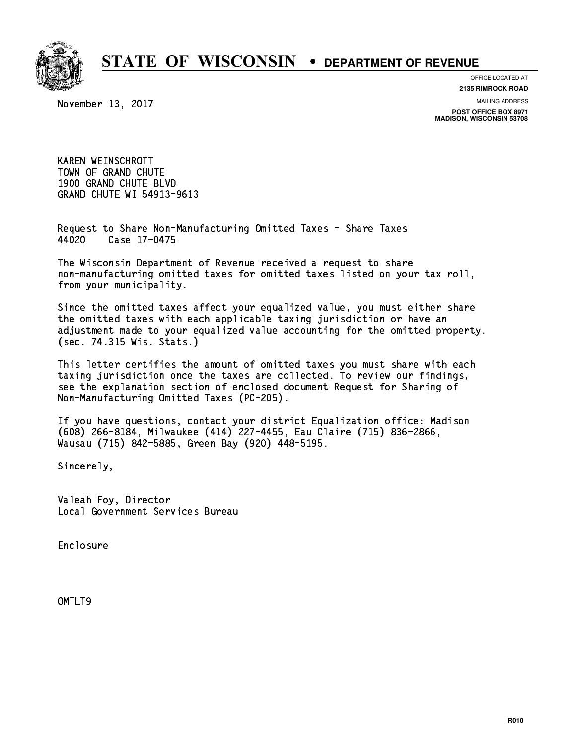# STATE OF WISCONSIN • DEPARTMENT OF REVENUE

OFFICE LOCATED AT
**2135 RIMROCK ROAD**

MAILING ADDRESS
**POST OFFICE BOX 8971**
**MADISON, WISCONSIN 53708**

November 13, 2017

KAREN WEINSCHROTT
TOWN OF GRAND CHUTE
1900 GRAND CHUTE BLVD
GRAND CHUTE WI 54913-9613

Request to Share Non-Manufacturing Omitted Taxes - Share Taxes
44020 Case 17-0475

The Wisconsin Department of Revenue received a request to share non-manufacturing omitted taxes for omitted taxes listed on your tax roll, from your municipality.

Since the omitted taxes affect your equalized value, you must either share the omitted taxes with each applicable taxing jurisdiction or have an adjustment made to your equalized value accounting for the omitted property. (sec. 74.315 Wis. Stats.)

This letter certifies the amount of omitted taxes you must share with each taxing jurisdiction once the taxes are collected. To review our findings, see the explanation section of enclosed document Request for Sharing of Non-Manufacturing Omitted Taxes (PC-205).

If you have questions, contact your district Equalization office: Madison (608) 266-8184, Milwaukee (414) 227-4455, Eau Claire (715) 836-2866, Wausau (715) 842-5885, Green Bay (920) 448-5195.

Sincerely,

Valeah Foy, Director
Local Government Services Bureau

Enclosure

OMTLT9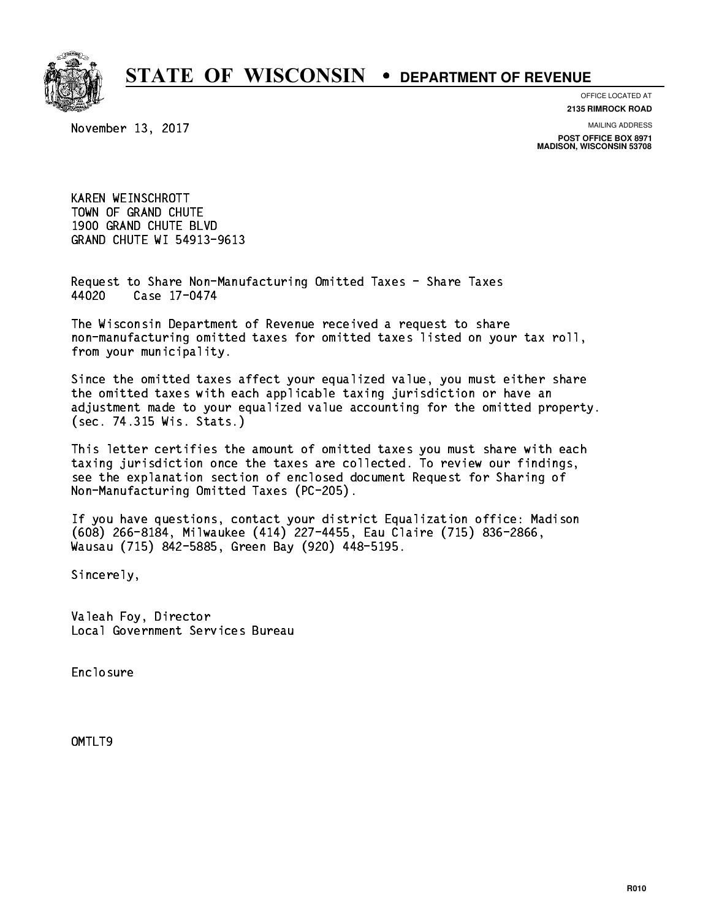# STATE OF WISCONSIN • DEPARTMENT OF REVENUE

OFFICE LOCATED AT
**2135 RIMROCK ROAD**

MAILING ADDRESS
**POST OFFICE BOX 8971**
**MADISON, WISCONSIN 53708**

November 13, 2017

KAREN WEINSCHROTT
TOWN OF GRAND CHUTE
1900 GRAND CHUTE BLVD
GRAND CHUTE WI 54913-9613

Request to Share Non-Manufacturing Omitted Taxes - Share Taxes
44020 Case 17-0474

The Wisconsin Department of Revenue received a request to share non-manufacturing omitted taxes for omitted taxes listed on your tax roll, from your municipality.

Since the omitted taxes affect your equalized value, you must either share the omitted taxes with each applicable taxing jurisdiction or have an adjustment made to your equalized value accounting for the omitted property. (sec. 74.315 Wis. Stats.)

This letter certifies the amount of omitted taxes you must share with each taxing jurisdiction once the taxes are collected. To review our findings, see the explanation section of enclosed document Request for Sharing of Non-Manufacturing Omitted Taxes (PC-205).

If you have questions, contact your district Equalization office: Madison (608) 266-8184, Milwaukee (414) 227-4455, Eau Claire (715) 836-2866, Wausau (715) 842-5885, Green Bay (920) 448-5195.

Sincerely,

Valeah Foy, Director
Local Government Services Bureau

Enclosure

OMTLT9

R010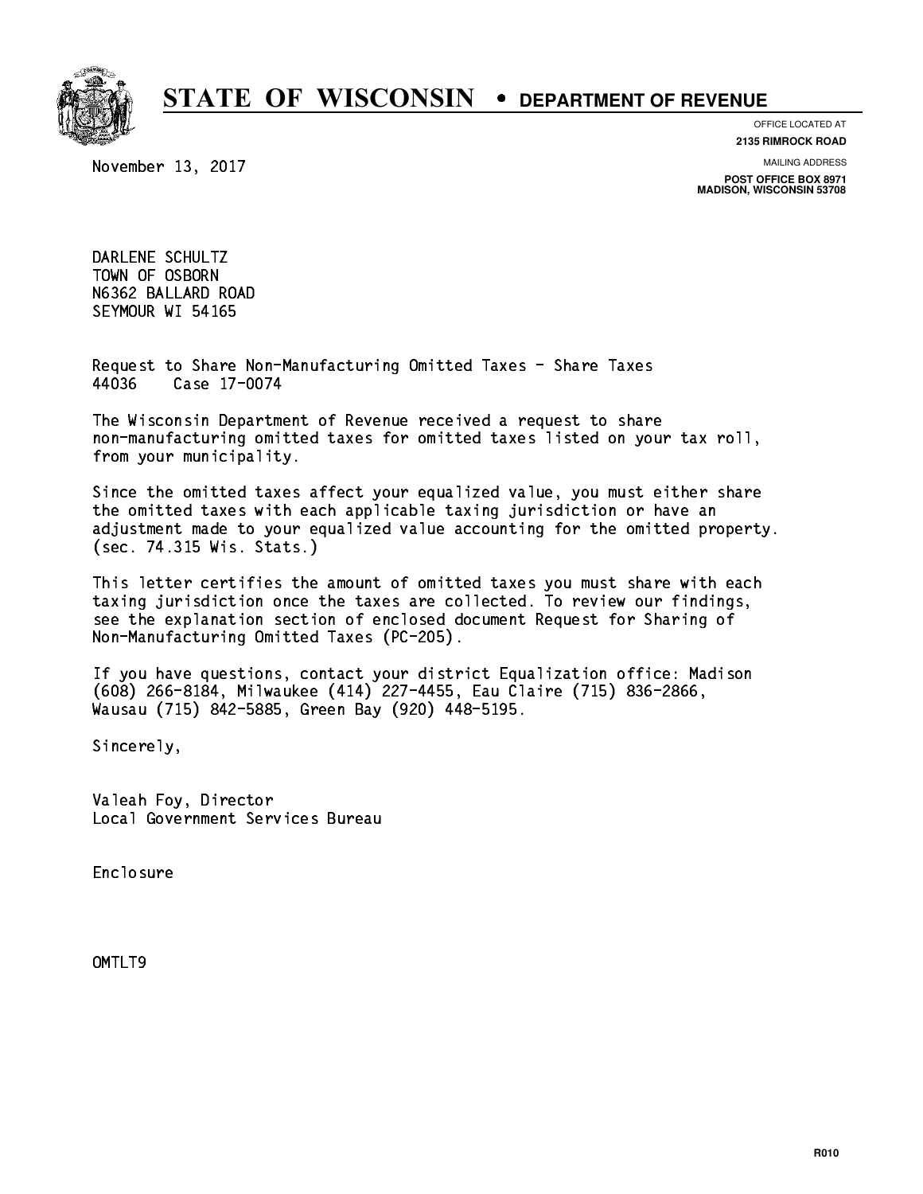# STATE OF WISCONSIN • DEPARTMENT OF REVENUE

OFFICE LOCATED AT
**2135 RIMROCK ROAD**

MAILING ADDRESS
**POST OFFICE BOX 8971**
**MADISON, WISCONSIN 53708**

November 13, 2017

DARLENE SCHULTZ
TOWN OF OSBORN
N6362 BALLARD ROAD
SEYMOUR WI 54165

Request to Share Non-Manufacturing Omitted Taxes - Share Taxes
44036 Case 17-0074

The Wisconsin Department of Revenue received a request to share non-manufacturing omitted taxes for omitted taxes listed on your tax roll, from your municipality.

Since the omitted taxes affect your equalized value, you must either share the omitted taxes with each applicable taxing jurisdiction or have an adjustment made to your equalized value accounting for the omitted property. (sec. 74.315 Wis. Stats.)

This letter certifies the amount of omitted taxes you must share with each taxing jurisdiction once the taxes are collected. To review our findings, see the explanation section of enclosed document Request for Sharing of Non-Manufacturing Omitted Taxes (PC-205).

If you have questions, contact your district Equalization office: Madison (608) 266-8184, Milwaukee (414) 227-4455, Eau Claire (715) 836-2866, Wausau (715) 842-5885, Green Bay (920) 448-5195.

Sincerely,

Valeah Foy, Director
Local Government Services Bureau

Enclosure

OMTLT9

R010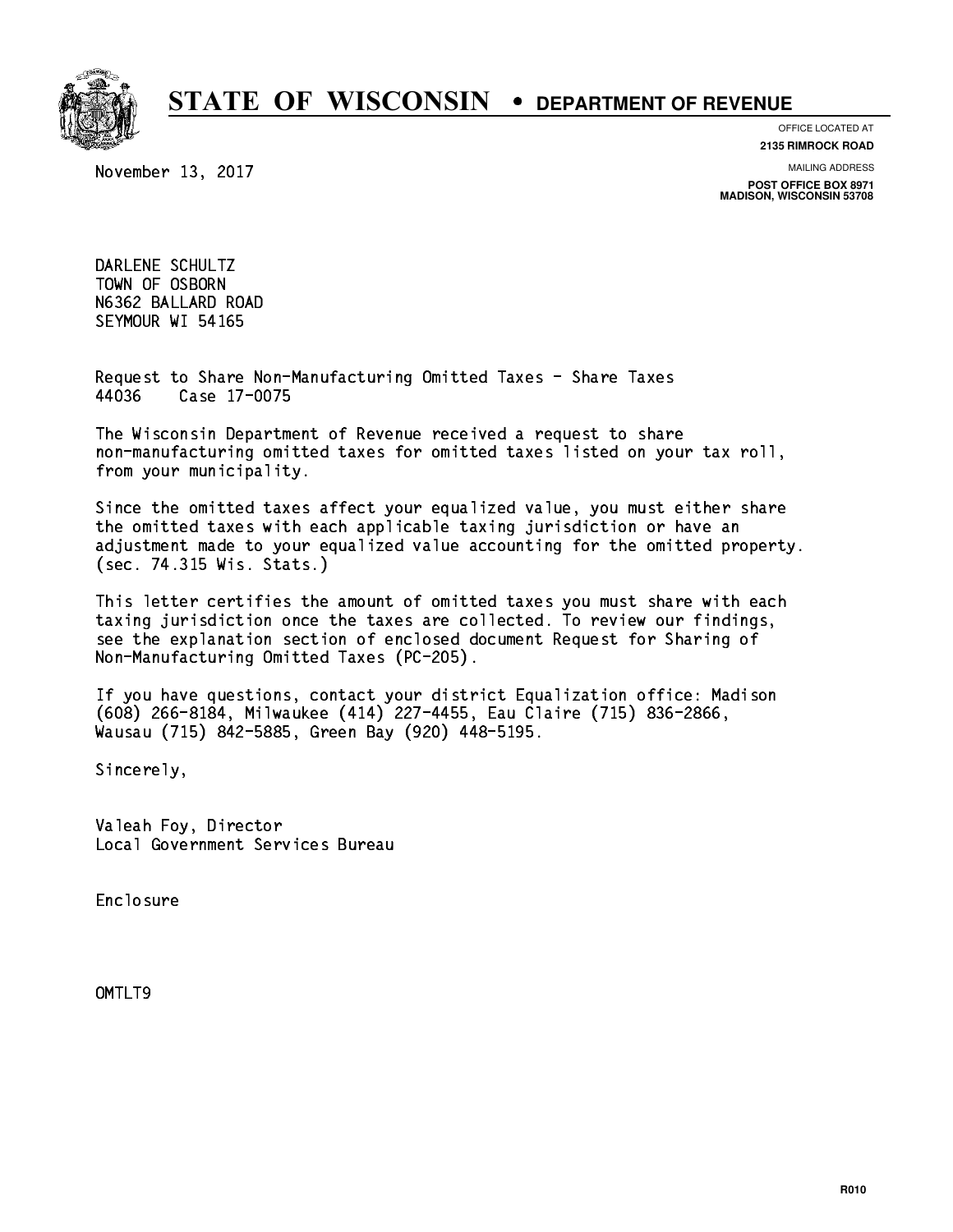# STATE OF WISCONSIN • DEPARTMENT OF REVENUE

OFFICE LOCATED AT
**2135 RIMROCK ROAD**

MAILING ADDRESS
**POST OFFICE BOX 8971**
**MADISON, WISCONSIN 53708**

November 13, 2017

DARLENE SCHULTZ
TOWN OF OSBORN
N6362 BALLARD ROAD
SEYMOUR WI 54165

Request to Share Non-Manufacturing Omitted Taxes - Share Taxes
44036 Case 17-0075

The Wisconsin Department of Revenue received a request to share non-manufacturing omitted taxes for omitted taxes listed on your tax roll, from your municipality.

Since the omitted taxes affect your equalized value, you must either share the omitted taxes with each applicable taxing jurisdiction or have an adjustment made to your equalized value accounting for the omitted property. (sec. 74.315 Wis. Stats.)

This letter certifies the amount of omitted taxes you must share with each taxing jurisdiction once the taxes are collected. To review our findings, see the explanation section of enclosed document Request for Sharing of Non-Manufacturing Omitted Taxes (PC-205).

If you have questions, contact your district Equalization office: Madison (608) 266-8184, Milwaukee (414) 227-4455, Eau Claire (715) 836-2866, Wausau (715) 842-5885, Green Bay (920) 448-5195.

Sincerely,

Valeah Foy, Director
Local Government Services Bureau

Enclosure

OMTLT9

R010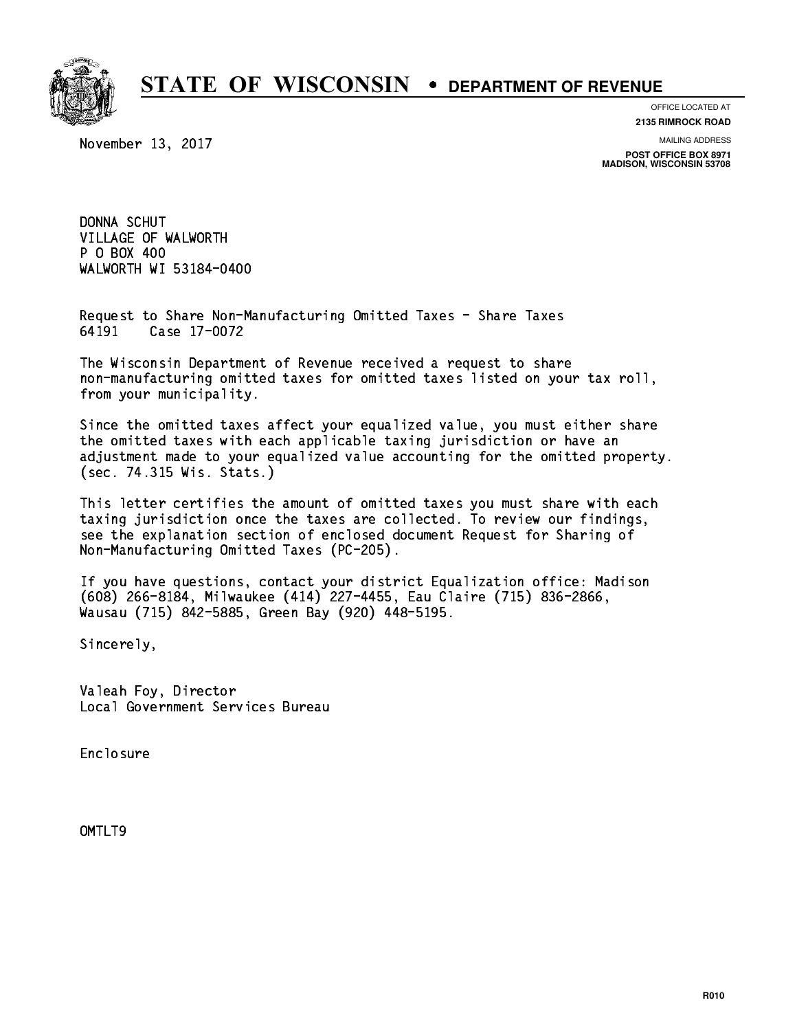# STATE OF WISCONSIN • DEPARTMENT OF REVENUE

OFFICE LOCATED AT
**2135 RIMROCK ROAD**

MAILING ADDRESS
**POST OFFICE BOX 8971**
**MADISON, WISCONSIN 53708**

November 13, 2017

DONNA SCHUT
VILLAGE OF WALWORTH
P O BOX 400
WALWORTH WI 53184-0400

Request to Share Non-Manufacturing Omitted Taxes - Share Taxes
64191 Case 17-0072

The Wisconsin Department of Revenue received a request to share non-manufacturing omitted taxes for omitted taxes listed on your tax roll, from your municipality.

Since the omitted taxes affect your equalized value, you must either share the omitted taxes with each applicable taxing jurisdiction or have an adjustment made to your equalized value accounting for the omitted property. (sec. 74.315 Wis. Stats.)

This letter certifies the amount of omitted taxes you must share with each taxing jurisdiction once the taxes are collected. To review our findings, see the explanation section of enclosed document Request for Sharing of Non-Manufacturing Omitted Taxes (PC-205).

If you have questions, contact your district Equalization office: Madison (608) 266-8184, Milwaukee (414) 227-4455, Eau Claire (715) 836-2866, Wausau (715) 842-5885, Green Bay (920) 448-5195.

Sincerely,

Valeah Foy, Director
Local Government Services Bureau

Enclosure

OMTLT9

R010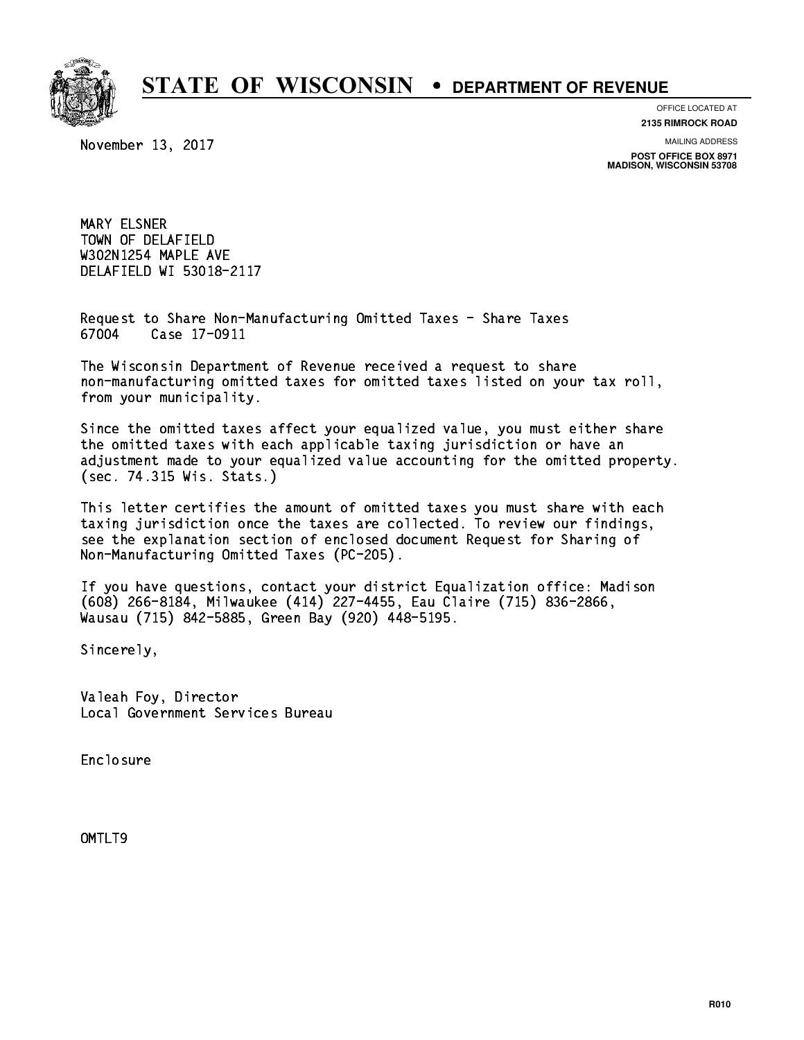# STATE OF WISCONSIN • DEPARTMENT OF REVENUE

OFFICE LOCATED AT
**2135 RIMROCK ROAD**

MAILING ADDRESS
**POST OFFICE BOX 8971**
**MADISON, WISCONSIN 53708**

November 13, 2017

MARY ELSNER
TOWN OF DELAFIELD
W302N1254 MAPLE AVE
DELAFIELD WI 53018-2117

Request to Share Non-Manufacturing Omitted Taxes - Share Taxes
67004    Case 17-0911

The Wisconsin Department of Revenue received a request to share non-manufacturing omitted taxes for omitted taxes listed on your tax roll, from your municipality.

Since the omitted taxes affect your equalized value, you must either share the omitted taxes with each applicable taxing jurisdiction or have an adjustment made to your equalized value accounting for the omitted property. (sec. 74.315 Wis. Stats.)

This letter certifies the amount of omitted taxes you must share with each taxing jurisdiction once the taxes are collected. To review our findings, see the explanation section of enclosed document Request for Sharing of Non-Manufacturing Omitted Taxes (PC-205).

If you have questions, contact your district Equalization office: Madison (608) 266-8184, Milwaukee (414) 227-4455, Eau Claire (715) 836-2866, Wausau (715) 842-5885, Green Bay (920) 448-5195.

Sincerely,

Valeah Foy, Director
Local Government Services Bureau

Enclosure

OMTLT9

R010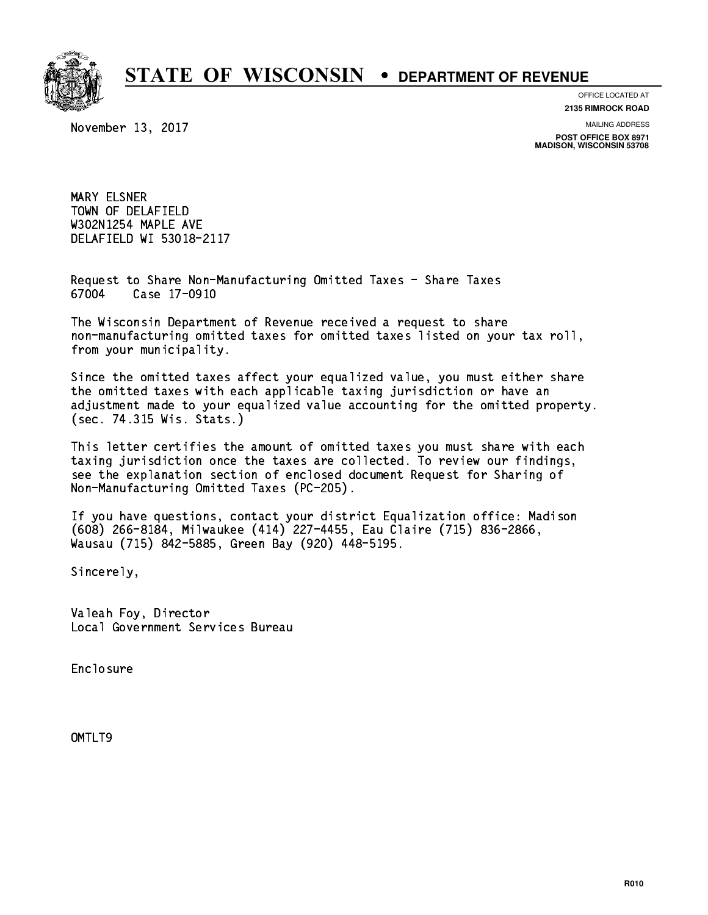# STATE OF WISCONSIN • DEPARTMENT OF REVENUE

OFFICE LOCATED AT
**2135 RIMROCK ROAD**

MAILING ADDRESS
**POST OFFICE BOX 8971**
**MADISON, WISCONSIN 53708**

November 13, 2017

MARY ELSNER
TOWN OF DELAFIELD
W302N1254 MAPLE AVE
DELAFIELD WI 53018-2117

Request to Share Non-Manufacturing Omitted Taxes - Share Taxes
67004 Case 17-0910

The Wisconsin Department of Revenue received a request to share non-manufacturing omitted taxes for omitted taxes listed on your tax roll, from your municipality.

Since the omitted taxes affect your equalized value, you must either share the omitted taxes with each applicable taxing jurisdiction or have an adjustment made to your equalized value accounting for the omitted property. (sec. 74.315 Wis. Stats.)

This letter certifies the amount of omitted taxes you must share with each taxing jurisdiction once the taxes are collected. To review our findings, see the explanation section of enclosed document Request for Sharing of Non-Manufacturing Omitted Taxes (PC-205).

If you have questions, contact your district Equalization office: Madison (608) 266-8184, Milwaukee (414) 227-4455, Eau Claire (715) 836-2866, Wausau (715) 842-5885, Green Bay (920) 448-5195.

Sincerely,

Valeah Foy, Director
Local Government Services Bureau

Enclosure

OMTLT9

R010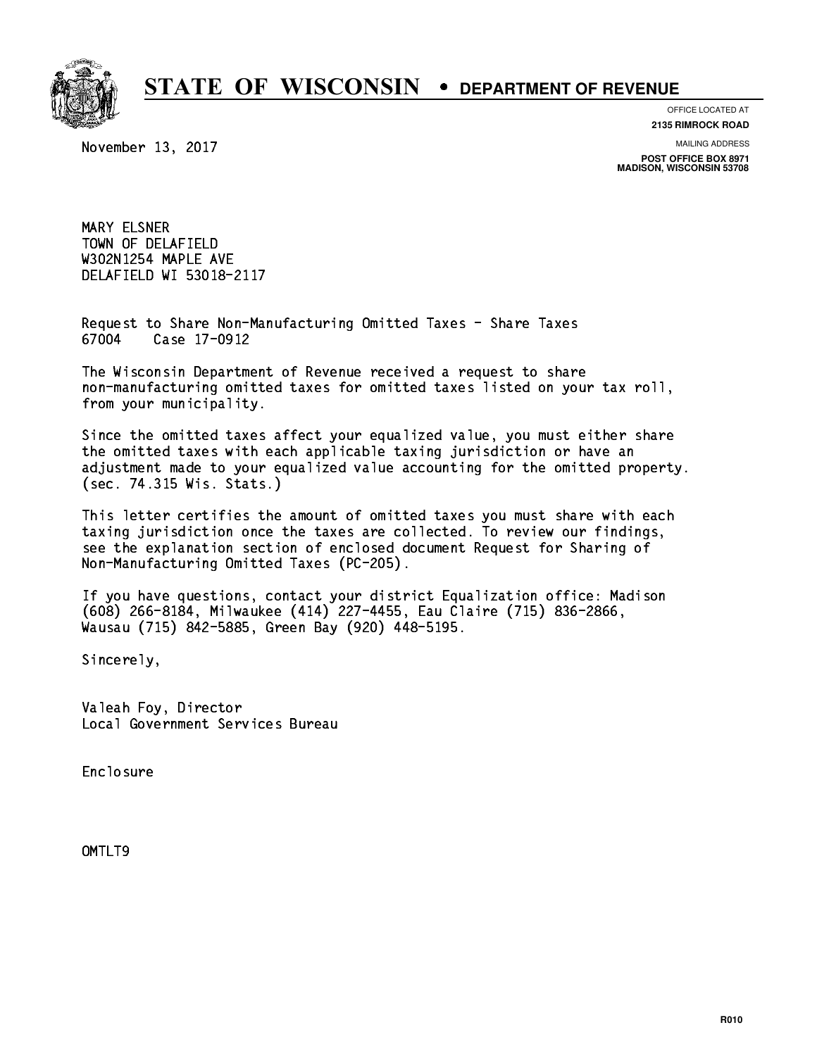# STATE OF WISCONSIN • DEPARTMENT OF REVENUE

OFFICE LOCATED AT
**2135 RIMROCK ROAD**

MAILING ADDRESS
**POST OFFICE BOX 8971**
**MADISON, WISCONSIN 53708**

November 13, 2017

MARY ELSNER
TOWN OF DELAFIELD
W302N1254 MAPLE AVE
DELAFIELD WI 53018-2117

Request to Share Non-Manufacturing Omitted Taxes - Share Taxes
67004 Case 17-0912

The Wisconsin Department of Revenue received a request to share non-manufacturing omitted taxes for omitted taxes listed on your tax roll, from your municipality.

Since the omitted taxes affect your equalized value, you must either share the omitted taxes with each applicable taxing jurisdiction or have an adjustment made to your equalized value accounting for the omitted property. (sec. 74.315 Wis. Stats.)

This letter certifies the amount of omitted taxes you must share with each taxing jurisdiction once the taxes are collected. To review our findings, see the explanation section of enclosed document Request for Sharing of Non-Manufacturing Omitted Taxes (PC-205).

If you have questions, contact your district Equalization office: Madison (608) 266-8184, Milwaukee (414) 227-4455, Eau Claire (715) 836-2866, Wausau (715) 842-5885, Green Bay (920) 448-5195.

Sincerely,

Valeah Foy, Director
Local Government Services Bureau

Enclosure

OMTLT9

R010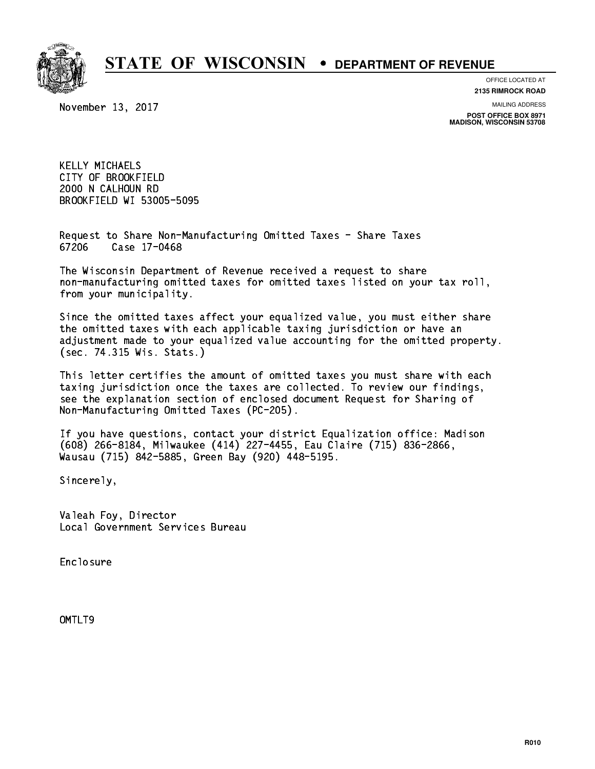# STATE OF WISCONSIN • DEPARTMENT OF REVENUE

OFFICE LOCATED AT
**2135 RIMROCK ROAD**

MAILING ADDRESS
**POST OFFICE BOX 8971**
**MADISON, WISCONSIN 53708**

November 13, 2017

KELLY MICHAELS
CITY OF BROOKFIELD
2000 N CALHOUN RD
BROOKFIELD WI 53005-5095

Request to Share Non-Manufacturing Omitted Taxes - Share Taxes
67206     Case 17-0468

The Wisconsin Department of Revenue received a request to share non-manufacturing omitted taxes for omitted taxes listed on your tax roll, from your municipality.

Since the omitted taxes affect your equalized value, you must either share the omitted taxes with each applicable taxing jurisdiction or have an adjustment made to your equalized value accounting for the omitted property. (sec. 74.315 Wis. Stats.)

This letter certifies the amount of omitted taxes you must share with each taxing jurisdiction once the taxes are collected. To review our findings, see the explanation section of enclosed document Request for Sharing of Non-Manufacturing Omitted Taxes (PC-205).

If you have questions, contact your district Equalization office: Madison (608) 266-8184, Milwaukee (414) 227-4455, Eau Claire (715) 836-2866, Wausau (715) 842-5885, Green Bay (920) 448-5195.

Sincerely,

Valeah Foy, Director
Local Government Services Bureau

Enclosure

OMTLT9

R010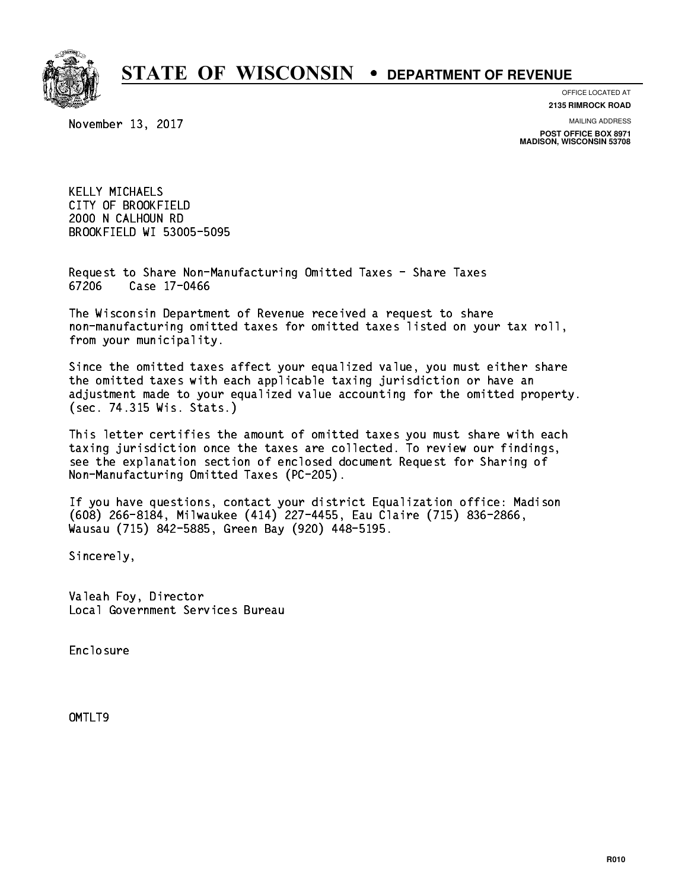# STATE OF WISCONSIN • DEPARTMENT OF REVENUE

OFFICE LOCATED AT
**2135 RIMROCK ROAD**

MAILING ADDRESS
**POST OFFICE BOX 8971**
**MADISON, WISCONSIN 53708**

November 13, 2017

KELLY MICHAELS
CITY OF BROOKFIELD
2000 N CALHOUN RD
BROOKFIELD WI 53005-5095

Request to Share Non-Manufacturing Omitted Taxes - Share Taxes
67206 Case 17-0466

The Wisconsin Department of Revenue received a request to share non-manufacturing omitted taxes for omitted taxes listed on your tax roll, from your municipality.

Since the omitted taxes affect your equalized value, you must either share the omitted taxes with each applicable taxing jurisdiction or have an adjustment made to your equalized value accounting for the omitted property. (sec. 74.315 Wis. Stats.)

This letter certifies the amount of omitted taxes you must share with each taxing jurisdiction once the taxes are collected. To review our findings, see the explanation section of enclosed document Request for Sharing of Non-Manufacturing Omitted Taxes (PC-205).

If you have questions, contact your district Equalization office: Madison (608) 266-8184, Milwaukee (414) 227-4455, Eau Claire (715) 836-2866, Wausau (715) 842-5885, Green Bay (920) 448-5195.

Sincerely,

Valeah Foy, Director
Local Government Services Bureau

Enclosure

OMTLT9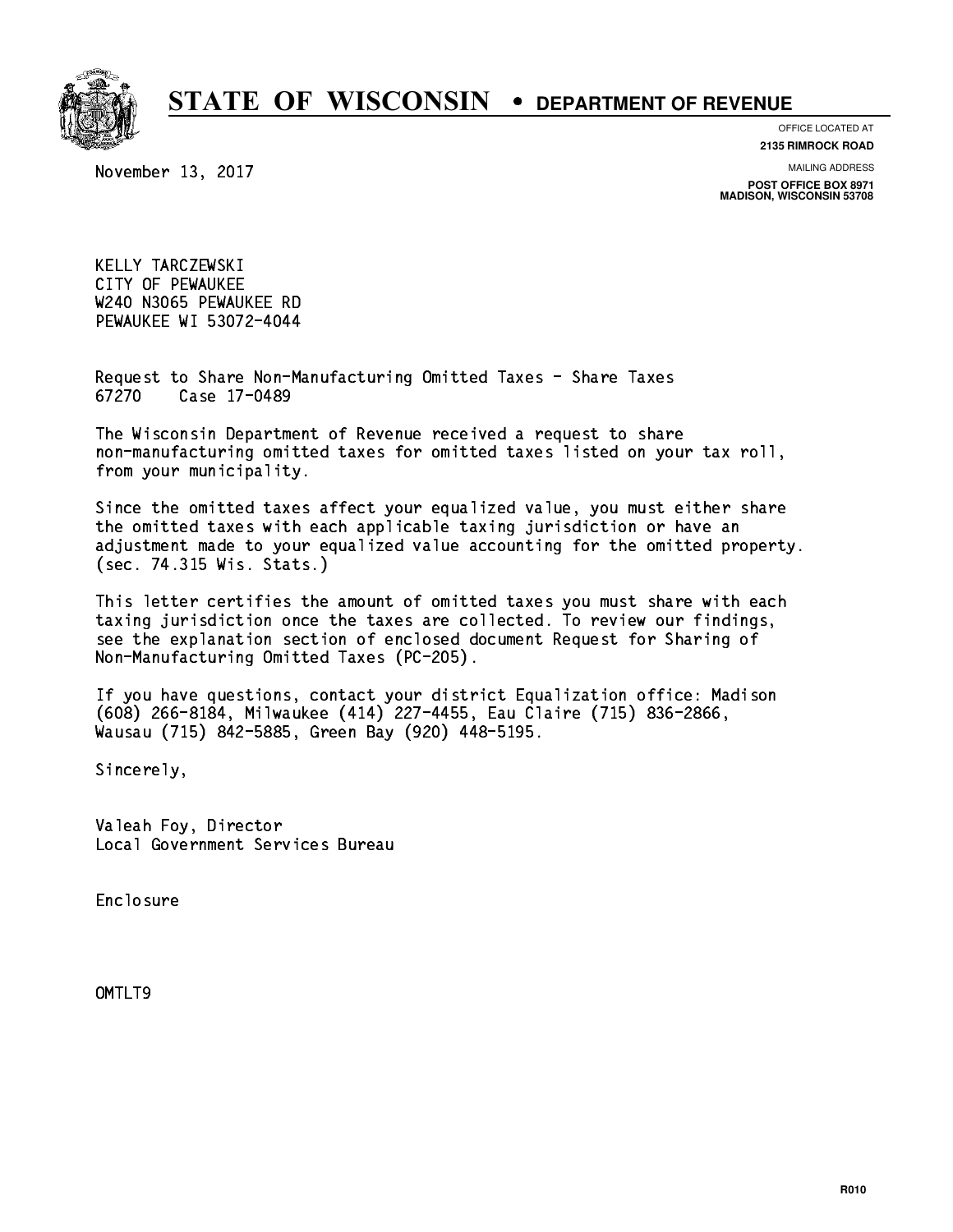# STATE OF WISCONSIN • DEPARTMENT OF REVENUE

OFFICE LOCATED AT
**2135 RIMROCK ROAD**

MAILING ADDRESS
**POST OFFICE BOX 8971**
**MADISON, WISCONSIN 53708**

November 13, 2017

KELLY TARCZEWSKI
CITY OF PEWAUKEE
W240 N3065 PEWAUKEE RD
PEWAUKEE WI 53072-4044

Request to Share Non-Manufacturing Omitted Taxes - Share Taxes
67270 Case 17-0489

The Wisconsin Department of Revenue received a request to share non-manufacturing omitted taxes for omitted taxes listed on your tax roll, from your municipality.

Since the omitted taxes affect your equalized value, you must either share the omitted taxes with each applicable taxing jurisdiction or have an adjustment made to your equalized value accounting for the omitted property. (sec. 74.315 Wis. Stats.)

This letter certifies the amount of omitted taxes you must share with each taxing jurisdiction once the taxes are collected. To review our findings, see the explanation section of enclosed document Request for Sharing of Non-Manufacturing Omitted Taxes (PC-205).

If you have questions, contact your district Equalization office: Madison (608) 266-8184, Milwaukee (414) 227-4455, Eau Claire (715) 836-2866, Wausau (715) 842-5885, Green Bay (920) 448-5195.

Sincerely,

Valeah Foy, Director
Local Government Services Bureau

Enclosure

OMTLT9

R010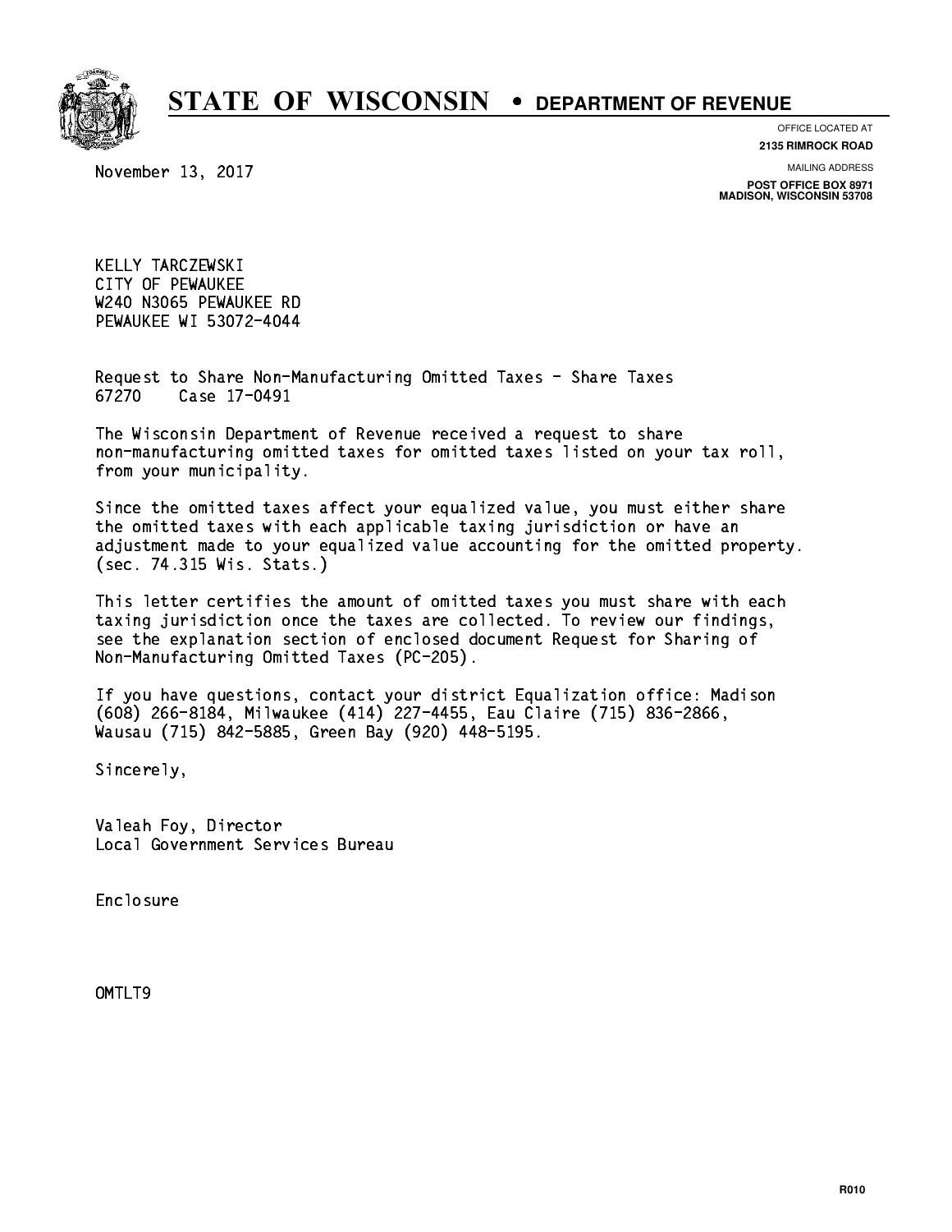# STATE OF WISCONSIN • DEPARTMENT OF REVENUE

OFFICE LOCATED AT
**2135 RIMROCK ROAD**

MAILING ADDRESS
**POST OFFICE BOX 8971**
**MADISON, WISCONSIN 53708**

November 13, 2017

KELLY TARCZEWSKI
CITY OF PEWAUKEE
W240 N3065 PEWAUKEE RD
PEWAUKEE WI 53072-4044

Request to Share Non-Manufacturing Omitted Taxes - Share Taxes
67270 Case 17-0491

The Wisconsin Department of Revenue received a request to share non-manufacturing omitted taxes for omitted taxes listed on your tax roll, from your municipality.

Since the omitted taxes affect your equalized value, you must either share the omitted taxes with each applicable taxing jurisdiction or have an adjustment made to your equalized value accounting for the omitted property. (sec. 74.315 Wis. Stats.)

This letter certifies the amount of omitted taxes you must share with each taxing jurisdiction once the taxes are collected. To review our findings, see the explanation section of enclosed document Request for Sharing of Non-Manufacturing Omitted Taxes (PC-205).

If you have questions, contact your district Equalization office: Madison (608) 266-8184, Milwaukee (414) 227-4455, Eau Claire (715) 836-2866, Wausau (715) 842-5885, Green Bay (920) 448-5195.

Sincerely,

Valeah Foy, Director
Local Government Services Bureau

Enclosure

OMTLT9

R010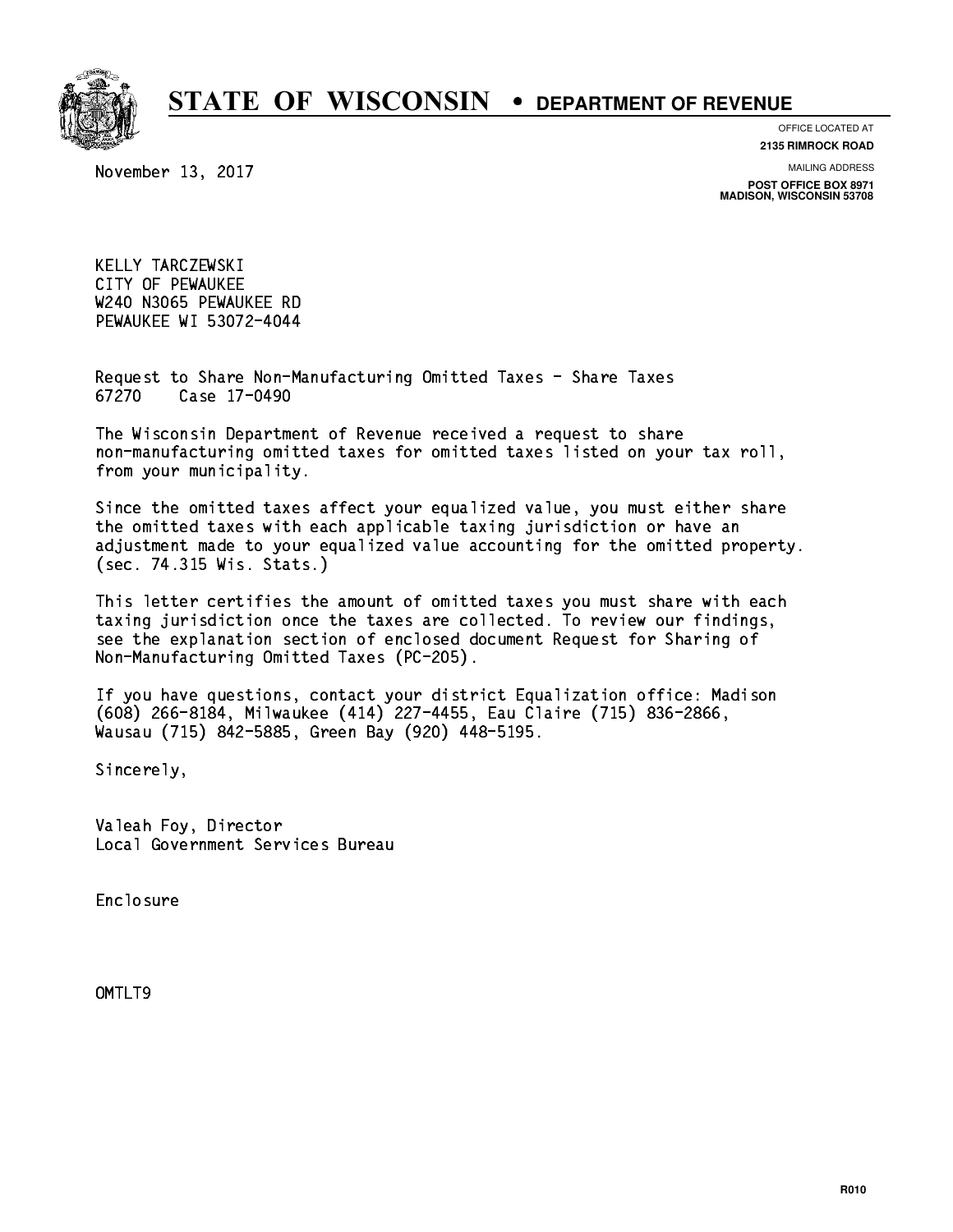# STATE OF WISCONSIN • DEPARTMENT OF REVENUE

OFFICE LOCATED AT
**2135 RIMROCK ROAD**

MAILING ADDRESS
**POST OFFICE BOX 8971**
**MADISON, WISCONSIN 53708**

November 13, 2017

KELLY TARCZEWSKI
CITY OF PEWAUKEE
W240 N3065 PEWAUKEE RD
PEWAUKEE WI 53072-4044

Request to Share Non-Manufacturing Omitted Taxes - Share Taxes
67270 Case 17-0490

The Wisconsin Department of Revenue received a request to share non-manufacturing omitted taxes for omitted taxes listed on your tax roll, from your municipality.

Since the omitted taxes affect your equalized value, you must either share the omitted taxes with each applicable taxing jurisdiction or have an adjustment made to your equalized value accounting for the omitted property. (sec. 74.315 Wis. Stats.)

This letter certifies the amount of omitted taxes you must share with each taxing jurisdiction once the taxes are collected. To review our findings, see the explanation section of enclosed document Request for Sharing of Non-Manufacturing Omitted Taxes (PC-205).

If you have questions, contact your district Equalization office: Madison (608) 266-8184, Milwaukee (414) 227-4455, Eau Claire (715) 836-2866, Wausau (715) 842-5885, Green Bay (920) 448-5195.

Sincerely,

Valeah Foy, Director
Local Government Services Bureau

Enclosure

OMTLT9

R010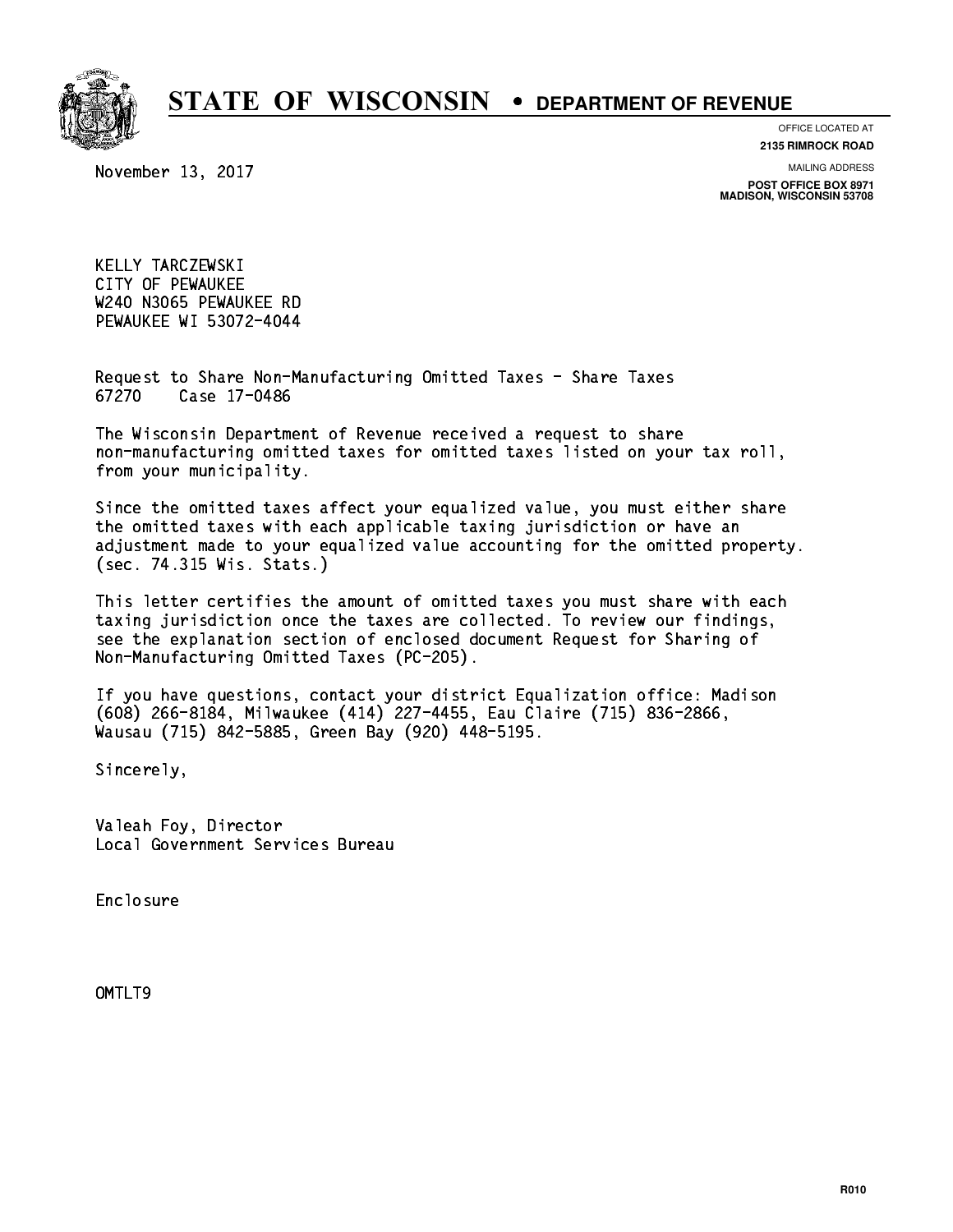# STATE OF WISCONSIN • DEPARTMENT OF REVENUE

OFFICE LOCATED AT
**2135 RIMROCK ROAD**

MAILING ADDRESS
**POST OFFICE BOX 8971**
**MADISON, WISCONSIN 53708**

November 13, 2017

KELLY TARCZEWSKI
CITY OF PEWAUKEE
W240 N3065 PEWAUKEE RD
PEWAUKEE WI 53072-4044

Request to Share Non-Manufacturing Omitted Taxes - Share Taxes
67270 Case 17-0486

The Wisconsin Department of Revenue received a request to share non-manufacturing omitted taxes for omitted taxes listed on your tax roll, from your municipality.

Since the omitted taxes affect your equalized value, you must either share the omitted taxes with each applicable taxing jurisdiction or have an adjustment made to your equalized value accounting for the omitted property. (sec. 74.315 Wis. Stats.)

This letter certifies the amount of omitted taxes you must share with each taxing jurisdiction once the taxes are collected. To review our findings, see the explanation section of enclosed document Request for Sharing of Non-Manufacturing Omitted Taxes (PC-205).

If you have questions, contact your district Equalization office: Madison (608) 266-8184, Milwaukee (414) 227-4455, Eau Claire (715) 836-2866, Wausau (715) 842-5885, Green Bay (920) 448-5195.

Sincerely,

Valeah Foy, Director
Local Government Services Bureau

Enclosure

OMTLT9

R010